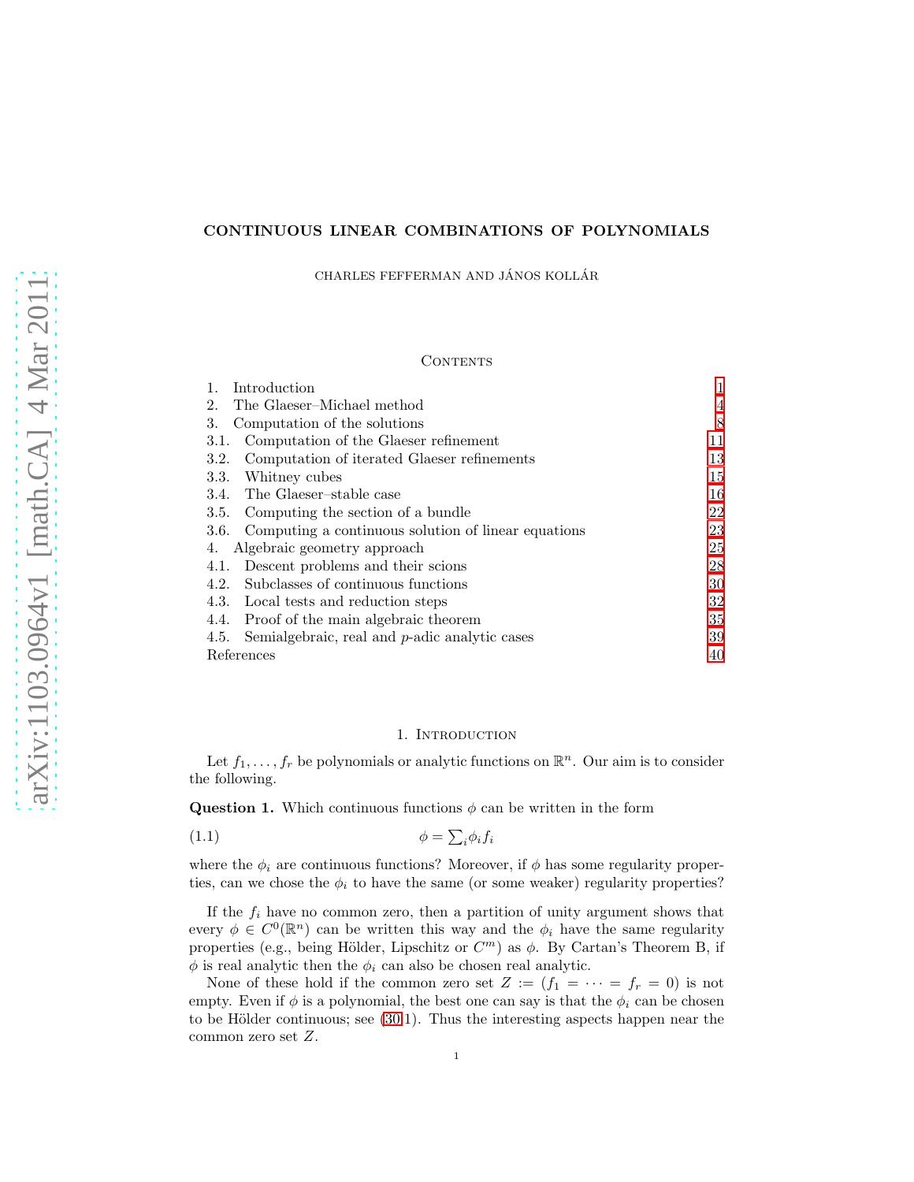# CONTINUOUS LINEAR COMBINATIONS OF POLYNOMIALS

CHARLES FEFFERMAN AND JÁNOS KOLLÁR

## Contents

| | |
|---|---|
| 1. Introduction | 1 |
| 2. The Glaeser–Michael method | 4 |
| 3. Computation of the solutions | 8 |
| 3.1. Computation of the Glaeser refinement | 11 |
| 3.2. Computation of iterated Glaeser refinements | 13 |
| 3.3. Whitney cubes | 15 |
| 3.4. The Glaeser–stable case | 16 |
| 3.5. Computing the section of a bundle | 22 |
| 3.6. Computing a continuous solution of linear equations | 23 |
| 4. Algebraic geometry approach | 25 |
| 4.1. Descent problems and their scions | 28 |
| 4.2. Subclasses of continuous functions | 30 |
| 4.3. Local tests and reduction steps | 32 |
| 4.4. Proof of the main algebraic theorem | 35 |
| 4.5. Semialgebraic, real and $p$-adic analytic cases | 39 |
| References | 40 |

## 1. Introduction

Let $f_1, \dots, f_r$ be polynomials or analytic functions on $\mathbb{R}^n$. Our aim is to consider the following.

**Question 1.** Which continuous functions $\phi$ can be written in the form

$$\phi = \textstyle\sum_i \phi_i f_i \tag{1.1}$$

where the $\phi_i$ are continuous functions? Moreover, if $\phi$ has some regularity properties, can we chose the $\phi_i$ to have the same (or some weaker) regularity properties?

If the $f_i$ have no common zero, then a partition of unity argument shows that every $\phi \in C^0(\mathbb{R}^n)$ can be written this way and the $\phi_i$ have the same regularity properties (e.g., being Hölder, Lipschitz or $C^m$) as $\phi$. By Cartan's Theorem B, if $\phi$ is real analytic then the $\phi_i$ can also be chosen real analytic.

None of these hold if the common zero set $Z := (f_1 = \cdots = f_r = 0)$ is not empty. Even if $\phi$ is a polynomial, the best one can say is that the $\phi_i$ can be chosen to be Hölder continuous; see (30.1). Thus the interesting aspects happen near the common zero set $Z$.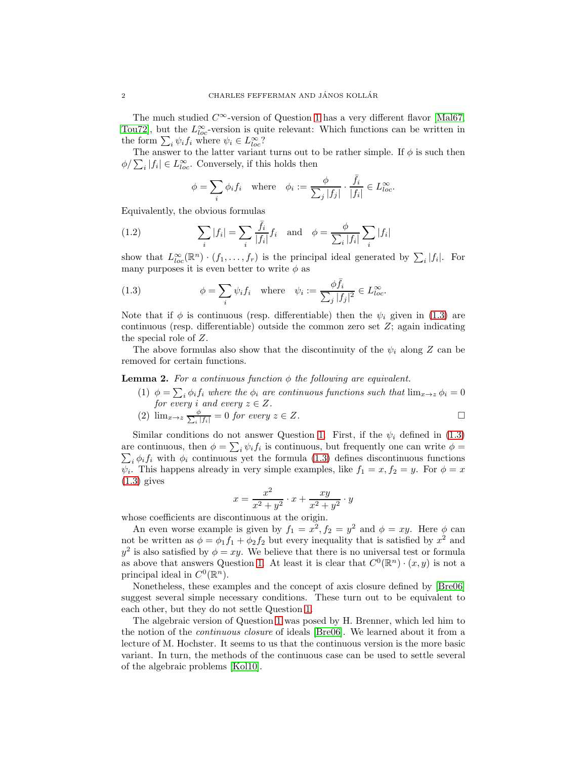The much studied $C^\infty$-version of Question 1 has a very different flavor [Mal67, Tou72], but the $L^\infty_{loc}$-version is quite relevant: Which functions can be written in the form $\sum_i \psi_i f_i$ where $\psi_i \in L^\infty_{loc}$?

The answer to the latter variant turns out to be rather simple. If $\phi$ is such then $\phi/\sum_i |f_i| \in L^\infty_{loc}$. Conversely, if this holds then

$$\phi = \sum_i \phi_i f_i \quad \text{where} \quad \phi_i := \frac{\phi}{\sum_j |f_j|} \cdot \frac{\bar{f}_i}{|f_i|} \in L^\infty_{loc}.$$

Equivalently, the obvious formulas

$$\sum_i |f_i| = \sum_i \frac{\bar{f}_i}{|f_i|} f_i \quad \text{and} \quad \phi = \frac{\phi}{\sum_i |f_i|} \sum_i |f_i| \tag{1.2}$$

show that $L^\infty_{loc}(\mathbb{R}^n) \cdot (f_1, \dots, f_r)$ is the principal ideal generated by $\sum_i |f_i|$. For many purposes it is even better to write $\phi$ as

$$\phi = \sum_i \psi_i f_i \quad \text{where} \quad \psi_i := \frac{\phi \bar{f}_i}{\sum_j |f_j|^2} \in L^\infty_{loc}. \tag{1.3}$$

Note that if $\phi$ is continuous (resp. differentiable) then the $\psi_i$ given in (1.3) are continuous (resp. differentiable) outside the common zero set $Z$; again indicating the special role of $Z$.

The above formulas also show that the discontinuity of the $\psi_i$ along $Z$ can be removed for certain functions.

**Lemma 2.** *For a continuous function $\phi$ the following are equivalent.*

1. *$\phi = \sum_i \phi_i f_i$ where the $\phi_i$ are continuous functions such that $\lim_{x\to z} \phi_i = 0$ for every $i$ and every $z \in Z$.*
2. *$\lim_{x\to z} \frac{\phi}{\sum_i |f_i|} = 0$ for every $z \in Z$.* □

Similar conditions do not answer Question 1. First, if the $\psi_i$ defined in (1.3) are continuous, then $\phi = \sum_i \psi_i f_i$ is continuous, but frequently one can write $\phi = \sum_i \phi_i f_i$ with $\phi_i$ continuous yet the formula (1.3) defines discontinuous functions $\psi_i$. This happens already in very simple examples, like $f_1 = x, f_2 = y$. For $\phi = x$ (1.3) gives

$$x = \frac{x^2}{x^2+y^2} \cdot x + \frac{xy}{x^2+y^2} \cdot y$$

whose coefficients are discontinuous at the origin.

An even worse example is given by $f_1 = x^2, f_2 = y^2$ and $\phi = xy$. Here $\phi$ can not be written as $\phi = \phi_1 f_1 + \phi_2 f_2$ but every inequality that is satisfied by $x^2$ and $y^2$ is also satisfied by $\phi = xy$. We believe that there is no universal test or formula as above that answers Question 1. At least it is clear that $C^0(\mathbb{R}^n) \cdot (x, y)$ is not a principal ideal in $C^0(\mathbb{R}^n)$.

Nonetheless, these examples and the concept of axis closure defined by [Bre06] suggest several simple necessary conditions. These turn out to be equivalent to each other, but they do not settle Question 1.

The algebraic version of Question 1 was posed by H. Brenner, which led him to the notion of the *continuous closure* of ideals [Bre06]. We learned about it from a lecture of M. Hochster. It seems to us that the continuous version is the more basic variant. In turn, the methods of the continuous case can be used to settle several of the algebraic problems [Kol10].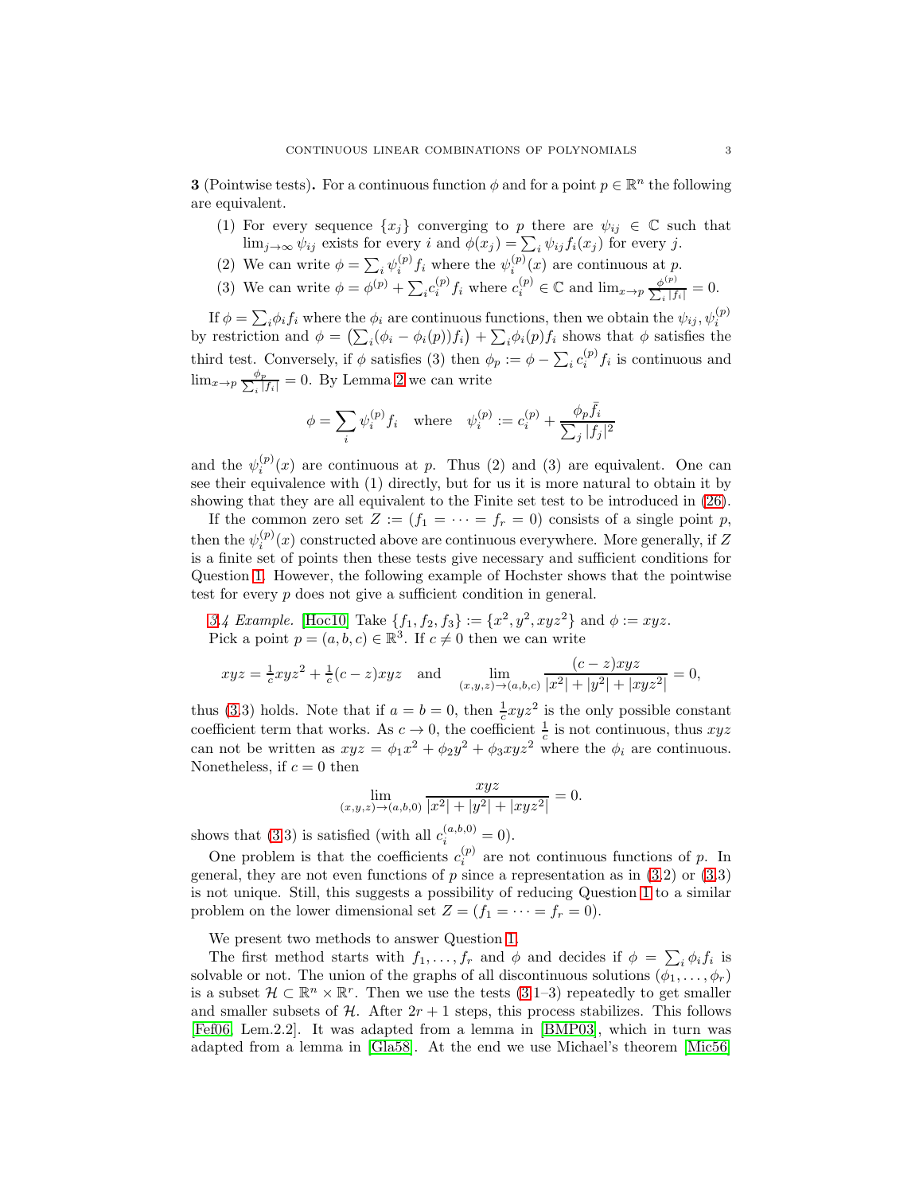**3** (Pointwise tests)**.** For a continuous function $\phi$ and for a point $p \in \mathbb{R}^n$ the following are equivalent.

1. For every sequence $\{x_j\}$ converging to $p$ there are $\psi_{ij} \in \mathbb{C}$ such that $\lim_{j\to\infty} \psi_{ij}$ exists for every $i$ and $\phi(x_j) = \sum_i \psi_{ij} f_i(x_j)$ for every $j$.
2. We can write $\phi = \sum_i \psi_i^{(p)} f_i$ where the $\psi_i^{(p)}(x)$ are continuous at $p$.
3. We can write $\phi = \phi^{(p)} + \sum_i c_i^{(p)} f_i$ where $c_i^{(p)} \in \mathbb{C}$ and $\lim_{x\to p} \frac{\phi^{(p)}}{\sum_i |f_i|} = 0$.

If $\phi = \sum_i \phi_i f_i$ where the $\phi_i$ are continuous functions, then we obtain the $\psi_{ij}, \psi_i^{(p)}$ by restriction and $\phi = \big(\sum_i (\phi_i - \phi_i(p)) f_i\big) + \sum_i \phi_i(p) f_i$ shows that $\phi$ satisfies the third test. Conversely, if $\phi$ satisfies (3) then $\phi_p := \phi - \sum_i c_i^{(p)} f_i$ is continuous and $\lim_{x\to p} \frac{\phi_p}{\sum_i |f_i|} = 0$. By Lemma 2 we can write

$$\phi = \sum_i \psi_i^{(p)} f_i \quad \text{where} \quad \psi_i^{(p)} := c_i^{(p)} + \frac{\phi_p \bar{f}_i}{\sum_j |f_j|^2}$$

and the $\psi_i^{(p)}(x)$ are continuous at $p$. Thus (2) and (3) are equivalent. One can see their equivalence with (1) directly, but for us it is more natural to obtain it by showing that they are all equivalent to the Finite set test to be introduced in (26).

If the common zero set $Z := (f_1 = \cdots = f_r = 0)$ consists of a single point $p$, then the $\psi_i^{(p)}(x)$ constructed above are continuous everywhere. More generally, if $Z$ is a finite set of points then these tests give necessary and sufficient conditions for Question 1. However, the following example of Hochster shows that the pointwise test for every $p$ does not give a sufficient condition in general.

*3.4 Example.* [Hoc10] Take $\{f_1, f_2, f_3\} := \{x^2, y^2, xyz^2\}$ and $\phi := xyz$.
Pick a point $p = (a, b, c) \in \mathbb{R}^3$. If $c \neq 0$ then we can write

$$xyz = \tfrac{1}{c} xyz^2 + \tfrac{1}{c}(c - z)xyz \quad \text{and} \quad \lim_{(x,y,z)\to(a,b,c)} \frac{(c-z)xyz}{|x^2| + |y^2| + |xyz^2|} = 0,$$

thus (3.3) holds. Note that if $a = b = 0$, then $\frac{1}{c} xyz^2$ is the only possible constant coefficient term that works. As $c \to 0$, the coefficient $\frac{1}{c}$ is not continuous, thus $xyz$ can not be written as $xyz = \phi_1 x^2 + \phi_2 y^2 + \phi_3 xyz^2$ where the $\phi_i$ are continuous. Nonetheless, if $c = 0$ then

$$\lim_{(x,y,z)\to(a,b,0)} \frac{xyz}{|x^2| + |y^2| + |xyz^2|} = 0.$$

shows that (3.3) is satisfied (with all $c_i^{(a,b,0)} = 0$).

One problem is that the coefficients $c_i^{(p)}$ are not continuous functions of $p$. In general, they are not even functions of $p$ since a representation as in (3.2) or (3.3) is not unique. Still, this suggests a possibility of reducing Question 1 to a similar problem on the lower dimensional set $Z = (f_1 = \cdots = f_r = 0)$.

We present two methods to answer Question 1.

The first method starts with $f_1, \ldots, f_r$ and $\phi$ and decides if $\phi = \sum_i \phi_i f_i$ is solvable or not. The union of the graphs of all discontinuous solutions $(\phi_1, \ldots, \phi_r)$ is a subset $\mathcal{H} \subset \mathbb{R}^n \times \mathbb{R}^r$. Then we use the tests (3.1–3) repeatedly to get smaller and smaller subsets of $\mathcal{H}$. After $2r + 1$ steps, this process stabilizes. This follows [Fef06, Lem.2.2]. It was adapted from a lemma in [BMP03], which in turn was adapted from a lemma in [Gla58]. At the end we use Michael's theorem [Mic56]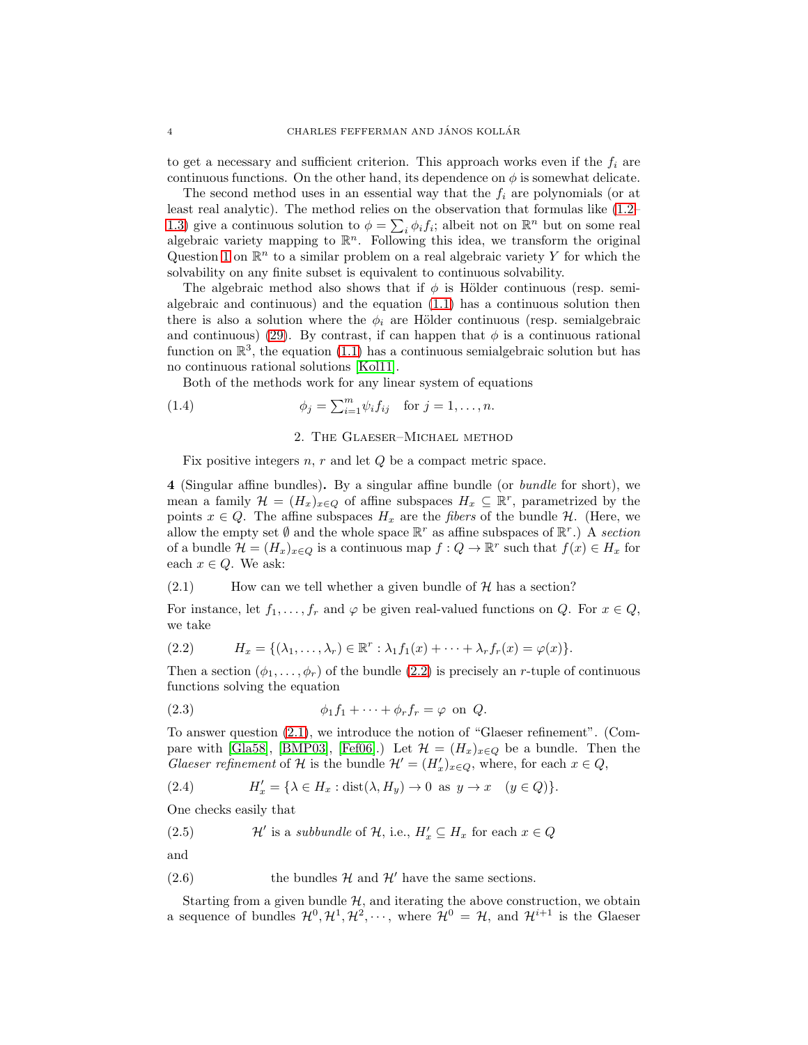to get a necessary and sufficient criterion. This approach works even if the $f_i$ are continuous functions. On the other hand, its dependence on $\phi$ is somewhat delicate.

The second method uses in an essential way that the $f_i$ are polynomials (or at least real analytic). The method relies on the observation that formulas like (1.2–1.3) give a continuous solution to $\phi = \sum_i \phi_i f_i$; albeit not on $\mathbb{R}^n$ but on some real algebraic variety mapping to $\mathbb{R}^n$. Following this idea, we transform the original Question 1 on $\mathbb{R}^n$ to a similar problem on a real algebraic variety $Y$ for which the solvability on any finite subset is equivalent to continuous solvability.

The algebraic method also shows that if $\phi$ is Hölder continuous (resp. semialgebraic and continuous) and the equation (1.1) has a continuous solution then there is also a solution where the $\phi_i$ are Hölder continuous (resp. semialgebraic and continuous) (29). By contrast, if can happen that $\phi$ is a continuous rational function on $\mathbb{R}^3$, the equation (1.1) has a continuous semialgebraic solution but has no continuous rational solutions [Kol11].

Both of the methods work for any linear system of equations

$$\phi_j = \textstyle\sum_{i=1}^m \psi_i f_{ij} \quad \text{for } j = 1, \dots, n. \tag{1.4}$$

## 2. The Glaeser–Michael method

Fix positive integers $n$, $r$ and let $Q$ be a compact metric space.

**4** (Singular affine bundles)**.** By a singular affine bundle (or *bundle* for short), we mean a family $\mathcal{H} = (H_x)_{x \in Q}$ of affine subspaces $H_x \subseteq \mathbb{R}^r$, parametrized by the points $x \in Q$. The affine subspaces $H_x$ are the *fibers* of the bundle $\mathcal{H}$. (Here, we allow the empty set $\emptyset$ and the whole space $\mathbb{R}^r$ as affine subspaces of $\mathbb{R}^r$.) A *section* of a bundle $\mathcal{H} = (H_x)_{x \in Q}$ is a continuous map $f : Q \to \mathbb{R}^r$ such that $f(x) \in H_x$ for each $x \in Q$. We ask:

(2.1) How can we tell whether a given bundle of $\mathcal{H}$ has a section?

For instance, let $f_1, \dots, f_r$ and $\varphi$ be given real-valued functions on $Q$. For $x \in Q$, we take

$$H_x = \{(\lambda_1, \dots, \lambda_r) \in \mathbb{R}^r : \lambda_1 f_1(x) + \cdots + \lambda_r f_r(x) = \varphi(x)\}. \tag{2.2}$$

Then a section $(\phi_1, \dots, \phi_r)$ of the bundle (2.2) is precisely an $r$-tuple of continuous functions solving the equation

$$\phi_1 f_1 + \cdots + \phi_r f_r = \varphi \ \text{ on } Q. \tag{2.3}$$

To answer question (2.1), we introduce the notion of "Glaeser refinement". (Compare with [Gla58], [BMP03], [Fef06].) Let $\mathcal{H} = (H_x)_{x \in Q}$ be a bundle. Then the *Glaeser refinement* of $\mathcal{H}$ is the bundle $\mathcal{H}' = (H'_x)_{x \in Q}$, where, for each $x \in Q$,

$$H'_x = \{\lambda \in H_x : \operatorname{dist}(\lambda, H_y) \to 0 \ \text{ as } \ y \to x \quad (y \in Q)\}. \tag{2.4}$$

One checks easily that

(2.5) $\mathcal{H}'$ is a *subbundle* of $\mathcal{H}$, i.e., $H'_x \subseteq H_x$ for each $x \in Q$

and

(2.6) the bundles $\mathcal{H}$ and $\mathcal{H}'$ have the same sections.

Starting from a given bundle $\mathcal{H}$, and iterating the above construction, we obtain a sequence of bundles $\mathcal{H}^0, \mathcal{H}^1, \mathcal{H}^2, \cdots$, where $\mathcal{H}^0 = \mathcal{H}$, and $\mathcal{H}^{i+1}$ is the Glaeser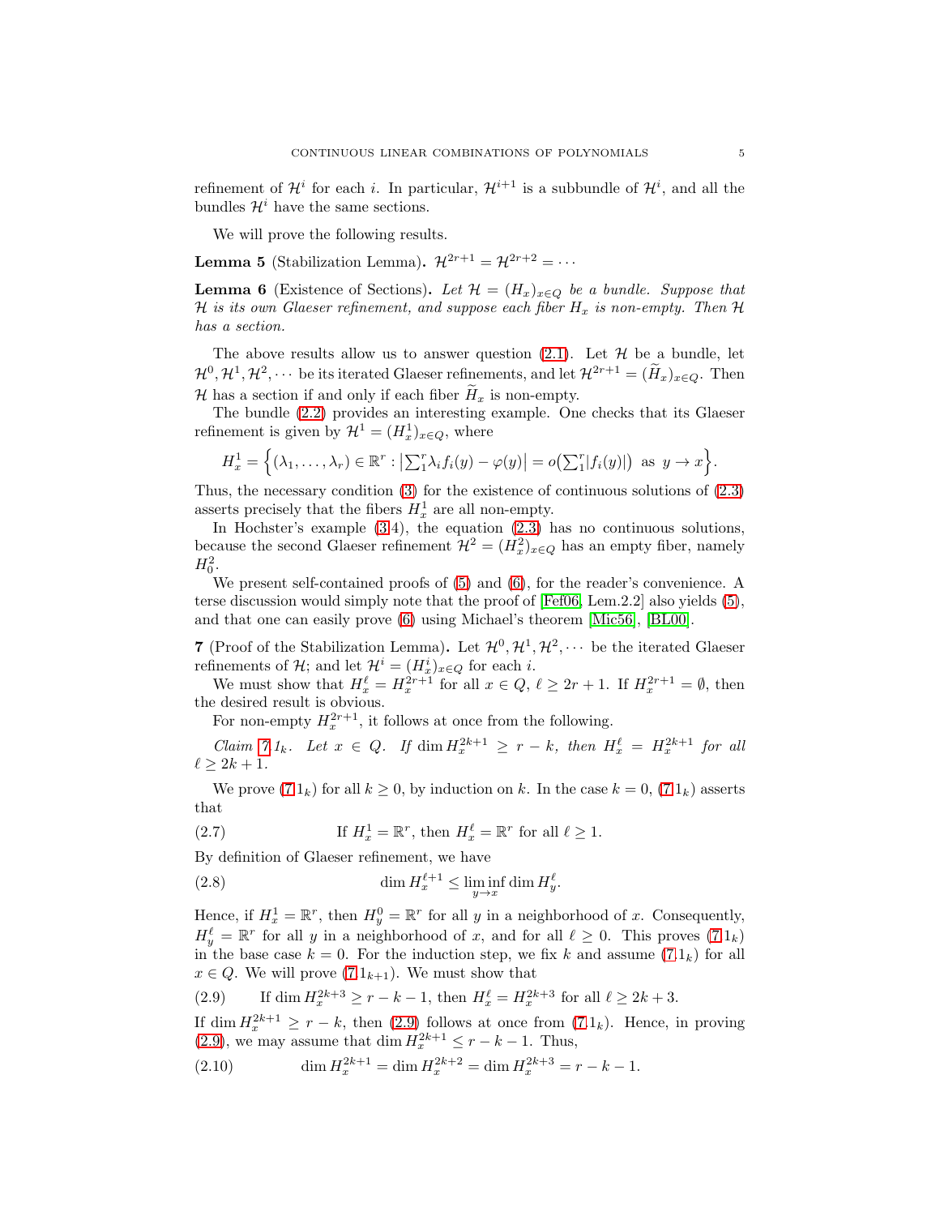refinement of $\mathcal{H}^i$ for each $i$. In particular, $\mathcal{H}^{i+1}$ is a subbundle of $\mathcal{H}^i$, and all the bundles $\mathcal{H}^i$ have the same sections.

We will prove the following results.

**Lemma 5** (Stabilization Lemma). $\mathcal{H}^{2r+1} = \mathcal{H}^{2r+2} = \cdots$

**Lemma 6** (Existence of Sections). *Let $\mathcal{H} = (H_x)_{x\in Q}$ be a bundle. Suppose that $\mathcal{H}$ is its own Glaeser refinement, and suppose each fiber $H_x$ is non-empty. Then $\mathcal{H}$ has a section.*

The above results allow us to answer question (2.1). Let $\mathcal{H}$ be a bundle, let $\mathcal{H}^0, \mathcal{H}^1, \mathcal{H}^2, \cdots$ be its iterated Glaeser refinements, and let $\mathcal{H}^{2r+1} = (\widetilde{H}_x)_{x\in Q}$. Then $\mathcal{H}$ has a section if and only if each fiber $\widetilde{H}_x$ is non-empty.

The bundle (2.2) provides an interesting example. One checks that its Glaeser refinement is given by $\mathcal{H}^1 = (H^1_x)_{x\in Q}$, where

$$H^1_x = \Big\{(\lambda_1, \ldots, \lambda_r) \in \mathbb{R}^r : \big|\textstyle\sum_1^r \lambda_i f_i(y) - \varphi(y)\big| = o\big(\sum_1^r |f_i(y)|\big) \text{ as } y \to x\Big\}.$$

Thus, the necessary condition (3) for the existence of continuous solutions of (2.3) asserts precisely that the fibers $H^1_x$ are all non-empty.

In Hochster's example (3.4), the equation (2.3) has no continuous solutions, because the second Glaeser refinement $\mathcal{H}^2 = (H^2_x)_{x\in Q}$ has an empty fiber, namely $H^2_0$.

We present self-contained proofs of (5) and (6), for the reader's convenience. A terse discussion would simply note that the proof of [Fef06, Lem.2.2] also yields (5), and that one can easily prove (6) using Michael's theorem [Mic56], [BL00].

**7** (Proof of the Stabilization Lemma)**.** Let $\mathcal{H}^0, \mathcal{H}^1, \mathcal{H}^2, \cdots$ be the iterated Glaeser refinements of $\mathcal{H}$; and let $\mathcal{H}^i = (H^i_x)_{x\in Q}$ for each $i$.

We must show that $H^\ell_x = H^{2r+1}_x$ for all $x \in Q$, $\ell \geq 2r+1$. If $H^{2r+1}_x = \emptyset$, then the desired result is obvious.

For non-empty $H^{2r+1}_x$, it follows at once from the following.

*Claim 7.1$_k$. Let $x \in Q$. If $\dim H^{2k+1}_x \geq r - k$, then $H^\ell_x = H^{2k+1}_x$ for all $\ell \geq 2k+1$.*

We prove (7.1$_k$) for all $k \geq 0$, by induction on $k$. In the case $k = 0$, (7.1$_k$) asserts that

$$\text{If } H^1_x = \mathbb{R}^r, \text{ then } H^\ell_x = \mathbb{R}^r \text{ for all } \ell \geq 1. \tag{2.7}$$

By definition of Glaeser refinement, we have

$$\dim H^{\ell+1}_x \leq \liminf_{y\to x} \dim H^\ell_y. \tag{2.8}$$

Hence, if $H^1_x = \mathbb{R}^r$, then $H^0_y = \mathbb{R}^r$ for all $y$ in a neighborhood of $x$. Consequently, $H^\ell_y = \mathbb{R}^r$ for all $y$ in a neighborhood of $x$, and for all $\ell \geq 0$. This proves (7.1$_k$) in the base case $k = 0$. For the induction step, we fix $k$ and assume (7.1$_k$) for all $x \in Q$. We will prove (7.1$_{k+1}$). We must show that

$$\text{If } \dim H^{2k+3}_x \geq r - k - 1, \text{ then } H^\ell_x = H^{2k+3}_x \text{ for all } \ell \geq 2k+3. \tag{2.9}$$

If $\dim H^{2k+1}_x \geq r - k$, then (2.9) follows at once from (7.1$_k$). Hence, in proving (2.9), we may assume that $\dim H^{2k+1}_x \leq r - k - 1$. Thus,

$$\dim H^{2k+1}_x = \dim H^{2k+2}_x = \dim H^{2k+3}_x = r - k - 1. \tag{2.10}$$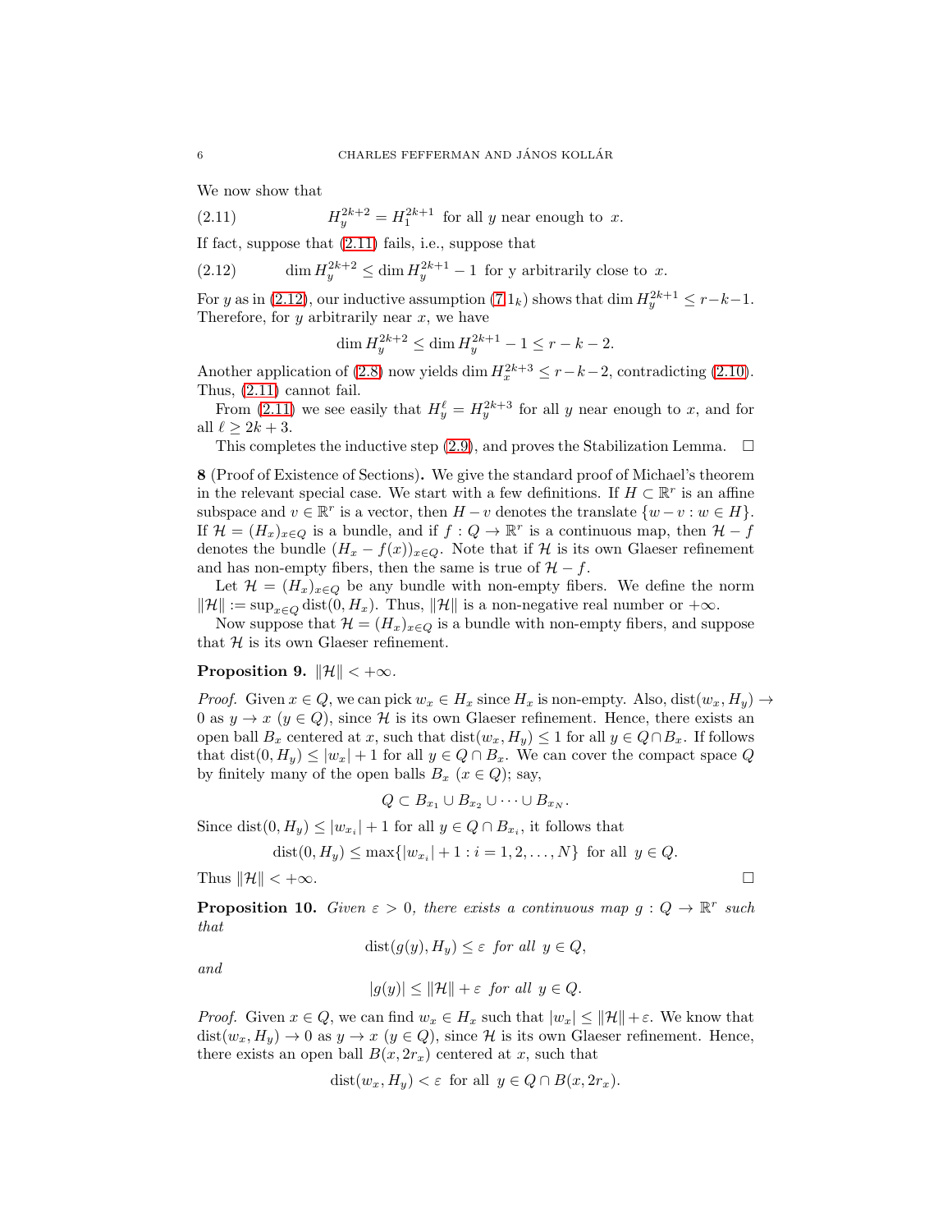We now show that

$$H_y^{2k+2} = H_1^{2k+1} \text{ for all } y \text{ near enough to } x. \tag{2.11}$$

If fact, suppose that (2.11) fails, i.e., suppose that

$$\dim H_y^{2k+2} \leq \dim H_y^{2k+1} - 1 \text{ for y arbitrarily close to } x. \tag{2.12}$$

For $y$ as in (2.12), our inductive assumption (7.1$_k$) shows that $\dim H_y^{2k+1} \leq r-k-1$. Therefore, for $y$ arbitrarily near $x$, we have

$$\dim H_y^{2k+2} \leq \dim H_y^{2k+1} - 1 \leq r - k - 2.$$

Another application of (2.8) now yields $\dim H_x^{2k+3} \leq r-k-2$, contradicting (2.10). Thus, (2.11) cannot fail.

From (2.11) we see easily that $H_y^\ell = H_y^{2k+3}$ for all $y$ near enough to $x$, and for all $\ell \geq 2k+3$.

This completes the inductive step (2.9), and proves the Stabilization Lemma. $\square$

**8** (Proof of Existence of Sections)**.** We give the standard proof of Michael's theorem in the relevant special case. We start with a few definitions. If $H \subset \mathbb{R}^r$ is an affine subspace and $v \in \mathbb{R}^r$ is a vector, then $H - v$ denotes the translate $\{w - v : w \in H\}$. If $\mathcal{H} = (H_x)_{x \in Q}$ is a bundle, and if $f : Q \to \mathbb{R}^r$ is a continuous map, then $\mathcal{H} - f$ denotes the bundle $(H_x - f(x))_{x \in Q}$. Note that if $\mathcal{H}$ is its own Glaeser refinement and has non-empty fibers, then the same is true of $\mathcal{H} - f$.

Let $\mathcal{H} = (H_x)_{x \in Q}$ be any bundle with non-empty fibers. We define the norm $\|\mathcal{H}\| := \sup_{x \in Q} \operatorname{dist}(0, H_x)$. Thus, $\|\mathcal{H}\|$ is a non-negative real number or $+\infty$.

Now suppose that $\mathcal{H} = (H_x)_{x \in Q}$ is a bundle with non-empty fibers, and suppose that $\mathcal{H}$ is its own Glaeser refinement.

**Proposition 9.** $\|\mathcal{H}\| < +\infty$.

*Proof.* Given $x \in Q$, we can pick $w_x \in H_x$ since $H_x$ is non-empty. Also, $\operatorname{dist}(w_x, H_y) \to 0$ as $y \to x$ $(y \in Q)$, since $\mathcal{H}$ is its own Glaeser refinement. Hence, there exists an open ball $B_x$ centered at $x$, such that $\operatorname{dist}(w_x, H_y) \leq 1$ for all $y \in Q \cap B_x$. It follows that $\operatorname{dist}(0, H_y) \leq |w_x| + 1$ for all $y \in Q \cap B_x$. We can cover the compact space $Q$ by finitely many of the open balls $B_x$ $(x \in Q)$; say,

$$Q \subset B_{x_1} \cup B_{x_2} \cup \cdots \cup B_{x_N}.$$

Since $\operatorname{dist}(0, H_y) \leq |w_{x_i}| + 1$ for all $y \in Q \cap B_{x_i}$, it follows that

$$\operatorname{dist}(0, H_y) \leq \max\{|w_{x_i}| + 1 : i = 1, 2, \ldots, N\} \text{ for all } y \in Q.$$

Thus $\|\mathcal{H}\| < +\infty$. $\square$

**Proposition 10.** *Given $\varepsilon > 0$, there exists a continuous map $g : Q \to \mathbb{R}^r$ such that*

$$\operatorname{dist}(g(y), H_y) \leq \varepsilon \text{ for all } y \in Q,$$

*and*

$$|g(y)| \leq \|\mathcal{H}\| + \varepsilon \text{ for all } y \in Q.$$

*Proof.* Given $x \in Q$, we can find $w_x \in H_x$ such that $|w_x| \leq \|\mathcal{H}\| + \varepsilon$. We know that $\operatorname{dist}(w_x, H_y) \to 0$ as $y \to x$ $(y \in Q)$, since $\mathcal{H}$ is its own Glaeser refinement. Hence, there exists an open ball $B(x, 2r_x)$ centered at $x$, such that

$$\operatorname{dist}(w_x, H_y) < \varepsilon \text{ for all } y \in Q \cap B(x, 2r_x).$$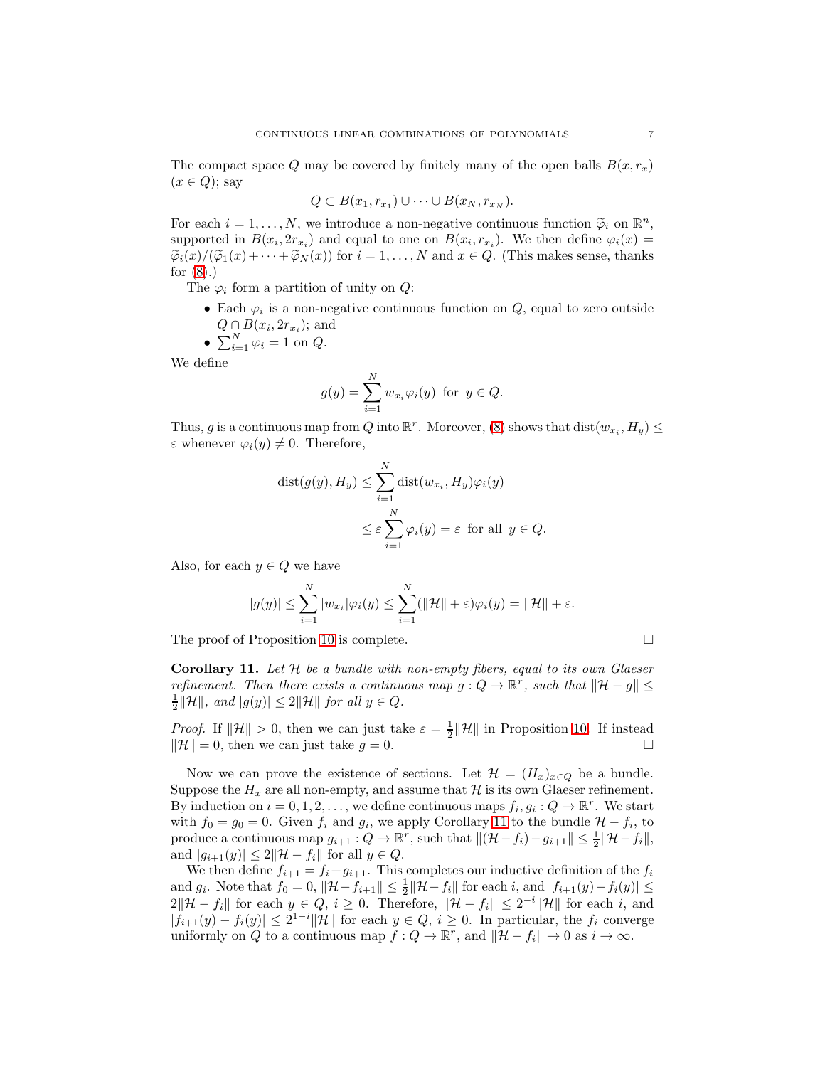The compact space $Q$ may be covered by finitely many of the open balls $B(x, r_x)$ $(x \in Q)$; say

$$Q \subset B(x_1, r_{x_1}) \cup \cdots \cup B(x_N, r_{x_N}).$$

For each $i = 1, \dots, N$, we introduce a non-negative continuous function $\widetilde{\varphi}_i$ on $\mathbb{R}^n$, supported in $B(x_i, 2r_{x_i})$ and equal to one on $B(x_i, r_{x_i})$. We then define $\varphi_i(x) = \widetilde{\varphi}_i(x)/(\widetilde{\varphi}_1(x) + \cdots + \widetilde{\varphi}_N(x))$ for $i = 1, \dots, N$ and $x \in Q$. (This makes sense, thanks for (8).)

The $\varphi_i$ form a partition of unity on $Q$:

- Each $\varphi_i$ is a non-negative continuous function on $Q$, equal to zero outside $Q \cap B(x_i, 2r_{x_i})$; and
- $\sum_{i=1}^N \varphi_i = 1$ on $Q$.

We define

$$g(y) = \sum_{i=1}^N w_{x_i} \varphi_i(y) \;\text{ for }\; y \in Q.$$

Thus, $g$ is a continuous map from $Q$ into $\mathbb{R}^r$. Moreover, (8) shows that $\operatorname{dist}(w_{x_i}, H_y) \leq \varepsilon$ whenever $\varphi_i(y) \neq 0$. Therefore,

$$\begin{aligned}\operatorname{dist}(g(y), H_y) &\leq \sum_{i=1}^N \operatorname{dist}(w_{x_i}, H_y)\varphi_i(y) \\ &\leq \varepsilon \sum_{i=1}^N \varphi_i(y) = \varepsilon \;\text{ for all }\; y \in Q.\end{aligned}$$

Also, for each $y \in Q$ we have

$$|g(y)| \leq \sum_{i=1}^N |w_{x_i}|\varphi_i(y) \leq \sum_{i=1}^N (\|\mathcal{H}\| + \varepsilon)\varphi_i(y) = \|\mathcal{H}\| + \varepsilon.$$

The proof of Proposition 10 is complete. □

**Corollary 11.** *Let $\mathcal{H}$ be a bundle with non-empty fibers, equal to its own Glaeser refinement. Then there exists a continuous map $g : Q \to \mathbb{R}^r$, such that $\|\mathcal{H} - g\| \leq \frac{1}{2}\|\mathcal{H}\|$, and $|g(y)| \leq 2\|\mathcal{H}\|$ for all $y \in Q$.*

*Proof.* If $\|\mathcal{H}\| > 0$, then we can just take $\varepsilon = \frac{1}{2}\|\mathcal{H}\|$ in Proposition 10. If instead $\|\mathcal{H}\| = 0$, then we can just take $g = 0$. □

Now we can prove the existence of sections. Let $\mathcal{H} = (H_x)_{x \in Q}$ be a bundle. Suppose the $H_x$ are all non-empty, and assume that $\mathcal{H}$ is its own Glaeser refinement. By induction on $i = 0, 1, 2, \dots$, we define continuous maps $f_i, g_i : Q \to \mathbb{R}^r$. We start with $f_0 = g_0 = 0$. Given $f_i$ and $g_i$, we apply Corollary 11 to the bundle $\mathcal{H} - f_i$, to produce a continuous map $g_{i+1} : Q \to \mathbb{R}^r$, such that $\|(\mathcal{H} - f_i) - g_{i+1}\| \leq \frac{1}{2}\|\mathcal{H} - f_i\|$, and $|g_{i+1}(y)| \leq 2\|\mathcal{H} - f_i\|$ for all $y \in Q$.

We then define $f_{i+1} = f_i + g_{i+1}$. This completes our inductive definition of the $f_i$ and $g_i$. Note that $f_0 = 0$, $\|\mathcal{H} - f_{i+1}\| \leq \frac{1}{2}\|\mathcal{H} - f_i\|$ for each $i$, and $|f_{i+1}(y) - f_i(y)| \leq 2\|\mathcal{H} - f_i\|$ for each $y \in Q$, $i \geq 0$. Therefore, $\|\mathcal{H} - f_i\| \leq 2^{-i}\|\mathcal{H}\|$ for each $i$, and $|f_{i+1}(y) - f_i(y)| \leq 2^{1-i}\|\mathcal{H}\|$ for each $y \in Q$, $i \geq 0$. In particular, the $f_i$ converge uniformly on $Q$ to a continuous map $f : Q \to \mathbb{R}^r$, and $\|\mathcal{H} - f_i\| \to 0$ as $i \to \infty$.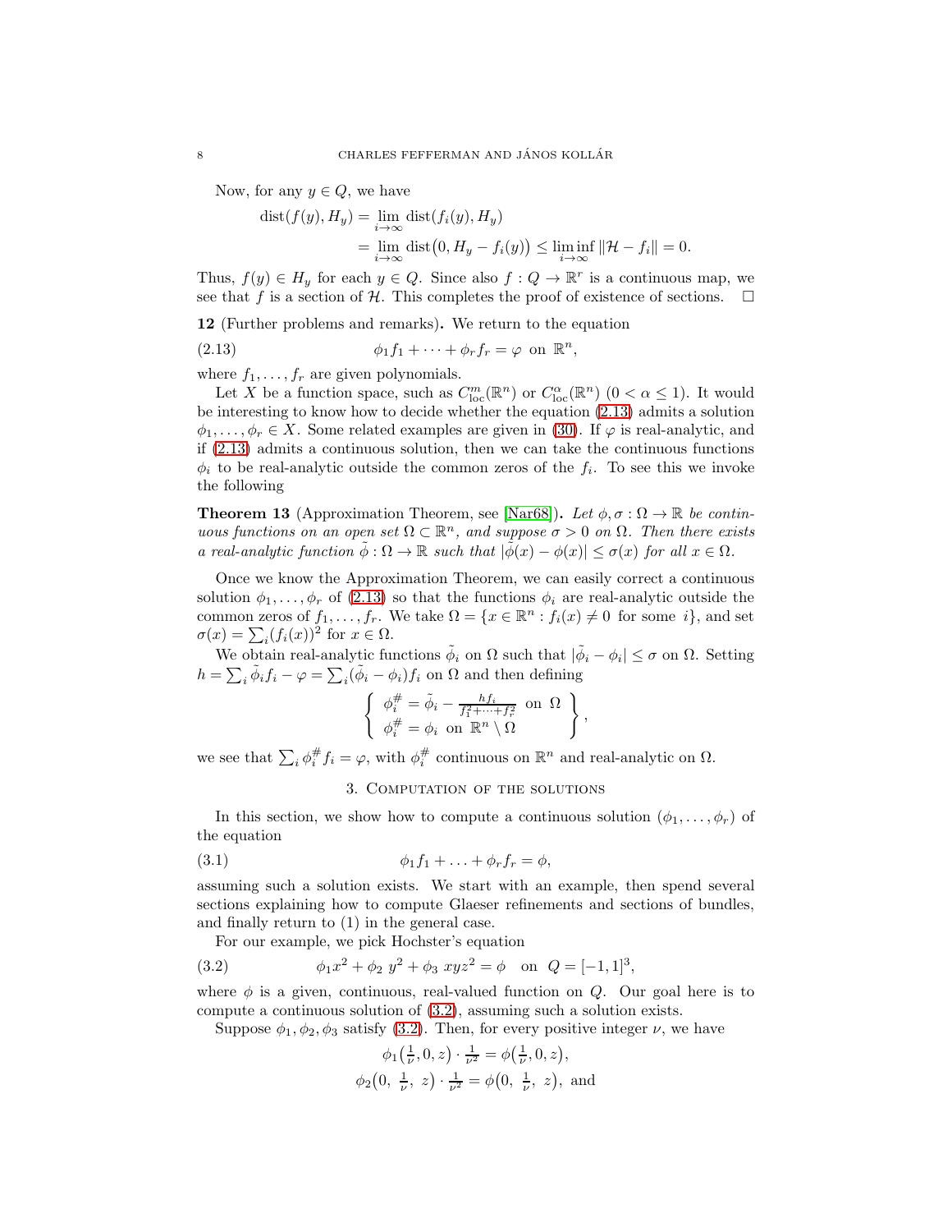Now, for any $y \in Q$, we have

$$
\begin{aligned}
\operatorname{dist}(f(y), H_y) &= \lim_{i\to\infty} \operatorname{dist}(f_i(y), H_y) \\
&= \lim_{i\to\infty} \operatorname{dist}\big(0, H_y - f_i(y)\big) \le \liminf_{i\to\infty} \|\mathcal{H} - f_i\| = 0.
\end{aligned}
$$

Thus, $f(y) \in H_y$ for each $y \in Q$. Since also $f : Q \to \mathbb{R}^r$ is a continuous map, we see that $f$ is a section of $\mathcal{H}$. This completes the proof of existence of sections. $\square$

**12** (Further problems and remarks)**.** We return to the equation

$$
\phi_1 f_1 + \cdots + \phi_r f_r = \varphi \text{ on } \mathbb{R}^n, \tag{2.13}
$$

where $f_1, \ldots, f_r$ are given polynomials.

Let $X$ be a function space, such as $C^m_{\mathrm{loc}}(\mathbb{R}^n)$ or $C^\alpha_{\mathrm{loc}}(\mathbb{R}^n)$ $(0 < \alpha \le 1)$. It would be interesting to know how to decide whether the equation (2.13) admits a solution $\phi_1, \ldots, \phi_r \in X$. Some related examples are given in (30). If $\varphi$ is real-analytic, and if (2.13) admits a continuous solution, then we can take the continuous functions $\phi_i$ to be real-analytic outside the common zeros of the $f_i$. To see this we invoke the following

**Theorem 13** (Approximation Theorem, see [Nar68])**.** *Let $\phi, \sigma : \Omega \to \mathbb{R}$ be continuous functions on an open set $\Omega \subset \mathbb{R}^n$, and suppose $\sigma > 0$ on $\Omega$. Then there exists a real-analytic function $\tilde{\phi} : \Omega \to \mathbb{R}$ such that $|\tilde{\phi}(x) - \phi(x)| \le \sigma(x)$ for all $x \in \Omega$.*

Once we know the Approximation Theorem, we can easily correct a continuous solution $\phi_1, \ldots, \phi_r$ of (2.13) so that the functions $\phi_i$ are real-analytic outside the common zeros of $f_1, \ldots, f_r$. We take $\Omega = \{x \in \mathbb{R}^n : f_i(x) \neq 0 \text{ for some } i\}$, and set $\sigma(x) = \sum_i (f_i(x))^2$ for $x \in \Omega$.

We obtain real-analytic functions $\tilde{\phi}_i$ on $\Omega$ such that $|\tilde{\phi}_i - \phi_i| \le \sigma$ on $\Omega$. Setting $h = \sum_i \tilde{\phi}_i f_i - \varphi = \sum_i (\tilde{\phi}_i - \phi_i) f_i$ on $\Omega$ and then defining

$$
\left\{ \begin{array}{l} \phi_i^\# = \tilde{\phi}_i - \frac{h f_i}{f_1^2 + \cdots + f_r^2} \text{ on } \Omega \\ \phi_i^\# = \phi_i \text{ on } \mathbb{R}^n \setminus \Omega \end{array} \right\},
$$

we see that $\sum_i \phi_i^\# f_i = \varphi$, with $\phi_i^\#$ continuous on $\mathbb{R}^n$ and real-analytic on $\Omega$.

## 3. Computation of the solutions

In this section, we show how to compute a continuous solution $(\phi_1, \ldots, \phi_r)$ of the equation

$$
\phi_1 f_1 + \ldots + \phi_r f_r = \phi, \tag{3.1}
$$

assuming such a solution exists. We start with an example, then spend several sections explaining how to compute Glaeser refinements and sections of bundles, and finally return to (1) in the general case.

For our example, we pick Hochster's equation

$$
\phi_1 x^2 + \phi_2\ y^2 + \phi_3\ xyz^2 = \phi \quad \text{on } Q = [-1, 1]^3, \tag{3.2}
$$

where $\phi$ is a given, continuous, real-valued function on $Q$. Our goal here is to compute a continuous solution of (3.2), assuming such a solution exists.

Suppose $\phi_1, \phi_2, \phi_3$ satisfy (3.2). Then, for every positive integer $\nu$, we have

$$
\begin{gathered}
\phi_1\big(\tfrac{1}{\nu}, 0, z\big) \cdot \tfrac{1}{\nu^2} = \phi\big(\tfrac{1}{\nu}, 0, z\big), \\
\phi_2\big(0,\ \tfrac{1}{\nu},\ z\big) \cdot \tfrac{1}{\nu^2} = \phi\big(0,\ \tfrac{1}{\nu},\ z\big), \text{ and}
\end{gathered}
$$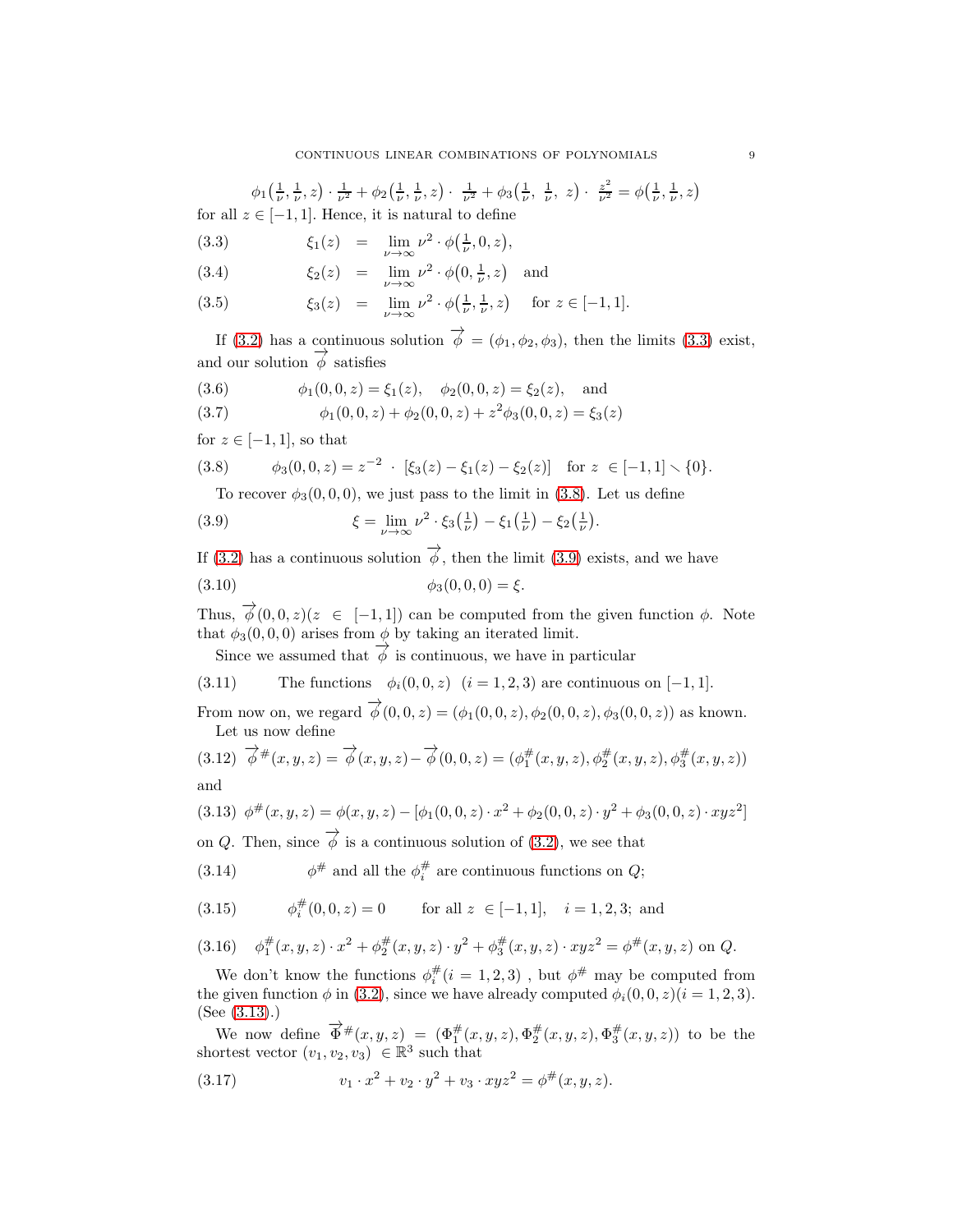$$\phi_1\big(\tfrac{1}{\nu},\tfrac{1}{\nu},z\big)\cdot\tfrac{1}{\nu^2}+\phi_2\big(\tfrac{1}{\nu},\tfrac{1}{\nu},z\big)\cdot\ \tfrac{1}{\nu^2}+\phi_3\big(\tfrac{1}{\nu},\ \tfrac{1}{\nu},\ z\big)\cdot\ \tfrac{z^2}{\nu^2}=\phi\big(\tfrac{1}{\nu},\tfrac{1}{\nu},z\big)$$

for all $z\in[-1,1]$. Hence, it is natural to define

$$\xi_1(z) \;=\; \lim_{\nu\to\infty}\nu^2\cdot\phi\big(\tfrac{1}{\nu},0,z\big), \tag{3.3}$$

$$\xi_2(z) \;=\; \lim_{\nu\to\infty}\nu^2\cdot\phi\big(0,\tfrac{1}{\nu},z\big) \quad \text{and} \tag{3.4}$$

$$\xi_3(z) \;=\; \lim_{\nu\to\infty}\nu^2\cdot\phi\big(\tfrac{1}{\nu},\tfrac{1}{\nu},z\big) \quad \text{for } z\in[-1,1]. \tag{3.5}$$

If (3.2) has a continuous solution $\vec{\phi}=(\phi_1,\phi_2,\phi_3)$, then the limits (3.3) exist, and our solution $\vec{\phi}$ satisfies

$$\phi_1(0,0,z)=\xi_1(z),\quad \phi_2(0,0,z)=\xi_2(z),\quad \text{and} \tag{3.6}$$

$$\phi_1(0,0,z)+\phi_2(0,0,z)+z^2\phi_3(0,0,z)=\xi_3(z) \tag{3.7}$$

for $z\in[-1,1]$, so that

$$\phi_3(0,0,z)=z^{-2}\ \cdot\ [\xi_3(z)-\xi_1(z)-\xi_2(z)] \quad \text{for } z\ \in[-1,1]\smallsetminus\{0\}. \tag{3.8}$$

To recover $\phi_3(0,0,0)$, we just pass to the limit in (3.8). Let us define

$$\xi=\lim_{\nu\to\infty}\nu^2\cdot\xi_3\big(\tfrac{1}{\nu}\big)-\xi_1\big(\tfrac{1}{\nu}\big)-\xi_2\big(\tfrac{1}{\nu}\big). \tag{3.9}$$

If (3.2) has a continuous solution $\vec{\phi}$, then the limit (3.9) exists, and we have

$$\phi_3(0,0,0)=\xi. \tag{3.10}$$

Thus, $\vec{\phi}(0,0,z)(z\ \in\ [-1,1])$ can be computed from the given function $\phi$. Note that $\phi_3(0,0,0)$ arises from $\phi$ by taking an iterated limit.

Since we assumed that $\vec{\phi}$ is continuous, we have in particular

(3.11) The functions $\phi_i(0,0,z)\ \ (i=1,2,3)$ are continuous on $[-1,1]$.

From now on, we regard $\vec{\phi}(0,0,z)=(\phi_1(0,0,z),\phi_2(0,0,z),\phi_3(0,0,z))$ as known.

Let us now define

$$\vec{\phi}^{\#}(x,y,z)=\vec{\phi}(x,y,z)-\vec{\phi}(0,0,z)=(\phi_1^{\#}(x,y,z),\phi_2^{\#}(x,y,z),\phi_3^{\#}(x,y,z)) \tag{3.12}$$

and

$$\phi^{\#}(x,y,z)=\phi(x,y,z)-[\phi_1(0,0,z)\cdot x^2+\phi_2(0,0,z)\cdot y^2+\phi_3(0,0,z)\cdot xyz^2] \tag{3.13}$$

on $Q$. Then, since $\vec{\phi}$ is a continuous solution of (3.2), we see that

(3.14) $\phi^{\#}$ and all the $\phi_i^{\#}$ are continuous functions on $Q$;

(3.15) $\phi_i^{\#}(0,0,z)=0$ for all $z\ \in[-1,1]$, $\ i=1,2,3$; and

$$\phi_1^{\#}(x,y,z)\cdot x^2+\phi_2^{\#}(x,y,z)\cdot y^2+\phi_3^{\#}(x,y,z)\cdot xyz^2=\phi^{\#}(x,y,z) \text{ on } Q. \tag{3.16}$$

We don't know the functions $\phi_i^{\#}(i=1,2,3)$ , but $\phi^{\#}$ may be computed from the given function $\phi$ in (3.2), since we have already computed $\phi_i(0,0,z)(i=1,2,3)$. (See (3.13).)

We now define $\vec{\Phi}^{\#}(x,y,z)\ =\ (\Phi_1^{\#}(x,y,z),\Phi_2^{\#}(x,y,z),\Phi_3^{\#}(x,y,z))$ to be the shortest vector $(v_1,v_2,v_3)\ \in\mathbb{R}^3$ such that

$$v_1\cdot x^2+v_2\cdot y^2+v_3\cdot xyz^2=\phi^{\#}(x,y,z). \tag{3.17}$$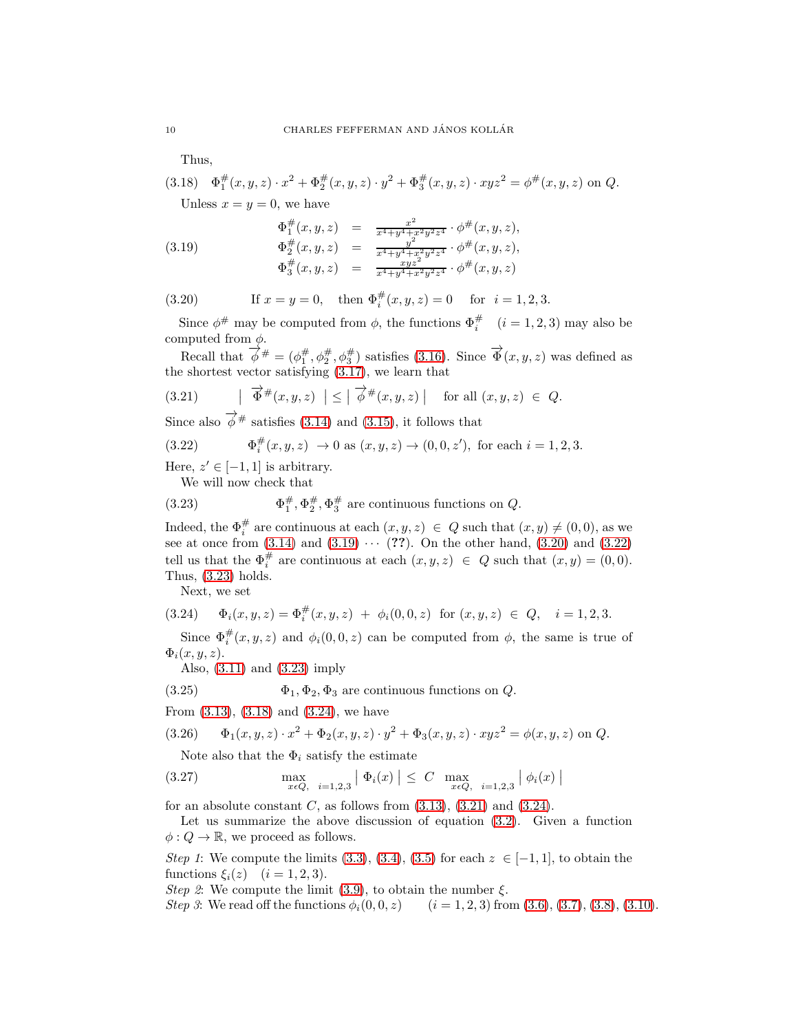Thus,

$$\Phi_1^\#(x,y,z)\cdot x^2 + \Phi_2^\#(x,y,z)\cdot y^2 + \Phi_3^\#(x,y,z)\cdot xyz^2 = \phi^\#(x,y,z) \text{ on } Q. \tag{3.18}$$

Unless $x = y = 0$, we have

$$\begin{array}{rcl} \Phi_1^\#(x,y,z) & = & \frac{x^2}{x^4+y^4+x^2y^2z^4}\cdot \phi^\#(x,y,z), \\ \Phi_2^\#(x,y,z) & = & \frac{y^2}{x^4+y^4+x^2y^2z^4}\cdot \phi^\#(x,y,z), \\ \Phi_3^\#(x,y,z) & = & \frac{xyz^2}{x^4+y^4+x^2y^2z^4}\cdot \phi^\#(x,y,z) \end{array} \tag{3.19}$$

$$\text{If } x=y=0, \quad \text{then } \Phi_i^\#(x,y,z) = 0 \quad \text{for } \ i=1,2,3. \tag{3.20}$$

Since $\phi^\#$ may be computed from $\phi$, the functions $\Phi_i^\#$ $(i=1,2,3)$ may also be computed from $\phi$.

Recall that $\overrightarrow{\phi}^\# = (\phi_1^\#, \phi_2^\#, \phi_3^\#)$ satisfies (3.16). Since $\overrightarrow{\Phi}(x,y,z)$ was defined as the shortest vector satisfying (3.17), we learn that

$$\left| \ \overrightarrow{\Phi}^\#(x,y,z) \ \right| \le \left| \ \overrightarrow{\phi}^\#(x,y,z) \right| \quad \text{for all } (x,y,z) \in Q. \tag{3.21}$$

Since also $\overrightarrow{\phi}^\#$ satisfies (3.14) and (3.15), it follows that

$$\Phi_i^\#(x,y,z) \ \to 0 \text{ as } (x,y,z) \to (0,0,z'), \text{ for each } i=1,2,3. \tag{3.22}$$

Here, $z' \in [-1,1]$ is arbitrary.

We will now check that

$$\Phi_1^\#, \Phi_2^\#, \Phi_3^\# \text{ are continuous functions on } Q. \tag{3.23}$$

Indeed, the $\Phi_i^\#$ are continuous at each $(x,y,z) \in Q$ such that $(x,y) \neq (0,0)$, as we see at once from (3.14) and (3.19) $\cdots$ (**??**). On the other hand, (3.20) and (3.22) tell us that the $\Phi_i^\#$ are continuous at each $(x,y,z) \in Q$ such that $(x,y) = (0,0)$. Thus, (3.23) holds.

Next, we set

$$\Phi_i(x,y,z) = \Phi_i^\#(x,y,z) \ + \ \phi_i(0,0,z) \ \text{ for } (x,y,z) \in Q, \quad i=1,2,3. \tag{3.24}$$

Since $\Phi_i^\#(x,y,z)$ and $\phi_i(0,0,z)$ can be computed from $\phi$, the same is true of $\Phi_i(x,y,z)$.

Also, (3.11) and (3.23) imply

$$\Phi_1, \Phi_2, \Phi_3 \text{ are continuous functions on } Q. \tag{3.25}$$

From (3.13), (3.18) and (3.24), we have

$$\Phi_1(x,y,z)\cdot x^2 + \Phi_2(x,y,z)\cdot y^2 + \Phi_3(x,y,z)\cdot xyz^2 = \phi(x,y,z) \text{ on } Q. \tag{3.26}$$

Note also that the $\Phi_i$ satisfy the estimate

$$\max_{x \epsilon Q, \quad i=1,2,3} \left| \ \Phi_i(x) \ \right| \le \ C \ \max_{x \epsilon Q, \quad i=1,2,3} \left| \ \phi_i(x) \ \right| \tag{3.27}$$

for an absolute constant $C$, as follows from (3.13), (3.21) and (3.24).

Let us summarize the above discussion of equation (3.2). Given a function $\phi : Q \to \mathbb{R}$, we proceed as follows.

*Step 1*: We compute the limits (3.3), (3.4), (3.5) for each $z \in [-1,1]$, to obtain the functions $\xi_i(z)$ $(i=1,2,3)$.

*Step 2*: We compute the limit (3.9), to obtain the number $\xi$.

*Step 3*: We read off the functions $\phi_i(0,0,z)$ $(i=1,2,3)$ from (3.6), (3.7), (3.8), (3.10).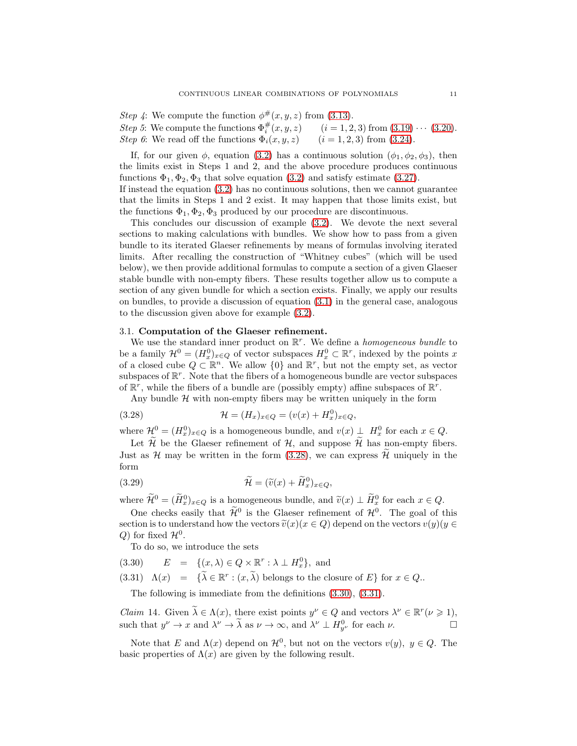*Step 4*: We compute the function $\phi^{\#}(x, y, z)$ from (3.13).
*Step 5*: We compute the functions $\Phi_i^{\#}(x, y, z)$ $\quad (i = 1, 2, 3)$ from (3.19) $\cdots$ (3.20).
*Step 6*: We read off the functions $\Phi_i(x, y, z)$ $\quad (i = 1, 2, 3)$ from (3.24).

If, for our given $\phi$, equation (3.2) has a continuous solution $(\phi_1, \phi_2, \phi_3)$, then the limits exist in Steps 1 and 2, and the above procedure produces continuous functions $\Phi_1, \Phi_2, \Phi_3$ that solve equation (3.2) and satisfy estimate (3.27).
If instead the equation (3.2) has no continuous solutions, then we cannot guarantee that the limits in Steps 1 and 2 exist. It may happen that those limits exist, but the functions $\Phi_1, \Phi_2, \Phi_3$ produced by our procedure are discontinuous.

This concludes our discussion of example (3.2). We devote the next several sections to making calculations with bundles. We show how to pass from a given bundle to its iterated Glaeser refinements by means of formulas involving iterated limits. After recalling the construction of "Whitney cubes" (which will be used below), we then provide additional formulas to compute a section of a given Glaeser stable bundle with non-empty fibers. These results together allow us to compute a section of any given bundle for which a section exists. Finally, we apply our results on bundles, to provide a discussion of equation (3.1) in the general case, analogous to the discussion given above for example (3.2).

## 3.1. **Computation of the Glaeser refinement.**

We use the standard inner product on $\mathbb{R}^r$. We define a *homogeneous bundle* to be a family $\mathcal{H}^0 = (H_x^0)_{x \in Q}$ of vector subspaces $H_x^0 \subset \mathbb{R}^r$, indexed by the points $x$ of a closed cube $Q \subset \mathbb{R}^n$. We allow $\{0\}$ and $\mathbb{R}^r$, but not the empty set, as vector subspaces of $\mathbb{R}^r$. Note that the fibers of a homogeneous bundle are vector subspaces of $\mathbb{R}^r$, while the fibers of a bundle are (possibly empty) affine subspaces of $\mathbb{R}^r$.

Any bundle $\mathcal{H}$ with non-empty fibers may be written uniquely in the form

$$\mathcal{H} = (H_x)_{x \in Q} = (v(x) + H_x^0)_{x \in Q}, \tag{3.28}$$

where $\mathcal{H}^0 = (H_x^0)_{x \in Q}$ is a homogeneous bundle, and $v(x) \perp H_x^0$ for each $x \in Q$.

Let $\widetilde{\mathcal{H}}$ be the Glaeser refinement of $\mathcal{H}$, and suppose $\widetilde{\mathcal{H}}$ has non-empty fibers. Just as $\mathcal{H}$ may be written in the form (3.28), we can express $\widetilde{\mathcal{H}}$ uniquely in the form

$$\widetilde{\mathcal{H}} = (\widetilde{v}(x) + \widetilde{H}_x^0)_{x \in Q}, \tag{3.29}$$

where $\widetilde{\mathcal{H}}^0 = (\widetilde{H}_x^0)_{x \in Q}$ is a homogeneous bundle, and $\widetilde{v}(x) \perp \widetilde{H}_x^0$ for each $x \in Q$.

One checks easily that $\widetilde{\mathcal{H}}^0$ is the Glaeser refinement of $\mathcal{H}^0$. The goal of this section is to understand how the vectors $\widetilde{v}(x) (x \in Q)$ depend on the vectors $v(y) (y \in Q)$ for fixed $\mathcal{H}^0$.

To do so, we introduce the sets

$$E = \{(x, \lambda) \in Q \times \mathbb{R}^r : \lambda \perp H_x^0\}, \text{ and} \tag{3.30}$$

$$\Lambda(x) = \{\widetilde{\lambda} \in \mathbb{R}^r : (x, \widetilde{\lambda}) \text{ belongs to the closure of } E\} \text{ for } x \in Q.. \tag{3.31}$$

The following is immediate from the definitions (3.30), (3.31).

*Claim* 14. Given $\widetilde{\lambda} \in \Lambda(x)$, there exist points $y^\nu \in Q$ and vectors $\lambda^\nu \in \mathbb{R}^r (\nu \geqslant 1)$, such that $y^\nu \to x$ and $\lambda^\nu \to \widetilde{\lambda}$ as $\nu \to \infty$, and $\lambda^\nu \perp H_{y^\nu}^0$ for each $\nu$. $\square$

Note that $E$ and $\Lambda(x)$ depend on $\mathcal{H}^0$, but not on the vectors $v(y)$, $y \in Q$. The basic properties of $\Lambda(x)$ are given by the following result.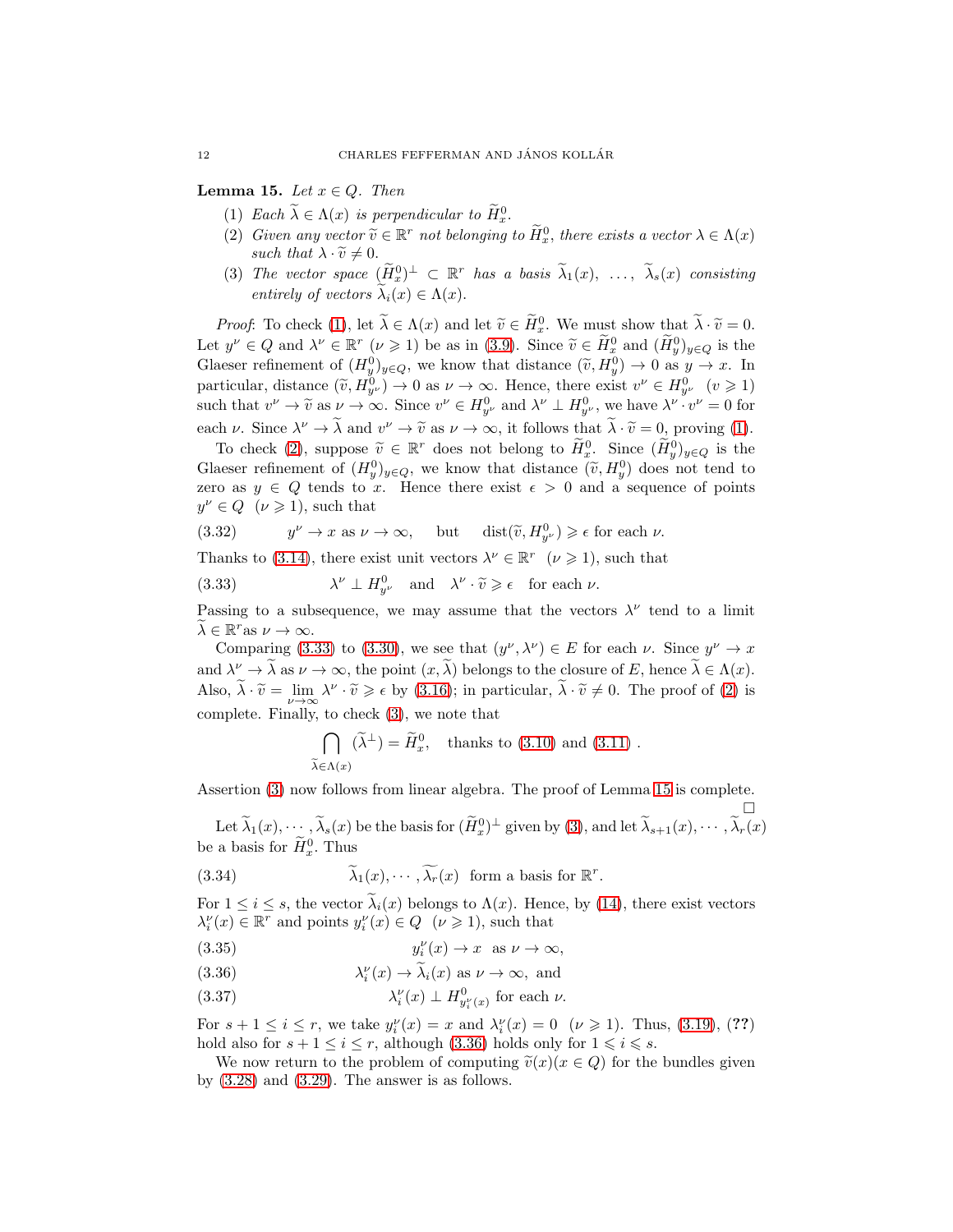**Lemma 15.** *Let $x \in Q$. Then*

1. *Each $\widetilde{\lambda} \in \Lambda(x)$ is perpendicular to $\widetilde{H}_x^0$.*
2. *Given any vector $\widetilde{v} \in \mathbb{R}^r$ not belonging to $\widetilde{H}_x^0$, there exists a vector $\lambda \in \Lambda(x)$ such that $\lambda \cdot \widetilde{v} \neq 0$.*
3. *The vector space $(\widetilde{H}_x^0)^\perp \subset \mathbb{R}^r$ has a basis $\widetilde{\lambda}_1(x), \ldots, \widetilde{\lambda}_s(x)$ consisting entirely of vectors $\widetilde{\lambda}_i(x) \in \Lambda(x)$.*

*Proof*: To check (1), let $\widetilde{\lambda} \in \Lambda(x)$ and let $\widetilde{v} \in \widetilde{H}_x^0$. We must show that $\widetilde{\lambda} \cdot \widetilde{v} = 0$. Let $y^\nu \in Q$ and $\lambda^\nu \in \mathbb{R}^r$ $(\nu \geqslant 1)$ be as in (3.9). Since $\widetilde{v} \in \widetilde{H}_x^0$ and $(\widetilde{H}_y^0)_{y \in Q}$ is the Glaeser refinement of $(H_y^0)_{y \in Q}$, we know that distance $(\widetilde{v}, H_y^0) \to 0$ as $y \to x$. In particular, distance $(\widetilde{v}, H_{y^\nu}^0) \to 0$ as $\nu \to \infty$. Hence, there exist $v^\nu \in H_{y^\nu}^0$ $(v \geqslant 1)$ such that $v^\nu \to \widetilde{v}$ as $\nu \to \infty$. Since $v^\nu \in H_{y^\nu}^0$ and $\lambda^\nu \perp H_{y^\nu}^0$, we have $\lambda^\nu \cdot v^\nu = 0$ for each $\nu$. Since $\lambda^\nu \to \widetilde{\lambda}$ and $v^\nu \to \widetilde{v}$ as $\nu \to \infty$, it follows that $\widetilde{\lambda} \cdot \widetilde{v} = 0$, proving (1).

To check (2), suppose $\widetilde{v} \in \mathbb{R}^r$ does not belong to $\widetilde{H}_x^0$. Since $(\widetilde{H}_y^0)_{y \in Q}$ is the Glaeser refinement of $(H_y^0)_{y \in Q}$, we know that distance $(\widetilde{v}, H_y^0)$ does not tend to zero as $y \in Q$ tends to $x$. Hence there exist $\epsilon > 0$ and a sequence of points $y^\nu \in Q$ $(\nu \geqslant 1)$, such that

$$y^\nu \to x \text{ as } \nu \to \infty, \quad \text{ but } \quad \operatorname{dist}(\widetilde{v}, H_{y^\nu}^0) \geqslant \epsilon \text{ for each } \nu. \tag{3.32}$$

Thanks to (3.14), there exist unit vectors $\lambda^\nu \in \mathbb{R}^r$ $(\nu \geqslant 1)$, such that

$$\lambda^\nu \perp H_{y^\nu}^0 \quad \text{and} \quad \lambda^\nu \cdot \widetilde{v} \geqslant \epsilon \quad \text{for each } \nu. \tag{3.33}$$

Passing to a subsequence, we may assume that the vectors $\lambda^\nu$ tend to a limit $\widetilde{\lambda} \in \mathbb{R}^r$as $\nu \to \infty$.

Comparing (3.33) to (3.30), we see that $(y^\nu, \lambda^\nu) \in E$ for each $\nu$. Since $y^\nu \to x$ and $\lambda^\nu \to \widetilde{\lambda}$ as $\nu \to \infty$, the point $(x, \widetilde{\lambda})$ belongs to the closure of $E$, hence $\widetilde{\lambda} \in \Lambda(x)$. Also, $\widetilde{\lambda} \cdot \widetilde{v} = \lim_{\nu \to \infty} \lambda^\nu \cdot \widetilde{v} \geqslant \epsilon$ by (3.16); in particular, $\widetilde{\lambda} \cdot \widetilde{v} \neq 0$. The proof of (2) is complete. Finally, to check (3), we note that

$$\bigcap_{\widetilde{\lambda} \in \Lambda(x)} (\widetilde{\lambda}^\perp) = \widetilde{H}_x^0, \quad \text{thanks to (3.10) and (3.11)} .$$

Assertion (3) now follows from linear algebra. The proof of Lemma 15 is complete. □

Let $\widetilde{\lambda}_1(x), \cdots, \widetilde{\lambda}_s(x)$ be the basis for $(\widetilde{H}_x^0)^\perp$ given by (3), and let $\widetilde{\lambda}_{s+1}(x), \cdots, \widetilde{\lambda}_r(x)$ be a basis for $\widetilde{H}_x^0$. Thus

$$\widetilde{\lambda}_1(x), \cdots, \widetilde{\lambda_r}(x) \text{ form a basis for } \mathbb{R}^r. \tag{3.34}$$

For $1 \leq i \leq s$, the vector $\widetilde{\lambda}_i(x)$ belongs to $\Lambda(x)$. Hence, by (14), there exist vectors $\lambda_i^\nu(x) \in \mathbb{R}^r$ and points $y_i^\nu(x) \in Q$ $(\nu \geqslant 1)$, such that

$$y_i^\nu(x) \to x \text{ as } \nu \to \infty, \tag{3.35}$$

$$\lambda_i^\nu(x) \to \widetilde{\lambda}_i(x) \text{ as } \nu \to \infty, \text{ and} \tag{3.36}$$

$$\lambda_i^\nu(x) \perp H_{y_i^\nu(x)}^0 \text{ for each } \nu. \tag{3.37}$$

For $s+1 \leq i \leq r$, we take $y_i^\nu(x) = x$ and $\lambda_i^\nu(x) = 0$ $(\nu \geqslant 1)$. Thus, (3.19), (**??**) hold also for $s+1 \leq i \leq r$, although (3.36) holds only for $1 \leqslant i \leqslant s$.

We now return to the problem of computing $\widetilde{v}(x)(x \in Q)$ for the bundles given by (3.28) and (3.29). The answer is as follows.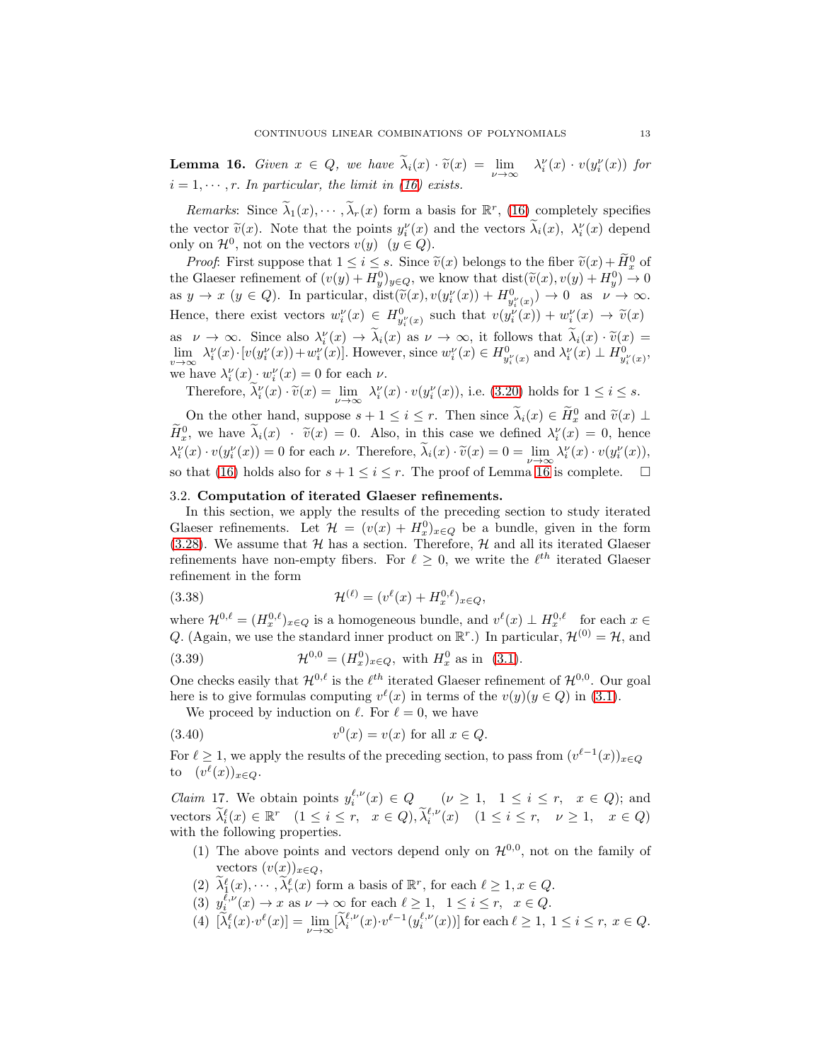**Lemma 16.** *Given $x \in Q$, we have $\widetilde{\lambda}_i(x) \cdot \widetilde{v}(x) = \lim_{\nu \to \infty} \lambda_i^\nu(x) \cdot v(y_i^\nu(x))$ for $i = 1, \cdots, r$. In particular, the limit in (16) exists.*

*Remarks*: Since $\widetilde{\lambda}_1(x), \cdots, \widetilde{\lambda}_r(x)$ form a basis for $\mathbb{R}^r$, (16) completely specifies the vector $\widetilde{v}(x)$. Note that the points $y_i^\nu(x)$ and the vectors $\widetilde{\lambda}_i(x)$, $\lambda_i^\nu(x)$ depend only on $\mathcal{H}^0$, not on the vectors $v(y)$ $(y \in Q)$.

*Proof*: First suppose that $1 \leq i \leq s$. Since $\widetilde{v}(x)$ belongs to the fiber $\widetilde{v}(x) + \widetilde{H}_x^0$ of the Glaeser refinement of $(v(y) + H_y^0)_{y \in Q}$, we know that $\text{dist}(\widetilde{v}(x), v(y) + H_y^0) \to 0$ as $y \to x$ $(y \in Q)$. In particular, $\text{dist}(\widetilde{v}(x), v(y_i^\nu(x)) + H^0_{y_i^\nu(x)}) \to 0$ as $\nu \to \infty$. Hence, there exist vectors $w_i^\nu(x) \in H^0_{y_i^\nu(x)}$ such that $v(y_i^\nu(x)) + w_i^\nu(x) \to \widetilde{v}(x)$ as $\nu \to \infty$. Since also $\lambda_i^\nu(x) \to \widetilde{\lambda}_i(x)$ as $\nu \to \infty$, it follows that $\widetilde{\lambda}_i(x) \cdot \widetilde{v}(x) = \lim_{v \to \infty} \lambda_i^\nu(x) \cdot [v(y_i^\nu(x)) + w_i^\nu(x)]$. However, since $w_i^\nu(x) \in H^0_{y_i^\nu(x)}$ and $\lambda_i^\nu(x) \perp H^0_{y_i^\nu(x)}$, we have $\lambda_i^\nu(x) \cdot w_i^\nu(x) = 0$ for each $\nu$.

Therefore, $\widetilde{\lambda}_i^\nu(x) \cdot \widetilde{v}(x) = \lim_{\nu \to \infty} \lambda_i^\nu(x) \cdot v(y_i^\nu(x))$, i.e. (3.20) holds for $1 \leq i \leq s$.

On the other hand, suppose $s + 1 \leq i \leq r$. Then since $\widetilde{\lambda}_i(x) \in \widetilde{H}_x^0$ and $\widetilde{v}(x) \perp \widetilde{H}_x^0$, we have $\widetilde{\lambda}_i(x) \cdot \widetilde{v}(x) = 0$. Also, in this case we defined $\lambda_i^\nu(x) = 0$, hence $\lambda_i^\nu(x) \cdot v(y_i^\nu(x)) = 0$ for each $\nu$. Therefore, $\widetilde{\lambda}_i(x) \cdot \widetilde{v}(x) = 0 = \lim_{\nu \to \infty} \lambda_i^\nu(x) \cdot v(y_i^\nu(x))$, so that (16) holds also for $s + 1 \leq i \leq r$. The proof of Lemma 16 is complete. $\square$

### 3.2. Computation of iterated Glaeser refinements.

In this section, we apply the results of the preceding section to study iterated Glaeser refinements. Let $\mathcal{H} = (v(x) + H_x^0)_{x \in Q}$ be a bundle, given in the form (3.28). We assume that $\mathcal{H}$ has a section. Therefore, $\mathcal{H}$ and all its iterated Glaeser refinements have non-empty fibers. For $\ell \geq 0$, we write the $\ell^{th}$ iterated Glaeser refinement in the form

$$\mathcal{H}^{(\ell)} = (v^\ell(x) + H_x^{0,\ell})_{x \in Q}, \tag{3.38}$$

where $\mathcal{H}^{0,\ell} = (H_x^{0,\ell})_{x \in Q}$ is a homogeneous bundle, and $v^\ell(x) \perp H_x^{0,\ell}$ for each $x \in Q$. (Again, we use the standard inner product on $\mathbb{R}^r$.) In particular, $\mathcal{H}^{(0)} = \mathcal{H}$, and

$$\mathcal{H}^{0,0} = (H_x^0)_{x \in Q}, \text{ with } H_x^0 \text{ as in (3.1)}. \tag{3.39}$$

One checks easily that $\mathcal{H}^{0,\ell}$ is the $\ell^{th}$ iterated Glaeser refinement of $\mathcal{H}^{0,0}$. Our goal here is to give formulas computing $v^\ell(x)$ in terms of the $v(y) (y \in Q)$ in (3.1).

We proceed by induction on $\ell$. For $\ell = 0$, we have

$$v^0(x) = v(x) \text{ for all } x \in Q. \tag{3.40}$$

For $\ell \geq 1$, we apply the results of the preceding section, to pass from $(v^{\ell-1}(x))_{x \in Q}$ to $(v^\ell(x))_{x \in Q}$.

*Claim* 17. We obtain points $y_i^{\ell,\nu}(x) \in Q$ $(\nu \geq 1, \ 1 \leq i \leq r, \ x \in Q)$; and vectors $\widetilde{\lambda}_i^\ell(x) \in \mathbb{R}^r$ $(1 \leq i \leq r, \ x \in Q), \widetilde{\lambda}_i^{\ell,\nu}(x)$ $(1 \leq i \leq r, \ \nu \geq 1, \ x \in Q)$ with the following properties.

1. The above points and vectors depend only on $\mathcal{H}^{0,0}$, not on the family of vectors $(v(x))_{x \in Q}$,
2. $\widetilde{\lambda}_1^\ell(x), \cdots, \widetilde{\lambda}_r^\ell(x)$ form a basis of $\mathbb{R}^r$, for each $\ell \geq 1, x \in Q$.
3. $y_i^{\ell,\nu}(x) \to x$ as $\nu \to \infty$ for each $\ell \geq 1, \ 1 \leq i \leq r, \ x \in Q$.
4. $[\widetilde{\lambda}_i^\ell(x) \cdot v^\ell(x)] = \lim_{\nu \to \infty} [\widetilde{\lambda}_i^{\ell,\nu}(x) \cdot v^{\ell-1}(y_i^{\ell,\nu}(x))]$ for each $\ell \geq 1$, $1 \leq i \leq r$, $x \in Q$.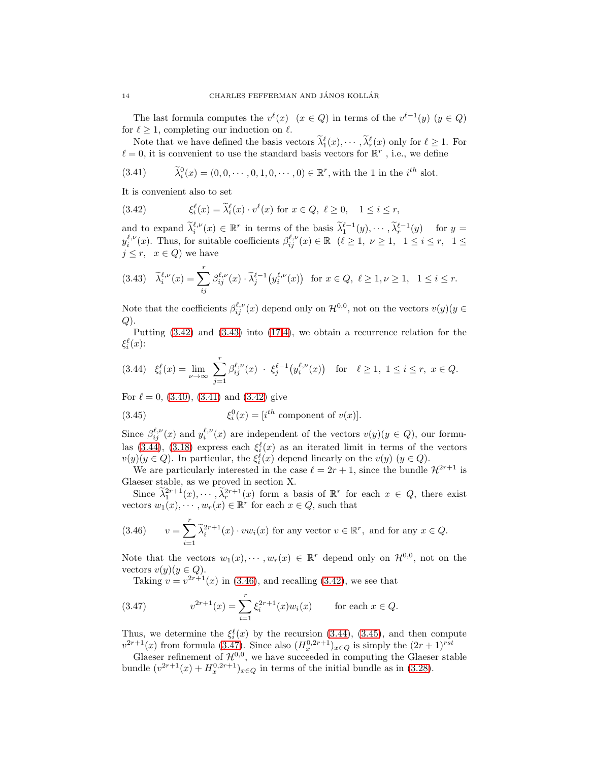The last formula computes the $v^\ell(x)$ $(x \in Q)$ in terms of the $v^{\ell-1}(y)$ $(y \in Q)$ for $\ell \geq 1$, completing our induction on $\ell$.

Note that we have defined the basis vectors $\widetilde{\lambda}_1^\ell(x), \cdots, \widetilde{\lambda}_r^\ell(x)$ only for $\ell \geq 1$. For $\ell = 0$, it is convenient to use the standard basis vectors for $\mathbb{R}^r$, i.e., we define

$$\widetilde{\lambda}_i^0(x) = (0, 0, \cdots, 0, 1, 0, \cdots, 0) \in \mathbb{R}^r, \text{with the 1 in the } i^{th} \text{ slot.} \tag{3.41}$$

It is convenient also to set

$$\xi_i^\ell(x) = \widetilde{\lambda}_i^\ell(x) \cdot v^\ell(x) \text{ for } x \in Q,\ \ell \geq 0, \quad 1 \leq i \leq r, \tag{3.42}$$

and to expand $\widetilde{\lambda}_i^{\ell,\nu}(x) \in \mathbb{R}^r$ in terms of the basis $\widetilde{\lambda}_1^{\ell-1}(y), \cdots, \widetilde{\lambda}_r^{\ell-1}(y)$ for $y = y_i^{\ell,\nu}(x)$. Thus, for suitable coefficients $\beta_{ij}^{\ell,\nu}(x) \in \mathbb{R}$ $(\ell \geq 1,\ \nu \geq 1,\ 1 \leq i \leq r,\ 1 \leq j \leq r,\ x \in Q)$ we have

$$\widetilde{\lambda}_i^{\ell,\nu}(x) = \sum_{ij}^{r} \beta_{ij}^{\ell,\nu}(x) \cdot \widetilde{\lambda}_j^{\ell-1}\big(y_i^{\ell,\nu}(x)\big) \quad \text{for } x \in Q,\ \ell \geq 1, \nu \geq 1, \quad 1 \leq i \leq r. \tag{3.43}$$

Note that the coefficients $\beta_{ij}^{\ell,\nu}(x)$ depend only on $\mathcal{H}^{0,0}$, not on the vectors $v(y)(y \in Q)$.

Putting (3.42) and (3.43) into (17.4), we obtain a recurrence relation for the $\xi_i^\ell(x)$:

$$\xi_i^\ell(x) = \lim_{\nu \to \infty} \sum_{j=1}^{r} \beta_{ij}^{\ell,\nu}(x) \ \cdot\ \xi_j^{\ell-1}\big(y_i^{\ell,\nu}(x)\big) \quad \text{for} \quad \ell \geq 1,\ 1 \leq i \leq r,\ x \in Q. \tag{3.44}$$

For $\ell = 0$, (3.40), (3.41) and (3.42) give

$$\xi_i^0(x) = [i^{th} \text{ component of } v(x)]. \tag{3.45}$$

Since $\beta_{ij}^{\ell,\nu}(x)$ and $y_i^{\ell,\nu}(x)$ are independent of the vectors $v(y)(y \in Q)$, our formulas (3.44), (3.18) express each $\xi_i^\ell(x)$ as an iterated limit in terms of the vectors $v(y)(y \in Q)$. In particular, the $\xi_i^\ell(x)$ depend linearly on the $v(y)$ $(y \in Q)$.

We are particularly interested in the case $\ell = 2r+1$, since the bundle $\mathcal{H}^{2r+1}$ is Glaeser stable, as we proved in section X.

Since $\widetilde{\lambda}_1^{2r+1}(x), \cdots, \widetilde{\lambda}_r^{2r+1}(x)$ form a basis of $\mathbb{R}^r$ for each $x \in Q$, there exist vectors $w_1(x), \cdots, w_r(x) \in \mathbb{R}^r$ for each $x \in Q$, such that

$$v = \sum_{i=1}^{r} \widetilde{\lambda}_i^{2r+1}(x) \cdot v w_i(x) \text{ for any vector } v \in \mathbb{R}^r, \text{ and for any } x \in Q. \tag{3.46}$$

Note that the vectors $w_1(x), \cdots, w_r(x) \in \mathbb{R}^r$ depend only on $\mathcal{H}^{0,0}$, not on the vectors $v(y)(y \in Q)$.

Taking $v = v^{2r+1}(x)$ in (3.46), and recalling (3.42), we see that

$$v^{2r+1}(x) = \sum_{i=1}^{r} \xi_i^{2r+1}(x) w_i(x) \qquad \text{for each } x \in Q. \tag{3.47}$$

Thus, we determine the $\xi_i^\ell(x)$ by the recursion (3.44), (3.45), and then compute $v^{2r+1}(x)$ from formula (3.47). Since also $(H_x^{0,2r+1})_{x \in Q}$ is simply the $(2r+1)^{rst}$

Glaeser refinement of $\mathcal{H}^{0,0}$, we have succeeded in computing the Glaeser stable bundle $(v^{2r+1}(x) + H_x^{0,2r+1})_{x \in Q}$ in terms of the initial bundle as in (3.28).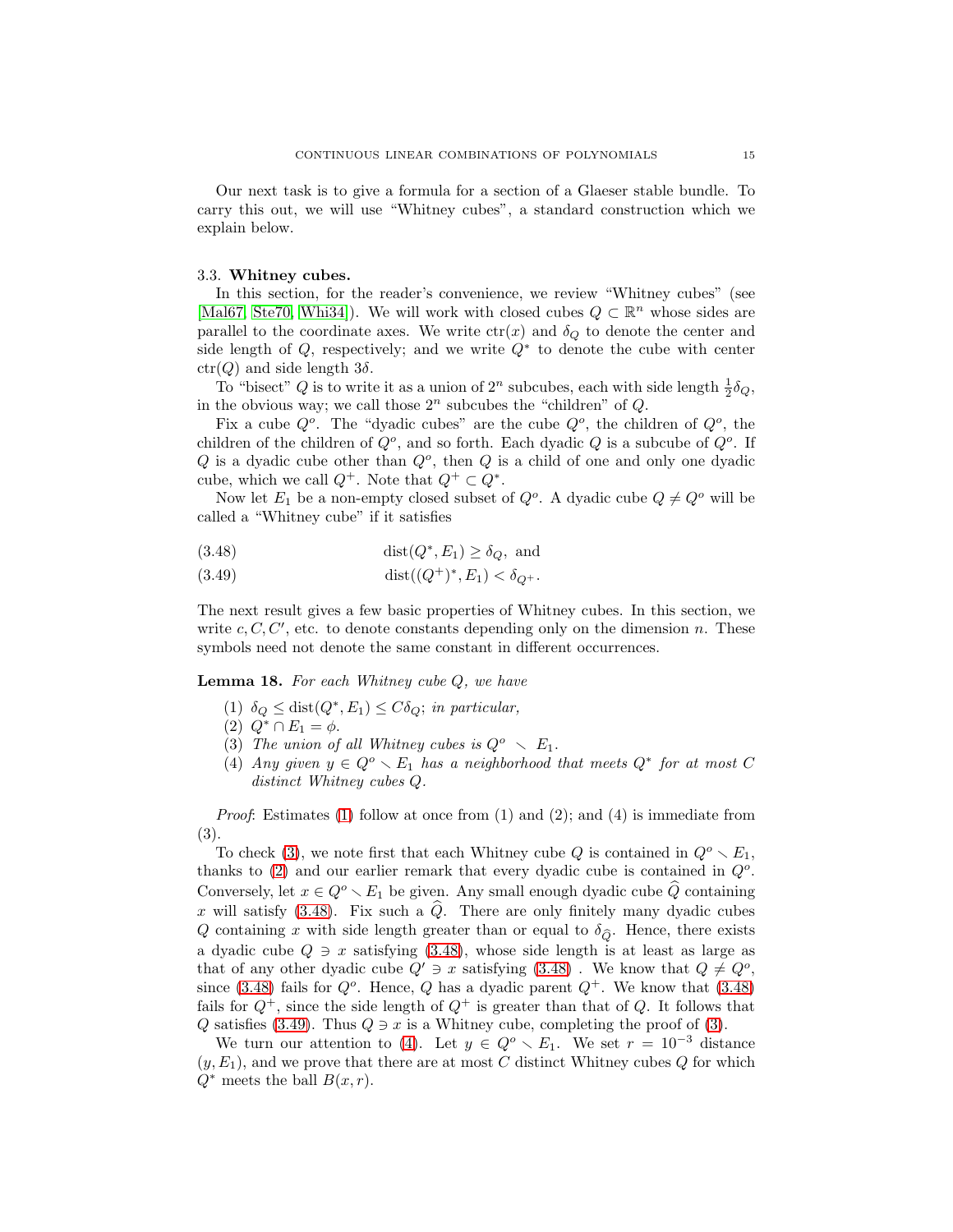Our next task is to give a formula for a section of a Glaeser stable bundle. To carry this out, we will use "Whitney cubes", a standard construction which we explain below.

### 3.3. Whitney cubes.

In this section, for the reader's convenience, we review "Whitney cubes" (see [Mal67, Ste70, Whi34]). We will work with closed cubes $Q \subset \mathbb{R}^n$ whose sides are parallel to the coordinate axes. We write $\mathrm{ctr}(x)$ and $\delta_Q$ to denote the center and side length of $Q$, respectively; and we write $Q^*$ to denote the cube with center $\mathrm{ctr}(Q)$ and side length $3\delta$.

To "bisect" $Q$ is to write it as a union of $2^n$ subcubes, each with side length $\frac{1}{2}\delta_Q$, in the obvious way; we call those $2^n$ subcubes the "children" of $Q$.

Fix a cube $Q^o$. The "dyadic cubes" are the cube $Q^o$, the children of $Q^o$, the children of the children of $Q^o$, and so forth. Each dyadic $Q$ is a subcube of $Q^o$. If $Q$ is a dyadic cube other than $Q^o$, then $Q$ is a child of one and only one dyadic cube, which we call $Q^+$. Note that $Q^+ \subset Q^*$.

Now let $E_1$ be a non-empty closed subset of $Q^o$. A dyadic cube $Q \neq Q^o$ will be called a "Whitney cube" if it satisfies

$$\mathrm{dist}(Q^*, E_1) \geq \delta_Q, \text{ and} \tag{3.48}$$

$$\mathrm{dist}((Q^+)^*, E_1) < \delta_{Q^+}. \tag{3.49}$$

The next result gives a few basic properties of Whitney cubes. In this section, we write $c, C, C'$, etc. to denote constants depending only on the dimension $n$. These symbols need not denote the same constant in different occurrences.

**Lemma 18.** *For each Whitney cube $Q$, we have*

1. $\delta_Q \leq \mathrm{dist}(Q^*, E_1) \leq C\delta_Q$; *in particular,*
2. $Q^* \cap E_1 = \phi$.
3. *The union of all Whitney cubes is $Q^o \smallsetminus E_1$.*
4. *Any given $y \in Q^o \smallsetminus E_1$ has a neighborhood that meets $Q^*$ for at most $C$ distinct Whitney cubes $Q$.*

*Proof*: Estimates (1) follow at once from (1) and (2); and (4) is immediate from (3).

To check (3), we note first that each Whitney cube $Q$ is contained in $Q^o \smallsetminus E_1$, thanks to (2) and our earlier remark that every dyadic cube is contained in $Q^o$. Conversely, let $x \in Q^o \smallsetminus E_1$ be given. Any small enough dyadic cube $\widehat{Q}$ containing $x$ will satisfy (3.48). Fix such a $\widehat{Q}$. There are only finitely many dyadic cubes $Q$ containing $x$ with side length greater than or equal to $\delta_{\widehat{Q}}$. Hence, there exists a dyadic cube $Q \ni x$ satisfying (3.48), whose side length is at least as large as that of any other dyadic cube $Q' \ni x$ satisfying (3.48) . We know that $Q \neq Q^o$, since (3.48) fails for $Q^o$. Hence, $Q$ has a dyadic parent $Q^+$. We know that (3.48) fails for $Q^+$, since the side length of $Q^+$ is greater than that of $Q$. It follows that $Q$ satisfies (3.49). Thus $Q \ni x$ is a Whitney cube, completing the proof of (3).

We turn our attention to (4). Let $y \in Q^o \smallsetminus E_1$. We set $r = 10^{-3}$ distance $(y, E_1)$, and we prove that there are at most $C$ distinct Whitney cubes $Q$ for which $Q^*$ meets the ball $B(x, r)$.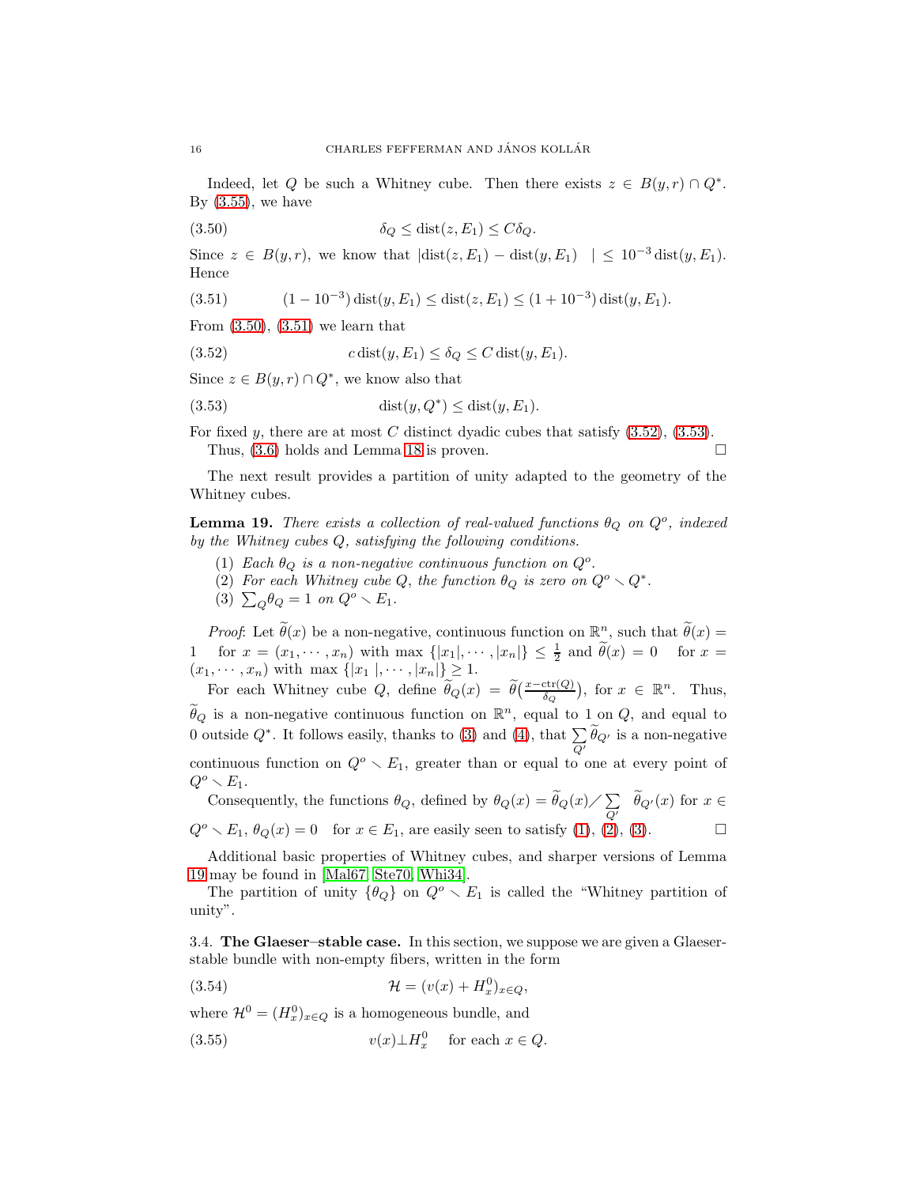Indeed, let $Q$ be such a Whitney cube. Then there exists $z \in B(y,r) \cap Q^*$. By (3.55), we have

$$\delta_Q \le \operatorname{dist}(z, E_1) \le C\delta_Q. \tag{3.50}$$

Since $z \in B(y,r)$, we know that $|\operatorname{dist}(z, E_1) - \operatorname{dist}(y, E_1) \quad | \le 10^{-3} \operatorname{dist}(y, E_1)$. Hence

$$(1 - 10^{-3}) \operatorname{dist}(y, E_1) \le \operatorname{dist}(z, E_1) \le (1 + 10^{-3}) \operatorname{dist}(y, E_1). \tag{3.51}$$

From (3.50), (3.51) we learn that

$$c \operatorname{dist}(y, E_1) \le \delta_Q \le C \operatorname{dist}(y, E_1). \tag{3.52}$$

Since $z \in B(y,r) \cap Q^*$, we know also that

$$\operatorname{dist}(y, Q^*) \le \operatorname{dist}(y, E_1). \tag{3.53}$$

For fixed $y$, there are at most $C$ distinct dyadic cubes that satisfy (3.52), (3.53).

Thus, (3.6) holds and Lemma 18 is proven. $\square$

The next result provides a partition of unity adapted to the geometry of the Whitney cubes.

**Lemma 19.** *There exists a collection of real-valued functions $\theta_Q$ on $Q^o$, indexed by the Whitney cubes $Q$, satisfying the following conditions.*

1. *Each $\theta_Q$ is a non-negative continuous function on $Q^o$.*
2. *For each Whitney cube $Q$, the function $\theta_Q$ is zero on $Q^o \setminus Q^*$.*
3. *$\sum_Q \theta_Q = 1$ on $Q^o \setminus E_1$.*

*Proof*: Let $\widetilde{\theta}(x)$ be a non-negative, continuous function on $\mathbb{R}^n$, such that $\widetilde{\theta}(x) = 1$ for $x = (x_1, \cdots, x_n)$ with $\max\{|x_1|, \cdots, |x_n|\} \le \frac{1}{2}$ and $\widetilde{\theta}(x) = 0$ for $x = (x_1, \cdots, x_n)$ with $\max\{|x_1|, \cdots, |x_n|\} \ge 1$.

For each Whitney cube $Q$, define $\widetilde{\theta}_Q(x) = \widetilde{\theta}\left(\frac{x - \operatorname{ctr}(Q)}{\delta_Q}\right)$, for $x \in \mathbb{R}^n$. Thus, $\widetilde{\theta}_Q$ is a non-negative continuous function on $\mathbb{R}^n$, equal to 1 on $Q$, and equal to 0 outside $Q^*$. It follows easily, thanks to (3) and (4), that $\sum_{Q'} \widetilde{\theta}_{Q'}$ is a non-negative continuous function on $Q^o \setminus E_1$, greater than or equal to one at every point of $Q^o \setminus E_1$.

Consequently, the functions $\theta_Q$, defined by $\theta_Q(x) = \widetilde{\theta}_Q(x) / \sum_{Q'} \widetilde{\theta}_{Q'}(x)$ for $x \in Q^o \setminus E_1$, $\theta_Q(x) = 0$ for $x \in E_1$, are easily seen to satisfy (1), (2), (3). $\square$

Additional basic properties of Whitney cubes, and sharper versions of Lemma 19 may be found in [Mal67, Ste70, Whi34].

The partition of unity $\{\theta_Q\}$ on $Q^o \setminus E_1$ is called the "Whitney partition of unity".

### 3.4. The Glaeser–stable case.

In this section, we suppose we are given a Glaeser-stable bundle with non-empty fibers, written in the form

$$\mathcal{H} = (v(x) + H_x^0)_{x \in Q}, \tag{3.54}$$

where $\mathcal{H}^0 = (H_x^0)_{x \in Q}$ is a homogeneous bundle, and

$$v(x) \perp H_x^0 \quad \text{for each } x \in Q. \tag{3.55}$$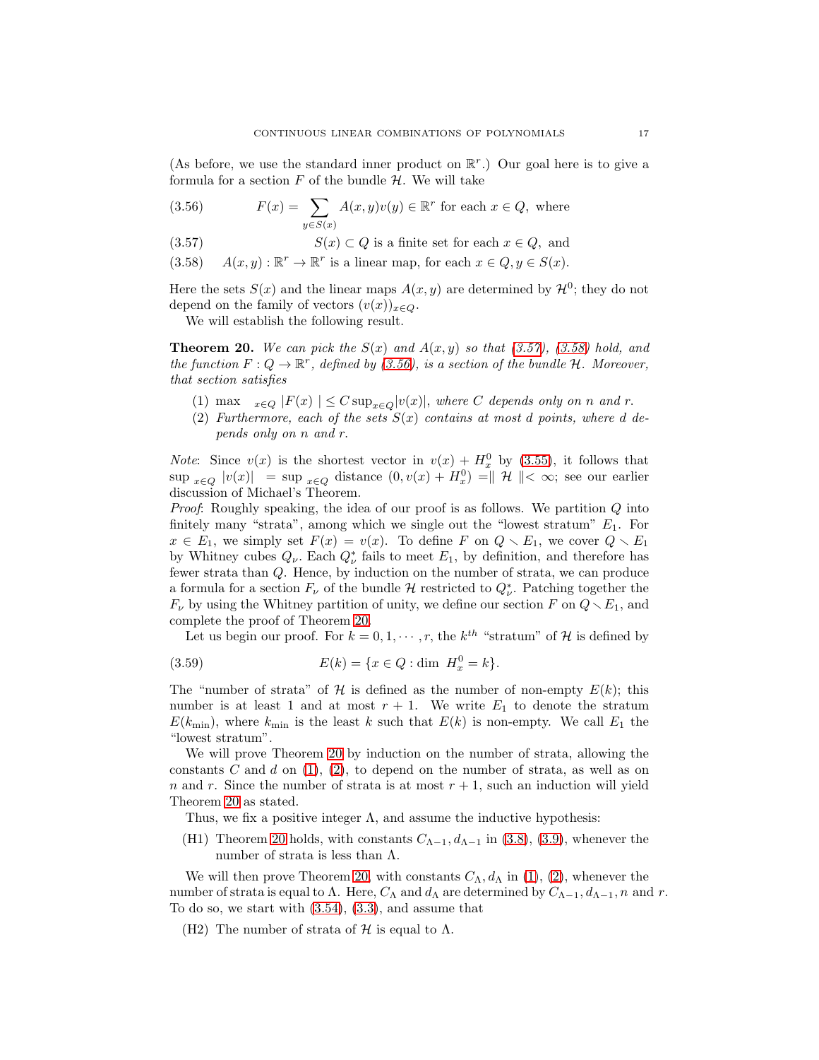(As before, we use the standard inner product on $\mathbb{R}^r$.) Our goal here is to give a formula for a section $F$ of the bundle $\mathcal{H}$. We will take

$$F(x) = \sum_{y \in S(x)} A(x,y)v(y) \in \mathbb{R}^r \text{ for each } x \in Q, \text{ where} \tag{3.56}$$

$$S(x) \subset Q \text{ is a finite set for each } x \in Q, \text{ and} \tag{3.57}$$

$$A(x,y) : \mathbb{R}^r \to \mathbb{R}^r \text{ is a linear map, for each } x \in Q, y \in S(x). \tag{3.58}$$

Here the sets $S(x)$ and the linear maps $A(x,y)$ are determined by $\mathcal{H}^0$; they do not depend on the family of vectors $(v(x))_{x \in Q}$.

We will establish the following result.

**Theorem 20.** *We can pick the $S(x)$ and $A(x,y)$ so that (3.57), (3.58) hold, and the function $F : Q \to \mathbb{R}^r$, defined by (3.56), is a section of the bundle $\mathcal{H}$. Moreover, that section satisfies*

1. $\max_{x \in Q} |F(x)| \leq C \sup_{x \in Q} |v(x)|$, *where $C$ depends only on $n$ and $r$.*
2. *Furthermore, each of the sets $S(x)$ contains at most $d$ points, where $d$ depends only on $n$ and $r$.*

*Note*: Since $v(x)$ is the shortest vector in $v(x) + H_x^0$ by (3.55), it follows that $\sup_{x \in Q} |v(x)| = \sup_{x \in Q}$ distance $(0, v(x) + H_x^0) = \| \mathcal{H} \| < \infty$; see our earlier discussion of Michael's Theorem.

*Proof*: Roughly speaking, the idea of our proof is as follows. We partition $Q$ into finitely many "strata", among which we single out the "lowest stratum" $E_1$. For $x \in E_1$, we simply set $F(x) = v(x)$. To define $F$ on $Q \setminus E_1$, we cover $Q \setminus E_1$ by Whitney cubes $Q_\nu$. Each $Q_\nu^*$ fails to meet $E_1$, by definition, and therefore has fewer strata than $Q$. Hence, by induction on the number of strata, we can produce a formula for a section $F_\nu$ of the bundle $\mathcal{H}$ restricted to $Q_\nu^*$. Patching together the $F_\nu$ by using the Whitney partition of unity, we define our section $F$ on $Q \setminus E_1$, and complete the proof of Theorem 20.

Let us begin our proof. For $k = 0, 1, \cdots, r$, the $k^{th}$ "stratum" of $\mathcal{H}$ is defined by

$$E(k) = \{x \in Q : \dim\ H_x^0 = k\}. \tag{3.59}$$

The "number of strata" of $\mathcal{H}$ is defined as the number of non-empty $E(k)$; this number is at least 1 and at most $r+1$. We write $E_1$ to denote the stratum $E(k_{\min})$, where $k_{\min}$ is the least $k$ such that $E(k)$ is non-empty. We call $E_1$ the "lowest stratum".

We will prove Theorem 20 by induction on the number of strata, allowing the constants $C$ and $d$ on (1), (2), to depend on the number of strata, as well as on $n$ and $r$. Since the number of strata is at most $r+1$, such an induction will yield Theorem 20 as stated.

Thus, we fix a positive integer $\Lambda$, and assume the inductive hypothesis:

(H1) Theorem 20 holds, with constants $C_{\Lambda-1}, d_{\Lambda-1}$ in (3.8), (3.9), whenever the number of strata is less than $\Lambda$.

We will then prove Theorem 20, with constants $C_\Lambda, d_\Lambda$ in (1), (2), whenever the number of strata is equal to $\Lambda$. Here, $C_\Lambda$ and $d_\Lambda$ are determined by $C_{\Lambda-1}, d_{\Lambda-1}, n$ and $r$. To do so, we start with (3.54), (3.3), and assume that

(H2) The number of strata of $\mathcal{H}$ is equal to $\Lambda$.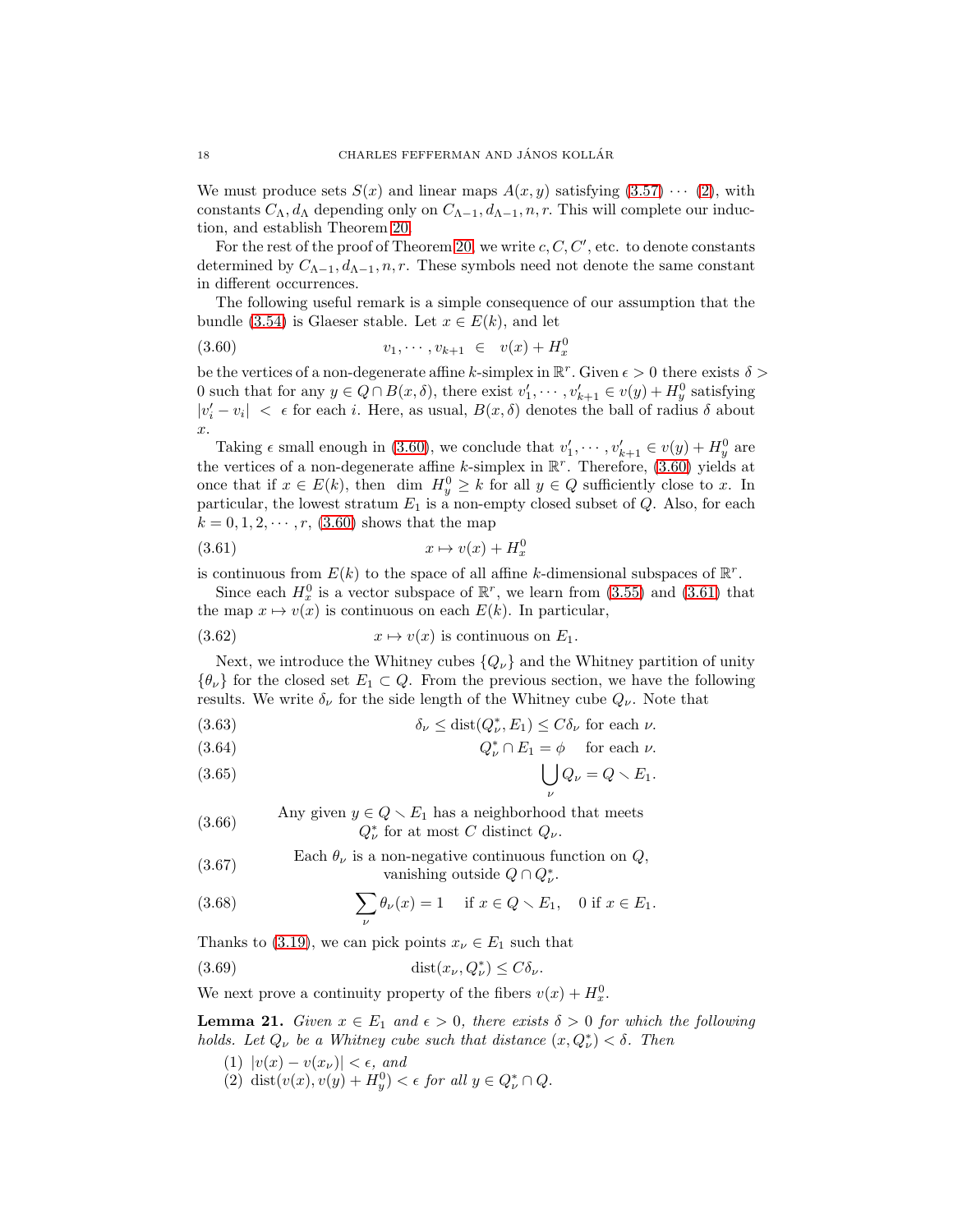We must produce sets $S(x)$ and linear maps $A(x,y)$ satisfying (3.57) $\cdots$ (2), with constants $C_\Lambda, d_\Lambda$ depending only on $C_{\Lambda-1}, d_{\Lambda-1}, n, r$. This will complete our induction, and establish Theorem 20.

For the rest of the proof of Theorem 20, we write $c, C, C'$, etc. to denote constants determined by $C_{\Lambda-1}, d_{\Lambda-1}, n, r$. These symbols need not denote the same constant in different occurrences.

The following useful remark is a simple consequence of our assumption that the bundle (3.54) is Glaeser stable. Let $x \in E(k)$, and let

$$v_1, \cdots, v_{k+1} \in v(x) + H_x^0 \tag{3.60}$$

be the vertices of a non-degenerate affine $k$-simplex in $\mathbb{R}^r$. Given $\epsilon > 0$ there exists $\delta > 0$ such that for any $y \in Q \cap B(x,\delta)$, there exist $v_1', \cdots, v_{k+1}' \in v(y) + H_y^0$ satisfying $|v_i' - v_i| < \epsilon$ for each $i$. Here, as usual, $B(x,\delta)$ denotes the ball of radius $\delta$ about $x$.

Taking $\epsilon$ small enough in (3.60), we conclude that $v_1', \cdots, v_{k+1}' \in v(y) + H_y^0$ are the vertices of a non-degenerate affine $k$-simplex in $\mathbb{R}^r$. Therefore, (3.60) yields at once that if $x \in E(k)$, then $\dim H_y^0 \geq k$ for all $y \in Q$ sufficiently close to $x$. In particular, the lowest stratum $E_1$ is a non-empty closed subset of $Q$. Also, for each $k = 0, 1, 2, \cdots, r$, (3.60) shows that the map

$$x \mapsto v(x) + H_x^0 \tag{3.61}$$

is continuous from $E(k)$ to the space of all affine $k$-dimensional subspaces of $\mathbb{R}^r$.

Since each $H_x^0$ is a vector subspace of $\mathbb{R}^r$, we learn from (3.55) and (3.61) that the map $x \mapsto v(x)$ is continuous on each $E(k)$. In particular,

$$x \mapsto v(x) \text{ is continuous on } E_1. \tag{3.62}$$

Next, we introduce the Whitney cubes $\{Q_\nu\}$ and the Whitney partition of unity $\{\theta_\nu\}$ for the closed set $E_1 \subset Q$. From the previous section, we have the following results. We write $\delta_\nu$ for the side length of the Whitney cube $Q_\nu$. Note that

$$\delta_\nu \leq \operatorname{dist}(Q_\nu^*, E_1) \leq C\delta_\nu \text{ for each } \nu. \tag{3.63}$$

$$Q_\nu^* \cap E_1 = \phi \quad \text{for each } \nu. \tag{3.64}$$

$$\bigcup_\nu Q_\nu = Q \setminus E_1. \tag{3.65}$$

$$\text{Any given } y \in Q \setminus E_1 \text{ has a neighborhood that meets } Q_\nu^* \text{ for at most } C \text{ distinct } Q_\nu. \tag{3.66}$$

$$\text{Each } \theta_\nu \text{ is a non-negative continuous function on } Q, \text{ vanishing outside } Q \cap Q_\nu^*. \tag{3.67}$$

$$\sum_\nu \theta_\nu(x) = 1 \quad \text{if } x \in Q \setminus E_1, \quad 0 \text{ if } x \in E_1. \tag{3.68}$$

Thanks to (3.19), we can pick points $x_\nu \in E_1$ such that

$$\operatorname{dist}(x_\nu, Q_\nu^*) \leq C\delta_\nu. \tag{3.69}$$

We next prove a continuity property of the fibers $v(x) + H_x^0$.

**Lemma 21.** *Given $x \in E_1$ and $\epsilon > 0$, there exists $\delta > 0$ for which the following holds. Let $Q_\nu$ be a Whitney cube such that distance $(x, Q_\nu^*) < \delta$. Then*

1. *$|v(x) - v(x_\nu)| < \epsilon$, and*
2. *$\operatorname{dist}(v(x), v(y) + H_y^0) < \epsilon$ for all $y \in Q_\nu^* \cap Q$.*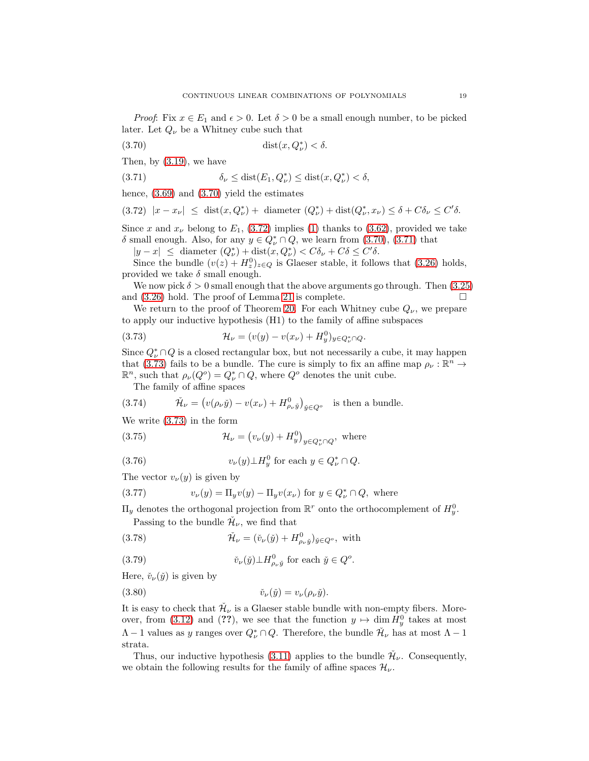*Proof*: Fix $x \in E_1$ and $\epsilon > 0$. Let $\delta > 0$ be a small enough number, to be picked later. Let $Q_\nu$ be a Whitney cube such that

$$\operatorname{dist}(x, Q_\nu^*) < \delta. \tag{3.70}$$

Then, by (3.19), we have

$$\delta_\nu \leq \operatorname{dist}(E_1, Q_\nu^*) \leq \operatorname{dist}(x, Q_\nu^*) < \delta, \tag{3.71}$$

hence, (3.69) and (3.70) yield the estimates

$$|x - x_\nu| \ \leq \ \operatorname{dist}(x, Q_\nu^*) + \ \text{diameter } (Q_\nu^*) + \operatorname{dist}(Q_\nu^*, x_\nu) \leq \delta + C\delta_\nu \leq C'\delta. \tag{3.72}$$

Since $x$ and $x_\nu$ belong to $E_1$, (3.72) implies (1) thanks to (3.62), provided we take $\delta$ small enough. Also, for any $y \in Q_\nu^* \cap Q$, we learn from (3.70), (3.71) that $|y - x| \ \leq \ \text{diameter } (Q_\nu^*) + \operatorname{dist}(x, Q_\nu^*) < C\delta_\nu + C\delta \leq C'\delta.$

Since the bundle $(v(z) + H_z^0)_{z \in Q}$ is Glaeser stable, it follows that (3.26) holds, provided we take $\delta$ small enough.

We now pick $\delta > 0$ small enough that the above arguments go through. Then (3.25) and (3.26) hold. The proof of Lemma 21 is complete. □

We return to the proof of Theorem 20. For each Whitney cube $Q_\nu$, we prepare to apply our inductive hypothesis (H1) to the family of affine subspaces

$$\mathcal{H}_\nu = (v(y) - v(x_\nu) + H_y^0)_{y \in Q_\nu^* \cap Q}. \tag{3.73}$$

Since $Q_\nu^* \cap Q$ is a closed rectangular box, but not necessarily a cube, it may happen that (3.73) fails to be a bundle. The cure is simply to fix an affine map $\rho_\nu : \mathbb{R}^n \to \mathbb{R}^n$, such that $\rho_\nu(Q^o) = Q_\nu^* \cap Q$, where $Q^o$ denotes the unit cube.

The family of affine spaces

$$\check{\mathcal{H}}_\nu = \big(v(\rho_\nu \check{y}) - v(x_\nu) + H_{\rho_\nu \check{y}}^0\big)_{\check{y} \in Q^o} \quad \text{is then a bundle.} \tag{3.74}$$

We write (3.73) in the form

$$\mathcal{H}_\nu = \big(v_\nu(y) + H_y^0\big)_{y \in Q_\nu^* \cap Q}, \text{ where} \tag{3.75}$$

$$v_\nu(y) \perp H_y^0 \text{ for each } y \in Q_\nu^* \cap Q. \tag{3.76}$$

The vector $v_\nu(y)$ is given by

$$v_\nu(y) = \Pi_y v(y) - \Pi_y v(x_\nu) \text{ for } y \in Q_\nu^* \cap Q, \text{ where} \tag{3.77}$$

$\Pi_y$ denotes the orthogonal projection from $\mathbb{R}^r$ onto the orthocomplement of $H_y^0$.

Passing to the bundle $\check{\mathcal{H}}_\nu$, we find that

$$\check{\mathcal{H}}_\nu = (\check{v}_\nu(\check{y}) + H_{\rho_\nu \check{y}}^0)_{\check{y} \in Q^o}, \text{ with} \tag{3.78}$$

$$\check{v}_\nu(\check{y}) \perp H_{\rho_\nu \check{y}}^0 \text{ for each } \check{y} \in Q^o. \tag{3.79}$$

Here, $\check{v}_\nu(\check{y})$ is given by

$$\check{v}_\nu(\check{y}) = v_\nu(\rho_\nu \check{y}). \tag{3.80}$$

It is easy to check that $\check{\mathcal{H}}_\nu$ is a Glaeser stable bundle with non-empty fibers. Moreover, from (3.12) and (**??**), we see that the function $y \mapsto \dim H_y^0$ takes at most $\Lambda - 1$ values as $y$ ranges over $Q_\nu^* \cap Q$. Therefore, the bundle $\check{\mathcal{H}}_\nu$ has at most $\Lambda - 1$ strata.

Thus, our inductive hypothesis (3.11) applies to the bundle $\check{\mathcal{H}}_\nu$. Consequently, we obtain the following results for the family of affine spaces $\mathcal{H}_\nu$.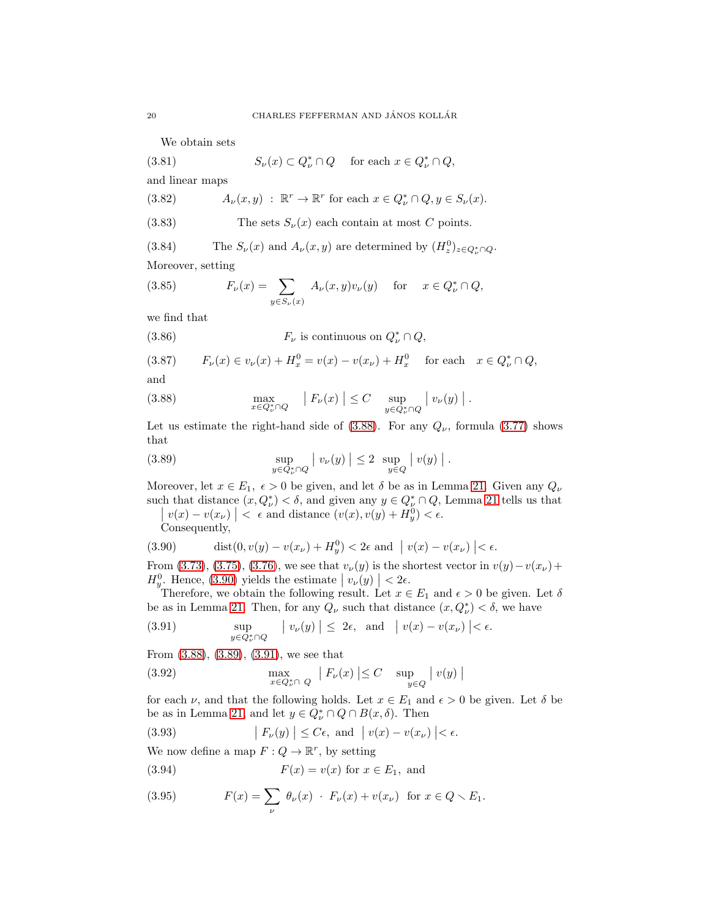We obtain sets

$$S_\nu(x) \subset Q_\nu^* \cap Q \quad \text{for each } x \in Q_\nu^* \cap Q, \tag{3.81}$$

and linear maps

$$A_\nu(x,y) \ : \ \mathbb{R}^r \to \mathbb{R}^r \text{ for each } x \in Q_\nu^* \cap Q, y \in S_\nu(x). \tag{3.82}$$

$$\text{The sets } S_\nu(x) \text{ each contain at most } C \text{ points.} \tag{3.83}$$

$$\text{The } S_\nu(x) \text{ and } A_\nu(x,y) \text{ are determined by } (H_z^0)_{z \in Q_\nu^* \cap Q}. \tag{3.84}$$

Moreover, setting

$$F_\nu(x) = \sum_{y \in S_\nu(x)} A_\nu(x,y) v_\nu(y) \quad \text{for} \quad x \in Q_\nu^* \cap Q, \tag{3.85}$$

we find that

$$F_\nu \text{ is continuous on } Q_\nu^* \cap Q, \tag{3.86}$$

$$F_\nu(x) \in v_\nu(x) + H_x^0 = v(x) - v(x_\nu) + H_x^0 \quad \text{for each} \quad x \in Q_\nu^* \cap Q, \tag{3.87}$$

and

$$\max_{x \in Q_\nu^* \cap Q} \ \left| \, F_\nu(x) \, \right| \le C \sup_{y \in Q_\nu^* \cap Q} \left| \, v_\nu(y) \, \right| . \tag{3.88}$$

Let us estimate the right-hand side of (3.88). For any $Q_\nu$, formula (3.77) shows that

$$\sup_{y \in Q_\nu^* \cap Q} \left| \, v_\nu(y) \, \right| \le 2 \ \sup_{y \in Q} \left| \, v(y) \, \right| . \tag{3.89}$$

Moreover, let $x \in E_1$, $\epsilon > 0$ be given, and let $\delta$ be as in Lemma 21. Given any $Q_\nu$ such that distance $(x, Q_\nu^*) < \delta$, and given any $y \in Q_\nu^* \cap Q$, Lemma 21 tells us that $\left| \, v(x) - v(x_\nu) \, \right| < \epsilon$ and distance $(v(x), v(y) + H_y^0) < \epsilon$.

Consequently,

$$\operatorname{dist}(0, v(y) - v(x_\nu) + H_y^0) < 2\epsilon \text{ and } \left| \, v(x) - v(x_\nu) \, \right| < \epsilon. \tag{3.90}$$

From (3.73), (3.75), (3.76), we see that $v_\nu(y)$ is the shortest vector in $v(y) - v(x_\nu) + H_y^0$. Hence, (3.90) yields the estimate $\left| \, v_\nu(y) \, \right| < 2\epsilon$.

Therefore, we obtain the following result. Let $x \in E_1$ and $\epsilon > 0$ be given. Let $\delta$ be as in Lemma 21. Then, for any $Q_\nu$ such that distance $(x, Q_\nu^*) < \delta$, we have

$$\sup_{y \in Q_\nu^* \cap Q} \ \left| \, v_\nu(y) \, \right| \le \ 2\epsilon, \ \text{ and } \ \left| \, v(x) - v(x_\nu) \, \right| < \epsilon. \tag{3.91}$$

From (3.88), (3.89), (3.91), we see that

$$\max_{x \in Q_\nu^* \cap \ Q} \ \left| \, F_\nu(x) \, \right| \le C \ \sup_{y \in Q} \left| \, v(y) \, \right| \tag{3.92}$$

for each $\nu$, and that the following holds. Let $x \in E_1$ and $\epsilon > 0$ be given. Let $\delta$ be be as in Lemma 21, and let $y \in Q_\nu^* \cap Q \cap B(x, \delta)$. Then

$$\left| \, F_\nu(y) \, \right| \le C\epsilon, \text{ and } \left| \, v(x) - v(x_\nu) \, \right| < \epsilon. \tag{3.93}$$

We now define a map $F : Q \to \mathbb{R}^r$, by setting

$$F(x) = v(x) \text{ for } x \in E_1, \text{ and} \tag{3.94}$$

$$F(x) = \sum_\nu \theta_\nu(x) \ \cdot \ F_\nu(x) + v(x_\nu) \ \text{ for } x \in Q \smallsetminus E_1. \tag{3.95}$$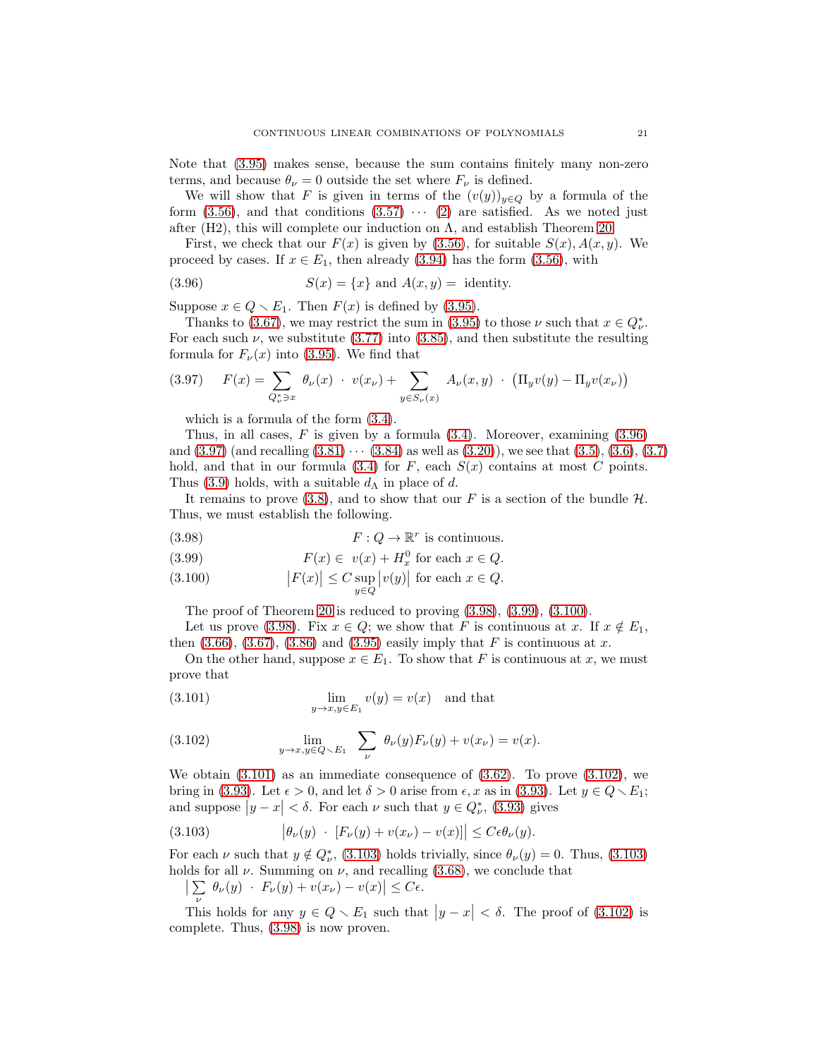Note that (3.95) makes sense, because the sum contains finitely many non-zero terms, and because $\theta_\nu = 0$ outside the set where $F_\nu$ is defined.

We will show that $F$ is given in terms of the $(v(y))_{y\in Q}$ by a formula of the form (3.56), and that conditions (3.57) $\cdots$ (2) are satisfied. As we noted just after (H2), this will complete our induction on $\Lambda$, and establish Theorem 20.

First, we check that our $F(x)$ is given by (3.56), for suitable $S(x), A(x,y)$. We proceed by cases. If $x \in E_1$, then already (3.94) has the form (3.56), with

$$S(x) = \{x\} \text{ and } A(x,y) = \text{ identity.} \tag{3.96}$$

Suppose $x \in Q \setminus E_1$. Then $F(x)$ is defined by (3.95).

Thanks to (3.67), we may restrict the sum in (3.95) to those $\nu$ such that $x \in Q_\nu^*$. For each such $\nu$, we substitute (3.77) into (3.85), and then substitute the resulting formula for $F_\nu(x)$ into (3.95). We find that

$$F(x) = \sum_{Q_\nu^* \ni x} \theta_\nu(x) \cdot v(x_\nu) + \sum_{y \in S_\nu(x)} A_\nu(x,y) \cdot \left(\Pi_y v(y) - \Pi_y v(x_\nu)\right) \tag{3.97}$$

which is a formula of the form (3.4).

Thus, in all cases, $F$ is given by a formula (3.4). Moreover, examining (3.96) and (3.97) (and recalling (3.81) $\cdots$ (3.84) as well as (3.20)), we see that (3.5), (3.6), (3.7) hold, and that in our formula (3.4) for $F$, each $S(x)$ contains at most $C$ points. Thus (3.9) holds, with a suitable $d_\Lambda$ in place of $d$.

It remains to prove (3.8), and to show that our $F$ is a section of the bundle $\mathcal{H}$. Thus, we must establish the following.

$$F : Q \to \mathbb{R}^r \text{ is continuous.} \tag{3.98}$$

$$F(x) \in v(x) + H_x^0 \text{ for each } x \in Q. \tag{3.99}$$

$$\left|F(x)\right| \le C \sup_{y\in Q} \left|v(y)\right| \text{ for each } x \in Q. \tag{3.100}$$

The proof of Theorem 20 is reduced to proving (3.98), (3.99), (3.100).

Let us prove (3.98). Fix $x \in Q$; we show that $F$ is continuous at $x$. If $x \notin E_1$, then (3.66), (3.67), (3.86) and (3.95) easily imply that $F$ is continuous at $x$.

On the other hand, suppose $x \in E_1$. To show that $F$ is continuous at $x$, we must prove that

$$\lim_{y \to x, y \in E_1} v(y) = v(x) \quad \text{and that} \tag{3.101}$$

$$\lim_{y \to x, y \in Q \setminus E_1} \sum_\nu \theta_\nu(y) F_\nu(y) + v(x_\nu) = v(x). \tag{3.102}$$

We obtain (3.101) as an immediate consequence of (3.62). To prove (3.102), we bring in (3.93). Let $\epsilon > 0$, and let $\delta > 0$ arise from $\epsilon, x$ as in (3.93). Let $y \in Q \setminus E_1$; and suppose $\left|y - x\right| < \delta$. For each $\nu$ such that $y \in Q_\nu^*$, (3.93) gives

$$\left|\theta_\nu(y) \cdot \left[F_\nu(y) + v(x_\nu) - v(x)\right]\right| \le C\epsilon\theta_\nu(y). \tag{3.103}$$

For each $\nu$ such that $y \notin Q_\nu^*$, (3.103) holds trivially, since $\theta_\nu(y) = 0$. Thus, (3.103) holds for all $\nu$. Summing on $\nu$, and recalling (3.68), we conclude that $\left|\sum_\nu \theta_\nu(y) \cdot F_\nu(y) + v(x_\nu) - v(x)\right| \le C\epsilon$.

This holds for any $y \in Q \setminus E_1$ such that $\left|y - x\right| < \delta$. The proof of (3.102) is complete. Thus, (3.98) is now proven.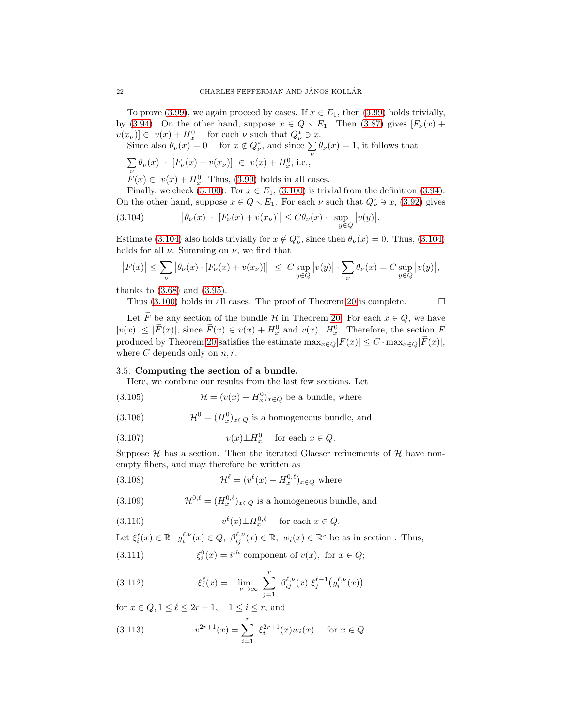To prove (3.99), we again proceed by cases. If $x \in E_1$, then (3.99) holds trivially, by (3.94). On the other hand, suppose $x \in Q \setminus E_1$. Then (3.87) gives $[F_\nu(x) + v(x_\nu)] \in\ v(x) + H^0_x$ for each $\nu$ such that $Q^*_\nu \ni x$.

Since also $\theta_\nu(x) = 0$ for $x \notin Q^*_\nu$, and since $\sum_\nu \theta_\nu(x) = 1$, it follows that

$\sum_\nu \theta_\nu(x)\ \cdot\ [F_\nu(x) + v(x_\nu)]\ \in\ v(x) + H^0_x$, i.e.,

$F(x) \in\ v(x) + H^0_x$. Thus, (3.99) holds in all cases.

Finally, we check (3.100). For $x \in E_1$, (3.100) is trivial from the definition (3.94). On the other hand, suppose $x \in Q \setminus E_1$. For each $\nu$ such that $Q^*_\nu \ni x$, (3.92) gives

$$\big|\theta_\nu(x)\ \cdot\ [F_\nu(x) + v(x_\nu)]\big| \le C\theta_\nu(x) \cdot \sup_{y\in Q} \big|v(y)\big|. \tag{3.104}$$

Estimate (3.104) also holds trivially for $x \notin Q^*_\nu$, since then $\theta_\nu(x) = 0$. Thus, (3.104) holds for all $\nu$. Summing on $\nu$, we find that

$$\big|F(x)\big| \le \sum_\nu \big|\theta_\nu(x) \cdot [F_\nu(x) + v(x_\nu)]\big|\ \le\ C \sup_{y\in Q}\big|v(y)\big| \cdot \sum_\nu \theta_\nu(x) = C\sup_{y\in Q}\big|v(y)\big|,$$

thanks to (3.68) and (3.95).

Thus (3.100) holds in all cases. The proof of Theorem 20 is complete. □

Let $\widetilde{F}$ be any section of the bundle $\mathcal{H}$ in Theorem 20. For each $x \in Q$, we have $|v(x)| \le |\widetilde{F}(x)|$, since $\widetilde{F}(x) \in v(x) + H^0_x$ and $v(x) \perp H^0_x$. Therefore, the section $F$ produced by Theorem 20 satisfies the estimate $\max_{x\in Q}|F(x)| \le C \cdot \max_{x\in Q}|\widetilde{F}(x)|$, where $C$ depends only on $n, r$.

### 3.5. Computing the section of a bundle.

Here, we combine our results from the last few sections. Let

$$\mathcal{H} = (v(x) + H^0_x)_{x\in Q} \text{ be a bundle, where} \tag{3.105}$$

$$\mathcal{H}^0 = (H^0_x)_{x\in Q} \text{ is a homogeneous bundle, and} \tag{3.106}$$

$$v(x) \perp H^0_x \quad \text{for each } x \in Q. \tag{3.107}$$

Suppose $\mathcal{H}$ has a section. Then the iterated Glaeser refinements of $\mathcal{H}$ have non-empty fibers, and may therefore be written as

$$\mathcal{H}^\ell = (v^\ell(x) + H^{0,\ell}_x)_{x\in Q} \text{ where} \tag{3.108}$$

$$\mathcal{H}^{0,\ell} = (H^{0,\ell}_x)_{x\in Q} \text{ is a homogeneous bundle, and} \tag{3.109}$$

$$v^\ell(x) \perp H^{0,\ell}_x \quad \text{for each } x \in Q. \tag{3.110}$$

Let $\xi^\ell_i(x) \in \mathbb{R},\ y^{\ell,\nu}_i(x) \in Q,\ \beta^{\ell,\nu}_{ij}(x) \in \mathbb{R},\ w_i(x) \in \mathbb{R}^r$ be as in section . Thus,

$$\xi^0_i(x) = i^{th} \text{ component of } v(x), \text{ for } x \in Q; \tag{3.111}$$

$$\xi^\ell_i(x) = \lim_{\nu\to\infty} \sum_{j=1}^r \beta^{\ell,\nu}_{ij}(x)\ \xi^{\ell-1}_j\big(y^{\ell,\nu}_i(x)\big) \tag{3.112}$$

for $x \in Q, 1 \le \ell \le 2r+1,\quad 1 \le i \le r$, and

$$v^{2r+1}(x) = \sum_{i=1}^r \xi^{2r+1}_i(x) w_i(x) \quad \text{for } x \in Q. \tag{3.113}$$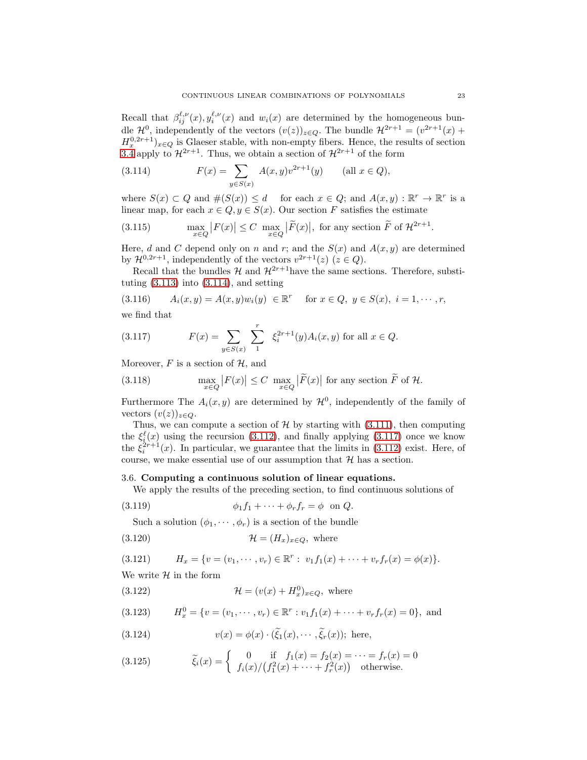Recall that $\beta_{ij}^{\ell,\nu}(x), y_i^{\ell,\nu}(x)$ and $w_i(x)$ are determined by the homogeneous bundle $\mathcal{H}^0$, independently of the vectors $(v(z))_{z\in Q}$. The bundle $\mathcal{H}^{2r+1} = (v^{2r+1}(x) + H_x^{0,2r+1})_{x\in Q}$ is Glaeser stable, with non-empty fibers. Hence, the results of section 3.4 apply to $\mathcal{H}^{2r+1}$. Thus, we obtain a section of $\mathcal{H}^{2r+1}$ of the form

$$F(x) = \sum_{y\in S(x)} A(x,y)v^{2r+1}(y) \qquad \text{(all } x \in Q), \tag{3.114}$$

where $S(x) \subset Q$ and $\#(S(x)) \leq d$ for each $x \in Q$; and $A(x,y) : \mathbb{R}^r \to \mathbb{R}^r$ is a linear map, for each $x \in Q, y \in S(x)$. Our section $F$ satisfies the estimate

$$\max_{x\in Q} \left|F(x)\right| \leq C \max_{x\in Q} \left|\widetilde{F}(x)\right|, \text{ for any section } \widetilde{F} \text{ of } \mathcal{H}^{2r+1}. \tag{3.115}$$

Here, $d$ and $C$ depend only on $n$ and $r$; and the $S(x)$ and $A(x,y)$ are determined by $\mathcal{H}^{0,2r+1}$, independently of the vectors $v^{2r+1}(z)$ $(z \in Q)$.

Recall that the bundles $\mathcal{H}$ and $\mathcal{H}^{2r+1}$have the same sections. Therefore, substituting (3.113) into (3.114), and setting

$$A_i(x,y) = A(x,y)w_i(y) \in \mathbb{R}^r \quad \text{ for } x \in Q,\ y \in S(x),\ i = 1, \cdots, r, \tag{3.116}$$

we find that

$$F(x) = \sum_{y\in S(x)} \sum_{1}^{r} \xi_i^{2r+1}(y) A_i(x,y) \text{ for all } x \in Q. \tag{3.117}$$

Moreover, $F$ is a section of $\mathcal{H}$, and

$$\max_{x\in Q} \left|F(x)\right| \leq C \max_{x\in Q} \left|\widetilde{F}(x)\right| \text{ for any section } \widetilde{F} \text{ of } \mathcal{H}. \tag{3.118}$$

Furthermore The $A_i(x,y)$ are determined by $\mathcal{H}^0$, independently of the family of vectors $(v(z))_{z\in Q}$.

Thus, we can compute a section of $\mathcal{H}$ by starting with (3.111), then computing the $\xi_i^\ell(x)$ using the recursion (3.112), and finally applying (3.117) once we know the $\xi_i^{2r+1}(x)$. In particular, we guarantee that the limits in (3.112) exist. Here, of course, we make essential use of our assumption that $\mathcal{H}$ has a section.

### 3.6. Computing a continuous solution of linear equations.

We apply the results of the preceding section, to find continuous solutions of

$$\phi_1 f_1 + \cdots + \phi_r f_r = \phi \text{ on } Q. \tag{3.119}$$

Such a solution $(\phi_1, \cdots, \phi_r)$ is a section of the bundle

$$\mathcal{H} = (H_x)_{x\in Q}, \text{ where} \tag{3.120}$$

$$H_x = \{v = (v_1, \cdots, v_r) \in \mathbb{R}^r : \ v_1 f_1(x) + \cdots + v_r f_r(x) = \phi(x)\}. \tag{3.121}$$

We write $\mathcal{H}$ in the form

$$\mathcal{H} = (v(x) + H_x^0)_{x\in Q}, \text{ where} \tag{3.122}$$

$$H_x^0 = \{v = (v_1, \cdots, v_r) \in \mathbb{R}^r : v_1 f_1(x) + \cdots + v_r f_r(x) = 0\}, \text{ and} \tag{3.123}$$

$$v(x) = \phi(x) \cdot (\widetilde{\xi}_1(x), \cdots, \widetilde{\xi}_r(x)); \text{ here,} \tag{3.124}$$

$$\widetilde{\xi}_i(x) = \begin{cases} 0 & \text{if } \ f_1(x) = f_2(x) = \cdots = f_r(x) = 0 \\ f_i(x)/\big(f_1^2(x) + \cdots + f_r^2(x)\big) & \text{otherwise.} \end{cases} \tag{3.125}$$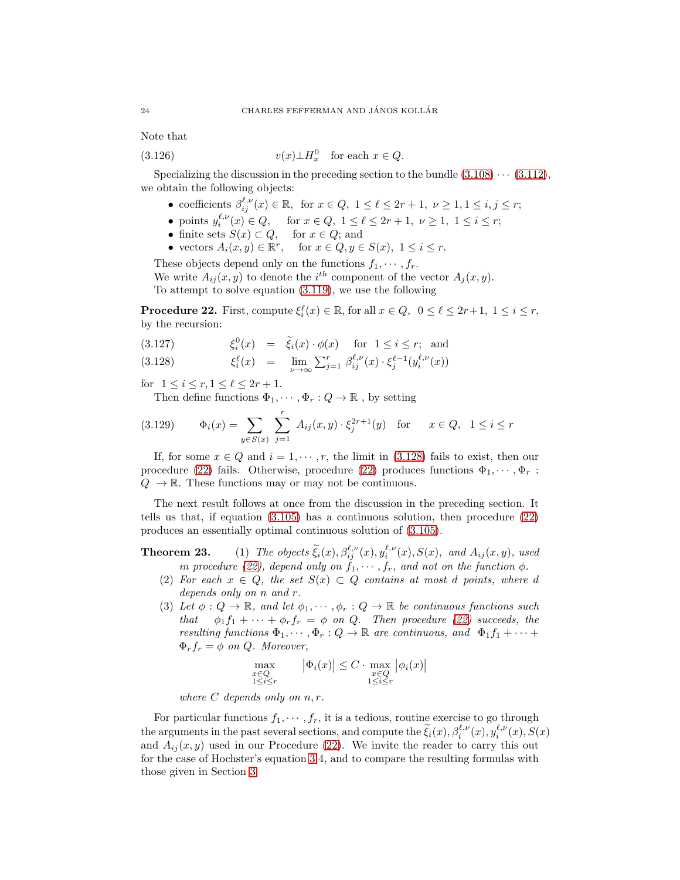Note that

$$v(x) \perp H_x^0 \quad \text{for each } x \in Q. \tag{3.126}$$

Specializing the discussion in the preceding section to the bundle (3.108) $\cdots$ (3.112), we obtain the following objects:

- coefficients $\beta_{ij}^{\ell,\nu}(x) \in \mathbb{R}$, for $x \in Q$, $1 \le \ell \le 2r+1$, $\nu \ge 1, 1 \le i,j \le r$;
- points $y_i^{\ell,\nu}(x) \in Q$, for $x \in Q$, $1 \le \ell \le 2r+1$, $\nu \ge 1$, $1 \le i \le r$;
- finite sets $S(x) \subset Q$, for $x \in Q$; and
- vectors $A_i(x,y) \in \mathbb{R}^r$, for $x \in Q, y \in S(x)$, $1 \le i \le r$.

These objects depend only on the functions $f_1, \cdots, f_r$.

We write $A_{ij}(x,y)$ to denote the $i^{th}$ component of the vector $A_j(x,y)$.

To attempt to solve equation (3.119), we use the following

**Procedure 22.** First, compute $\xi_i^\ell(x) \in \mathbb{R}$, for all $x \in Q$, $0 \le \ell \le 2r+1$, $1 \le i \le r$, by the recursion:

$$\xi_i^0(x) = \widetilde{\xi}_i(x) \cdot \phi(x) \quad \text{for } 1 \le i \le r; \text{ and} \tag{3.127}$$

$$\xi_i^\ell(x) = \lim_{\nu \to \infty} \sum_{j=1}^r \beta_{ij}^{\ell,\nu}(x) \cdot \xi_j^{\ell-1}(y_i^{\ell,\nu}(x)) \tag{3.128}$$

for $1 \le i \le r, 1 \le \ell \le 2r+1$.

Then define functions $\Phi_1, \cdots, \Phi_r : Q \to \mathbb{R}$, by setting

$$\Phi_i(x) = \sum_{y \in S(x)} \sum_{j=1}^r A_{ij}(x,y) \cdot \xi_j^{2r+1}(y) \quad \text{for} \quad x \in Q, \ \ 1 \le i \le r \tag{3.129}$$

If, for some $x \in Q$ and $i = 1, \cdots, r$, the limit in (3.128) fails to exist, then our procedure (22) fails. Otherwise, procedure (22) produces functions $\Phi_1, \cdots, \Phi_r : Q \to \mathbb{R}$. These functions may or may not be continuous.

The next result follows at once from the discussion in the preceding section. It tells us that, if equation (3.105) has a continuous solution, then procedure (22) produces an essentially optimal continuous solution of (3.105).

**Theorem 23.**
1. *The objects $\widetilde{\xi}_i(x), \beta_{ij}^{\ell,\nu}(x), y_i^{\ell,\nu}(x), S(x)$, and $A_{ij}(x,y)$, used in procedure (22), depend only on $f_1, \cdots, f_r$, and not on the function $\phi$.*
2. *For each $x \in Q$, the set $S(x) \subset Q$ contains at most $d$ points, where $d$ depends only on $n$ and $r$.*
3. *Let $\phi : Q \to \mathbb{R}$, and let $\phi_1, \cdots, \phi_r : Q \to \mathbb{R}$ be continuous functions such that $\phi_1 f_1 + \cdots + \phi_r f_r = \phi$ on $Q$. Then procedure (22) succeeds, the resulting functions $\Phi_1, \cdots, \Phi_r : Q \to \mathbb{R}$ are continuous, and $\Phi_1 f_1 + \cdots + \Phi_r f_r = \phi$ on $Q$. Moreover,*

$$\max_{\substack{x \in Q \\ 1 \le i \le r}} \left| \Phi_i(x) \right| \le C \cdot \max_{\substack{x \in Q \\ 1 \le i \le r}} \left| \phi_i(x) \right|$$

*where $C$ depends only on $n, r$.*

For particular functions $f_1, \cdots, f_r$, it is a tedious, routine exercise to go through the arguments in the past several sections, and compute the $\widetilde{\xi}_i(x), \beta_i^{\ell,\nu}(x), y_i^{\ell,\nu}(x), S(x)$ and $A_{ij}(x,y)$ used in our Procedure (22). We invite the reader to carry this out for the case of Hochster's equation 3.4, and to compare the resulting formulas with those given in Section 3.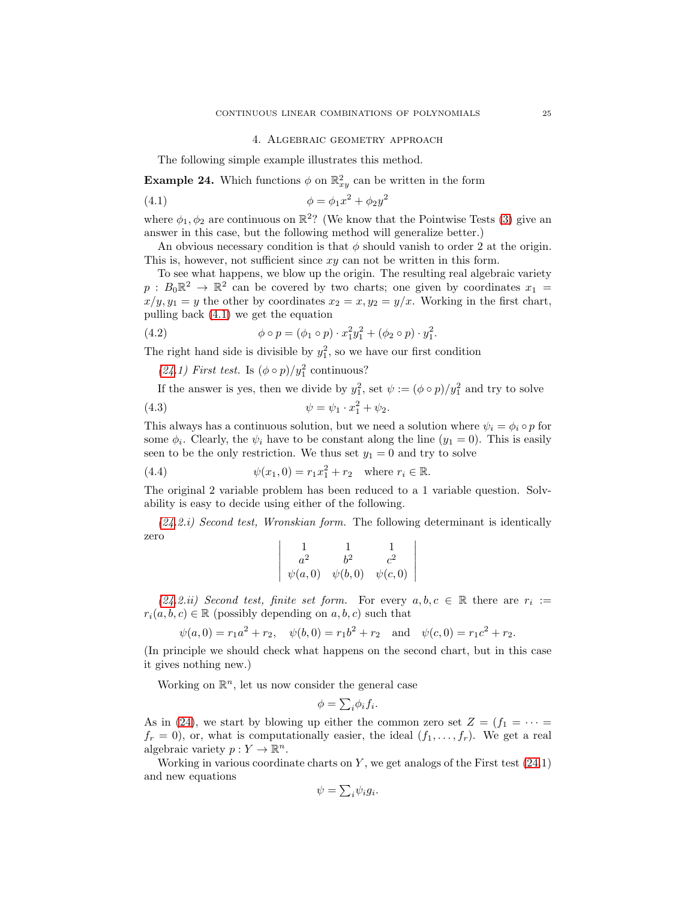## 4. Algebraic geometry approach

The following simple example illustrates this method.

**Example 24.** Which functions $\phi$ on $\mathbb{R}^2_{xy}$ can be written in the form

$$\phi = \phi_1 x^2 + \phi_2 y^2 \tag{4.1}$$

where $\phi_1, \phi_2$ are continuous on $\mathbb{R}^2$? (We know that the Pointwise Tests (3) give an answer in this case, but the following method will generalize better.)

An obvious necessary condition is that $\phi$ should vanish to order 2 at the origin. This is, however, not sufficient since $xy$ can not be written in this form.

To see what happens, we blow up the origin. The resulting real algebraic variety $p : B_0\mathbb{R}^2 \to \mathbb{R}^2$ can be covered by two charts; one given by coordinates $x_1 = x/y, y_1 = y$ the other by coordinates $x_2 = x, y_2 = y/x$. Working in the first chart, pulling back (4.1) we get the equation

$$\phi \circ p = (\phi_1 \circ p) \cdot x_1^2 y_1^2 + (\phi_2 \circ p) \cdot y_1^2. \tag{4.2}$$

The right hand side is divisible by $y_1^2$, so we have our first condition

*(24.1) First test.* Is $(\phi \circ p)/y_1^2$ continuous?

If the answer is yes, then we divide by $y_1^2$, set $\psi := (\phi \circ p)/y_1^2$ and try to solve

$$\psi = \psi_1 \cdot x_1^2 + \psi_2. \tag{4.3}$$

This always has a continuous solution, but we need a solution where $\psi_i = \phi_i \circ p$ for some $\phi_i$. Clearly, the $\psi_i$ have to be constant along the line $(y_1 = 0)$. This is easily seen to be the only restriction. We thus set $y_1 = 0$ and try to solve

$$\psi(x_1, 0) = r_1 x_1^2 + r_2 \quad \text{where } r_i \in \mathbb{R}. \tag{4.4}$$

The original 2 variable problem has been reduced to a 1 variable question. Solvability is easy to decide using either of the following.

*(24.2.i) Second test, Wronskian form.* The following determinant is identically zero

$$\begin{vmatrix} 1 & 1 & 1 \\ a^2 & b^2 & c^2 \\ \psi(a,0) & \psi(b,0) & \psi(c,0) \end{vmatrix}$$

*(24.2.ii) Second test, finite set form.* For every $a, b, c \in \mathbb{R}$ there are $r_i := r_i(a,b,c) \in \mathbb{R}$ (possibly depending on $a, b, c$) such that

$$\psi(a,0) = r_1 a^2 + r_2, \quad \psi(b,0) = r_1 b^2 + r_2 \quad \text{and} \quad \psi(c,0) = r_1 c^2 + r_2.$$

(In principle we should check what happens on the second chart, but in this case it gives nothing new.)

Working on $\mathbb{R}^n$, let us now consider the general case

$$\phi = \textstyle\sum_i \phi_i f_i.$$

As in (24), we start by blowing up either the common zero set $Z = (f_1 = \cdots = f_r = 0)$, or, what is computationally easier, the ideal $(f_1, \dots, f_r)$. We get a real algebraic variety $p : Y \to \mathbb{R}^n$.

Working in various coordinate charts on $Y$, we get analogs of the First test (24.1) and new equations

$$\psi = \textstyle\sum_i \psi_i g_i.$$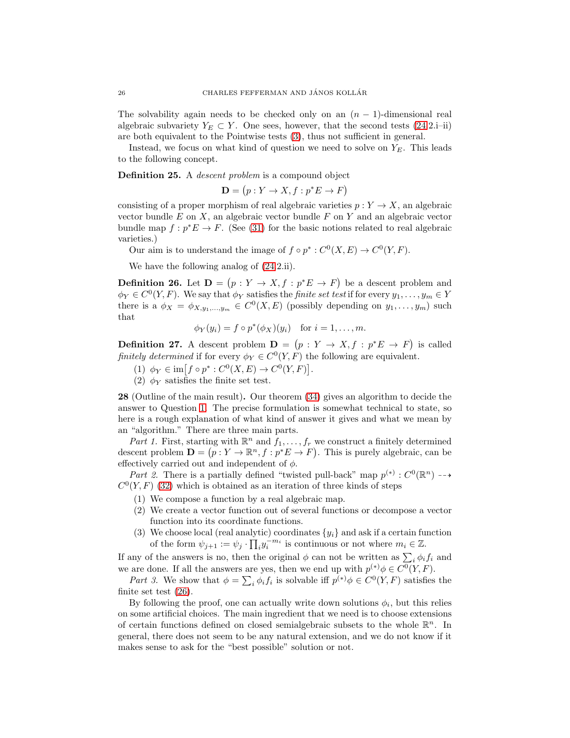The solvability again needs to be checked only on an $(n-1)$-dimensional real algebraic subvariety $Y_E \subset Y$. One sees, however, that the second tests (24.2.i–ii) are both equivalent to the Pointwise tests (3), thus not sufficient in general.

Instead, we focus on what kind of question we need to solve on $Y_E$. This leads to the following concept.

**Definition 25.** A *descent problem* is a compound object

$$\mathbf{D} = \big(p : Y \to X, f : p^*E \to F\big)$$

consisting of a proper morphism of real algebraic varieties $p : Y \to X$, an algebraic vector bundle $E$ on $X$, an algebraic vector bundle $F$ on $Y$ and an algebraic vector bundle map $f : p^*E \to F$. (See (31) for the basic notions related to real algebraic varieties.)

Our aim is to understand the image of $f \circ p^* : C^0(X, E) \to C^0(Y, F)$.

We have the following analog of (24.2.ii).

**Definition 26.** Let $\mathbf{D} = \big(p : Y \to X, f : p^*E \to F\big)$ be a descent problem and $\phi_Y \in C^0(Y, F)$. We say that $\phi_Y$ satisfies the *finite set test* if for every $y_1, \dots, y_m \in Y$ there is a $\phi_X = \phi_{X, y_1, \dots, y_m} \in C^0(X, E)$ (possibly depending on $y_1, \dots, y_m$) such that

$$\phi_Y(y_i) = f \circ p^*(\phi_X)(y_i) \quad \text{for } i = 1, \dots, m.$$

**Definition 27.** A descent problem $\mathbf{D} = \big(p : Y \to X, f : p^*E \to F\big)$ is called *finitely determined* if for every $\phi_Y \in C^0(Y, F)$ the following are equivalent.

(1) $\phi_Y \in \operatorname{im}\big[f \circ p^* : C^0(X, E) \to C^0(Y, F)\big]$.

(2) $\phi_Y$ satisfies the finite set test.

**28** (Outline of the main result)**.** Our theorem (34) gives an algorithm to decide the answer to Question 1. The precise formulation is somewhat technical to state, so here is a rough explanation of what kind of answer it gives and what we mean by an "algorithm." There are three main parts.

*Part 1.* First, starting with $\mathbb{R}^n$ and $f_1, \dots, f_r$ we construct a finitely determined descent problem $\mathbf{D} = \big(p : Y \to \mathbb{R}^n, f : p^*E \to F\big)$. This is purely algebraic, can be effectively carried out and independent of $\phi$.

*Part 2.* There is a partially defined "twisted pull-back" map $p^{(*)} : C^0(\mathbb{R}^n) \dashrightarrow C^0(Y, F)$ (32) which is obtained as an iteration of three kinds of steps

(1) We compose a function by a real algebraic map.

(2) We create a vector function out of several functions or decompose a vector function into its coordinate functions.

(3) We choose local (real analytic) coordinates $\{y_i\}$ and ask if a certain function of the form $\psi_{j+1} := \psi_j \cdot \prod_i y_i^{-m_i}$ is continuous or not where $m_i \in \mathbb{Z}$.

If any of the answers is no, then the original $\phi$ can not be written as $\sum_i \phi_i f_i$ and we are done. If all the answers are yes, then we end up with $p^{(*)}\phi \in C^0(Y, F)$.

*Part 3.* We show that $\phi = \sum_i \phi_i f_i$ is solvable iff $p^{(*)}\phi \in C^0(Y, F)$ satisfies the finite set test (26).

By following the proof, one can actually write down solutions $\phi_i$, but this relies on some artificial choices. The main ingredient that we need is to choose extensions of certain functions defined on closed semialgebraic subsets to the whole $\mathbb{R}^n$. In general, there does not seem to be any natural extension, and we do not know if it makes sense to ask for the "best possible" solution or not.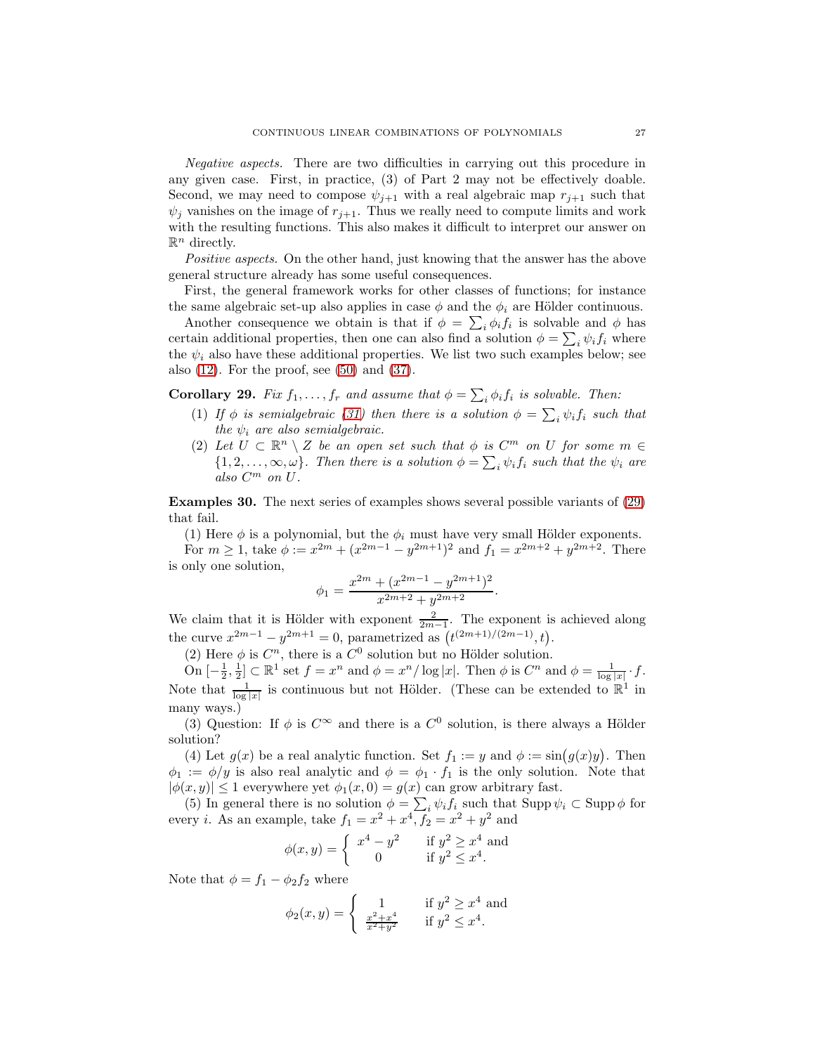*Negative aspects.* There are two difficulties in carrying out this procedure in any given case. First, in practice, (3) of Part 2 may not be effectively doable. Second, we may need to compose $\psi_{j+1}$ with a real algebraic map $r_{j+1}$ such that $\psi_j$ vanishes on the image of $r_{j+1}$. Thus we really need to compute limits and work with the resulting functions. This also makes it difficult to interpret our answer on $\mathbb{R}^n$ directly.

*Positive aspects.* On the other hand, just knowing that the answer has the above general structure already has some useful consequences.

First, the general framework works for other classes of functions; for instance the same algebraic set-up also applies in case $\phi$ and the $\phi_i$ are Hölder continuous.

Another consequence we obtain is that if $\phi = \sum_i \phi_i f_i$ is solvable and $\phi$ has certain additional properties, then one can also find a solution $\phi = \sum_i \psi_i f_i$ where the $\psi_i$ also have these additional properties. We list two such examples below; see also (12). For the proof, see (50) and (37).

**Corollary 29.** *Fix $f_1, \dots, f_r$ and assume that $\phi = \sum_i \phi_i f_i$ is solvable. Then:*

1. *If $\phi$ is semialgebraic (31) then there is a solution $\phi = \sum_i \psi_i f_i$ such that the $\psi_i$ are also semialgebraic.*
2. *Let $U \subset \mathbb{R}^n \setminus Z$ be an open set such that $\phi$ is $C^m$ on $U$ for some $m \in \{1, 2, \dots, \infty, \omega\}$. Then there is a solution $\phi = \sum_i \psi_i f_i$ such that the $\psi_i$ are also $C^m$ on $U$.*

**Examples 30.** The next series of examples shows several possible variants of (29) that fail.

(1) Here $\phi$ is a polynomial, but the $\phi_i$ must have very small Hölder exponents.

For $m \geq 1$, take $\phi := x^{2m} + (x^{2m-1} - y^{2m+1})^2$ and $f_1 = x^{2m+2} + y^{2m+2}$. There is only one solution,

$$\phi_1 = \frac{x^{2m} + (x^{2m-1} - y^{2m+1})^2}{x^{2m+2} + y^{2m+2}}.$$

We claim that it is Hölder with exponent $\frac{2}{2m-1}$. The exponent is achieved along the curve $x^{2m-1} - y^{2m+1} = 0$, parametrized as $\big(t^{(2m+1)/(2m-1)}, t\big)$.

(2) Here $\phi$ is $C^n$, there is a $C^0$ solution but no Hölder solution.

On $[-\frac{1}{2}, \frac{1}{2}] \subset \mathbb{R}^1$ set $f = x^n$ and $\phi = x^n / \log|x|$. Then $\phi$ is $C^n$ and $\phi = \frac{1}{\log|x|} \cdot f$. Note that $\frac{1}{\log|x|}$ is continuous but not Hölder. (These can be extended to $\mathbb{R}^1$ in many ways.)

(3) Question: If $\phi$ is $C^\infty$ and there is a $C^0$ solution, is there always a Hölder solution?

(4) Let $g(x)$ be a real analytic function. Set $f_1 := y$ and $\phi := \sin\big(g(x)y\big)$. Then $\phi_1 := \phi/y$ is also real analytic and $\phi = \phi_1 \cdot f_1$ is the only solution. Note that $|\phi(x, y)| \leq 1$ everywhere yet $\phi_1(x, 0) = g(x)$ can grow arbitrary fast.

(5) In general there is no solution $\phi = \sum_i \psi_i f_i$ such that $\operatorname{Supp} \psi_i \subset \operatorname{Supp} \phi$ for every $i$. As an example, take $f_1 = x^2 + x^4$, $f_2 = x^2 + y^2$ and

$$\phi(x, y) = \begin{cases} x^4 - y^2 & \text{if } y^2 \geq x^4 \text{ and} \\ 0 & \text{if } y^2 \leq x^4. \end{cases}$$

Note that $\phi = f_1 - \phi_2 f_2$ where

$$\phi_2(x, y) = \begin{cases} 1 & \text{if } y^2 \geq x^4 \text{ and} \\ \frac{x^2 + x^4}{x^2 + y^2} & \text{if } y^2 \leq x^4. \end{cases}$$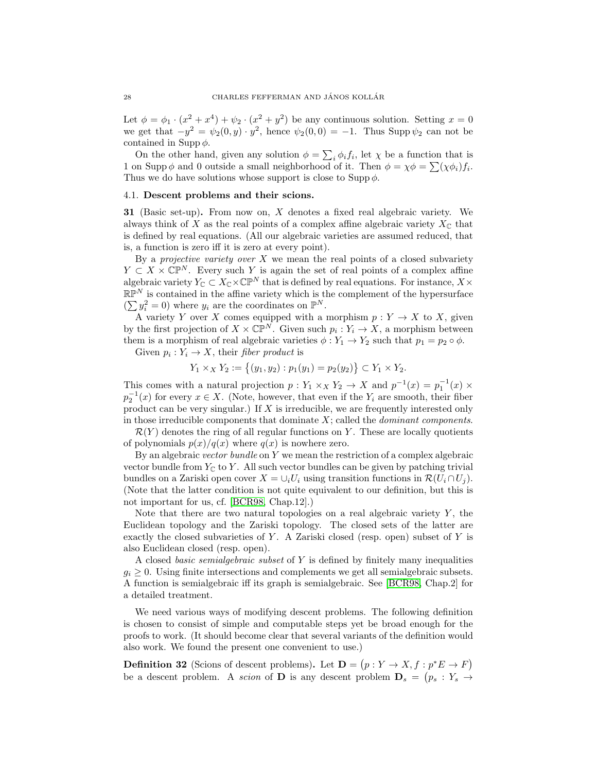Let $\phi = \phi_1 \cdot (x^2 + x^4) + \psi_2 \cdot (x^2 + y^2)$ be any continuous solution. Setting $x = 0$ we get that $-y^2 = \psi_2(0, y) \cdot y^2$, hence $\psi_2(0, 0) = -1$. Thus $\operatorname{Supp} \psi_2$ can not be contained in $\operatorname{Supp} \phi$.

On the other hand, given any solution $\phi = \sum_i \phi_i f_i$, let $\chi$ be a function that is 1 on $\operatorname{Supp} \phi$ and 0 outside a small neighborhood of it. Then $\phi = \chi\phi = \sum (\chi\phi_i) f_i$. Thus we do have solutions whose support is close to $\operatorname{Supp} \phi$.

### 4.1. Descent problems and their scions.

**31** (Basic set-up)**.** From now on, $X$ denotes a fixed real algebraic variety. We always think of $X$ as the real points of a complex affine algebraic variety $X_{\mathbb{C}}$ that is defined by real equations. (All our algebraic varieties are assumed reduced, that is, a function is zero iff it is zero at every point).

By a *projective variety over* $X$ we mean the real points of a closed subvariety $Y \subset X \times \mathbb{CP}^N$. Every such $Y$ is again the set of real points of a complex affine algebraic variety $Y_{\mathbb{C}} \subset X_{\mathbb{C}} \times \mathbb{CP}^N$ that is defined by real equations. For instance, $X \times \mathbb{RP}^N$ is contained in the affine variety which is the complement of the hypersurface $(\sum y_i^2 = 0)$ where $y_i$ are the coordinates on $\mathbb{P}^N$.

A variety $Y$ over $X$ comes equipped with a morphism $p : Y \to X$ to $X$, given by the first projection of $X \times \mathbb{CP}^N$. Given such $p_i : Y_i \to X$, a morphism between them is a morphism of real algebraic varieties $\phi : Y_1 \to Y_2$ such that $p_1 = p_2 \circ \phi$.

Given $p_i : Y_i \to X$, their *fiber product* is

$$Y_1 \times_X Y_2 := \{(y_1, y_2) : p_1(y_1) = p_2(y_2)\} \subset Y_1 \times Y_2.$$

This comes with a natural projection $p : Y_1 \times_X Y_2 \to X$ and $p^{-1}(x) = p_1^{-1}(x) \times p_2^{-1}(x)$ for every $x \in X$. (Note, however, that even if the $Y_i$ are smooth, their fiber product can be very singular.) If $X$ is irreducible, we are frequently interested only in those irreducible components that dominate $X$; called the *dominant components*.

$\mathcal{R}(Y)$ denotes the ring of all regular functions on $Y$. These are locally quotients of polynomials $p(x)/q(x)$ where $q(x)$ is nowhere zero.

By an algebraic *vector bundle* on $Y$ we mean the restriction of a complex algebraic vector bundle from $Y_{\mathbb{C}}$ to $Y$. All such vector bundles can be given by patching trivial bundles on a Zariski open cover $X = \cup_i U_i$ using transition functions in $\mathcal{R}(U_i \cap U_j)$. (Note that the latter condition is not quite equivalent to our definition, but this is not important for us, cf. [BCR98, Chap.12].)

Note that there are two natural topologies on a real algebraic variety $Y$, the Euclidean topology and the Zariski topology. The closed sets of the latter are exactly the closed subvarieties of $Y$. A Zariski closed (resp. open) subset of $Y$ is also Euclidean closed (resp. open).

A closed *basic semialgebraic subset* of $Y$ is defined by finitely many inequalities $g_i \geq 0$. Using finite intersections and complements we get all semialgebraic subsets. A function is semialgebraic iff its graph is semialgebraic. See [BCR98, Chap.2] for a detailed treatment.

We need various ways of modifying descent problems. The following definition is chosen to consist of simple and computable steps yet be broad enough for the proofs to work. (It should become clear that several variants of the definition would also work. We found the present one convenient to use.)

**Definition 32** (Scions of descent problems)**.** Let $\mathbf{D} = (p : Y \to X, f : p^*E \to F)$ be a descent problem. A *scion* of $\mathbf{D}$ is any descent problem $\mathbf{D}_s = (p_s : Y_s \to$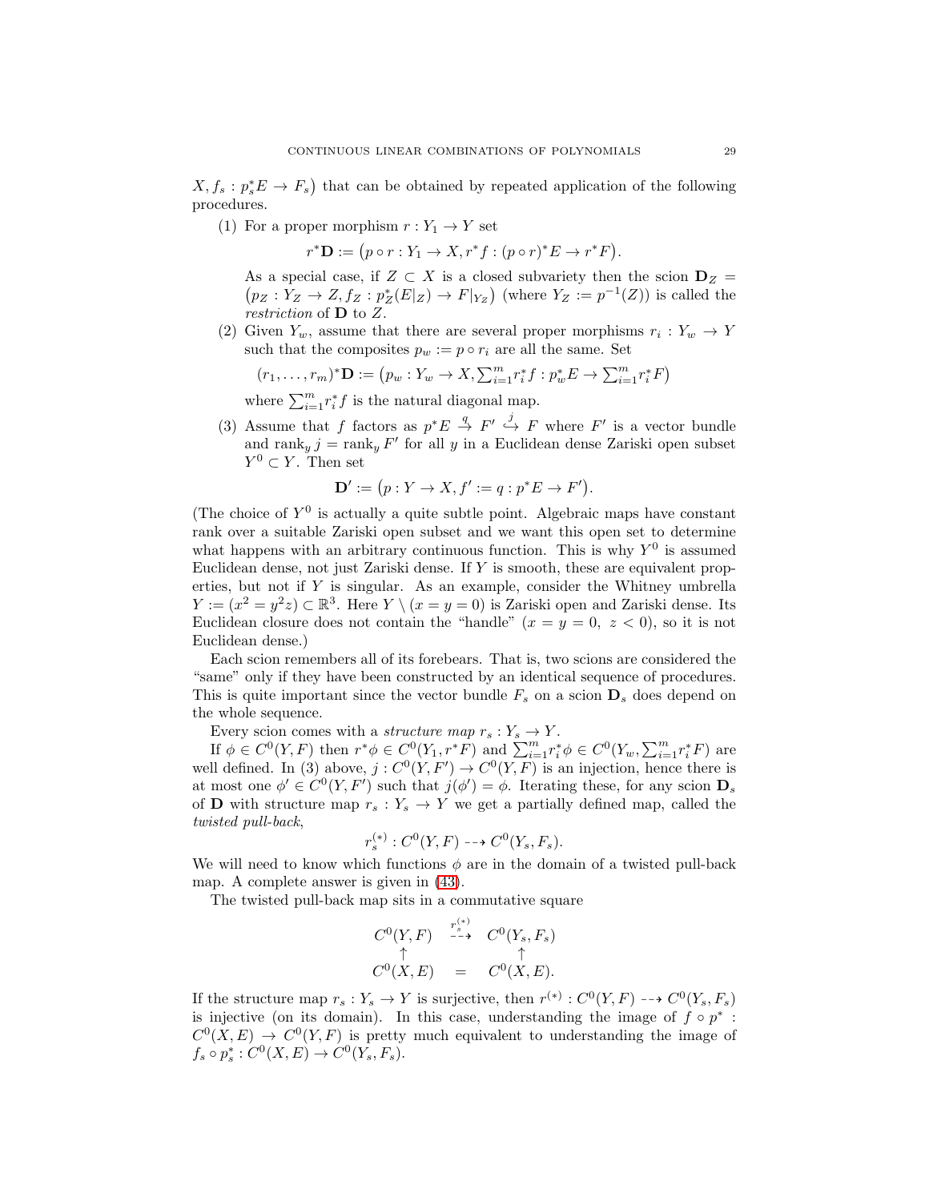$X, f_s : p_s^*E \to F_s\big)$ that can be obtained by repeated application of the following procedures.

(1) For a proper morphism $r : Y_1 \to Y$ set

$$r^*\mathbf{D} := \big(p \circ r : Y_1 \to X, r^*f : (p \circ r)^*E \to r^*F\big).$$

As a special case, if $Z \subset X$ is a closed subvariety then the scion $\mathbf{D}_Z = \big(p_Z : Y_Z \to Z, f_Z : p_Z^*(E|_Z) \to F|_{Y_Z}\big)$ (where $Y_Z := p^{-1}(Z)$) is called the *restriction* of $\mathbf{D}$ to $Z$.

(2) Given $Y_w$, assume that there are several proper morphisms $r_i : Y_w \to Y$ such that the composites $p_w := p \circ r_i$ are all the same. Set

$$(r_1, \dots, r_m)^*\mathbf{D} := \big(p_w : Y_w \to X, \textstyle\sum_{i=1}^m r_i^* f : p_w^* E \to \sum_{i=1}^m r_i^* F\big)$$

where $\sum_{i=1}^m r_i^* f$ is the natural diagonal map.

(3) Assume that $f$ factors as $p^*E \overset{q}{\to} F' \overset{j}{\hookrightarrow} F$ where $F'$ is a vector bundle and $\operatorname{rank}_y j = \operatorname{rank}_y F'$ for all $y$ in a Euclidean dense Zariski open subset $Y^0 \subset Y$. Then set

$$\mathbf{D}' := \big(p : Y \to X, f' := q : p^*E \to F'\big).$$

(The choice of $Y^0$ is actually a quite subtle point. Algebraic maps have constant rank over a suitable Zariski open subset and we want this open set to determine what happens with an arbitrary continuous function. This is why $Y^0$ is assumed Euclidean dense, not just Zariski dense. If $Y$ is smooth, these are equivalent properties, but not if $Y$ is singular. As an example, consider the Whitney umbrella $Y := (x^2 = y^2 z) \subset \mathbb{R}^3$. Here $Y \setminus (x = y = 0)$ is Zariski open and Zariski dense. Its Euclidean closure does not contain the "handle" $(x = y = 0,\ z < 0)$, so it is not Euclidean dense.)

Each scion remembers all of its forebears. That is, two scions are considered the "same" only if they have been constructed by an identical sequence of procedures. This is quite important since the vector bundle $F_s$ on a scion $\mathbf{D}_s$ does depend on the whole sequence.

Every scion comes with a *structure map* $r_s : Y_s \to Y$.

If $\phi \in C^0(Y, F)$ then $r^*\phi \in C^0(Y_1, r^*F)$ and $\sum_{i=1}^m r_i^*\phi \in C^0(Y_w, \sum_{i=1}^m r_i^*F)$ are well defined. In (3) above, $j : C^0(Y, F') \to C^0(Y, F)$ is an injection, hence there is at most one $\phi' \in C^0(Y, F')$ such that $j(\phi') = \phi$. Iterating these, for any scion $\mathbf{D}_s$ of $\mathbf{D}$ with structure map $r_s : Y_s \to Y$ we get a partially defined map, called the *twisted pull-back*,

$$r_s^{(*)} : C^0(Y, F) \dashrightarrow C^0(Y_s, F_s).$$

We will need to know which functions $\phi$ are in the domain of a twisted pull-back map. A complete answer is given in (43).

The twisted pull-back map sits in a commutative square

$$\begin{array}{ccc} C^0(Y, F) & \overset{r_s^{(*)}}{\dashrightarrow} & C^0(Y_s, F_s) \\ \uparrow & & \uparrow \\ C^0(X, E) & = & C^0(X, E). \end{array}$$

If the structure map $r_s : Y_s \to Y$ is surjective, then $r^{(*)} : C^0(Y, F) \dashrightarrow C^0(Y_s, F_s)$ is injective (on its domain). In this case, understanding the image of $f \circ p^* : C^0(X, E) \to C^0(Y, F)$ is pretty much equivalent to understanding the image of $f_s \circ p_s^* : C^0(X, E) \to C^0(Y_s, F_s)$.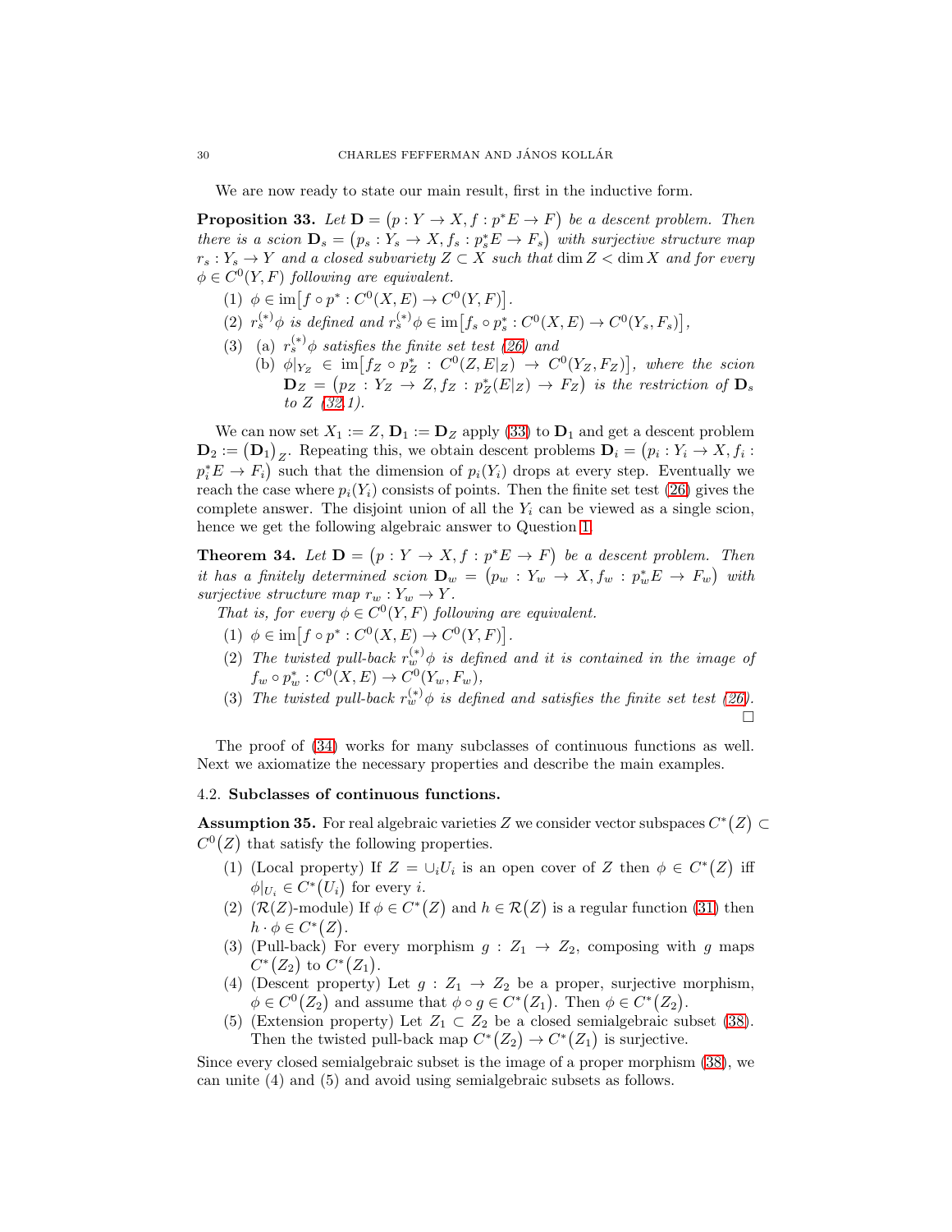We are now ready to state our main result, first in the inductive form.

**Proposition 33.** *Let $\mathbf{D} = \big(p : Y \to X, f : p^*E \to F\big)$ be a descent problem. Then there is a scion $\mathbf{D}_s = \big(p_s : Y_s \to X, f_s : p_s^*E \to F_s\big)$ with surjective structure map $r_s : Y_s \to Y$ and a closed subvariety $Z \subset X$ such that $\dim Z < \dim X$ and for every $\phi \in C^0(Y, F)$ following are equivalent.*

1. $\phi \in \operatorname{im}\big[f \circ p^* : C^0(X, E) \to C^0(Y, F)\big]$.
2. $r_s^{(*)}\phi$ *is defined and* $r_s^{(*)}\phi \in \operatorname{im}\big[f_s \circ p_s^* : C^0(X, E) \to C^0(Y_s, F_s)\big]$,
3. (a) $r_s^{(*)}\phi$ *satisfies the finite set test (26) and*
   (b) $\phi|_{Y_Z} \in \operatorname{im}\big[f_Z \circ p_Z^* : C^0(Z, E|_Z) \to C^0(Y_Z, F_Z)\big]$, *where the scion* $\mathbf{D}_Z = \big(p_Z : Y_Z \to Z, f_Z : p_Z^*(E|_Z) \to F_Z\big)$ *is the restriction of* $\mathbf{D}_s$ *to* $Z$ *(32.1).*

We can now set $X_1 := Z$, $\mathbf{D}_1 := \mathbf{D}_Z$ apply (33) to $\mathbf{D}_1$ and get a descent problem $\mathbf{D}_2 := \big(\mathbf{D}_1\big)_Z$. Repeating this, we obtain descent problems $\mathbf{D}_i = \big(p_i : Y_i \to X, f_i : p_i^*E \to F_i\big)$ such that the dimension of $p_i(Y_i)$ drops at every step. Eventually we reach the case where $p_i(Y_i)$ consists of points. Then the finite set test (26) gives the complete answer. The disjoint union of all the $Y_i$ can be viewed as a single scion, hence we get the following algebraic answer to Question 1.

**Theorem 34.** *Let $\mathbf{D} = \big(p : Y \to X, f : p^*E \to F\big)$ be a descent problem. Then it has a finitely determined scion $\mathbf{D}_w = \big(p_w : Y_w \to X, f_w : p_w^*E \to F_w\big)$ with surjective structure map $r_w : Y_w \to Y$.*

*That is, for every $\phi \in C^0(Y, F)$ following are equivalent.*

1. $\phi \in \operatorname{im}\big[f \circ p^* : C^0(X, E) \to C^0(Y, F)\big]$.
2. *The twisted pull-back $r_w^{(*)}\phi$ is defined and it is contained in the image of $f_w \circ p_w^* : C^0(X, E) \to C^0(Y_w, F_w)$,*
3. *The twisted pull-back $r_w^{(*)}\phi$ is defined and satisfies the finite set test (26).* □

The proof of (34) works for many subclasses of continuous functions as well. Next we axiomatize the necessary properties and describe the main examples.

## 4.2. Subclasses of continuous functions.

**Assumption 35.** For real algebraic varieties $Z$ we consider vector subspaces $C^*(Z) \subset C^0(Z)$ that satisfy the following properties.

1. (Local property) If $Z = \cup_i U_i$ is an open cover of $Z$ then $\phi \in C^*(Z)$ iff $\phi|_{U_i} \in C^*(U_i)$ for every $i$.
2. ($\mathcal{R}(Z)$-module) If $\phi \in C^*(Z)$ and $h \in \mathcal{R}(Z)$ is a regular function (31) then $h \cdot \phi \in C^*(Z)$.
3. (Pull-back) For every morphism $g : Z_1 \to Z_2$, composing with $g$ maps $C^*(Z_2)$ to $C^*(Z_1)$.
4. (Descent property) Let $g : Z_1 \to Z_2$ be a proper, surjective morphism, $\phi \in C^0(Z_2)$ and assume that $\phi \circ g \in C^*(Z_1)$. Then $\phi \in C^*(Z_2)$.
5. (Extension property) Let $Z_1 \subset Z_2$ be a closed semialgebraic subset (38). Then the twisted pull-back map $C^*(Z_2) \to C^*(Z_1)$ is surjective.

Since every closed semialgebraic subset is the image of a proper morphism (38), we can unite (4) and (5) and avoid using semialgebraic subsets as follows.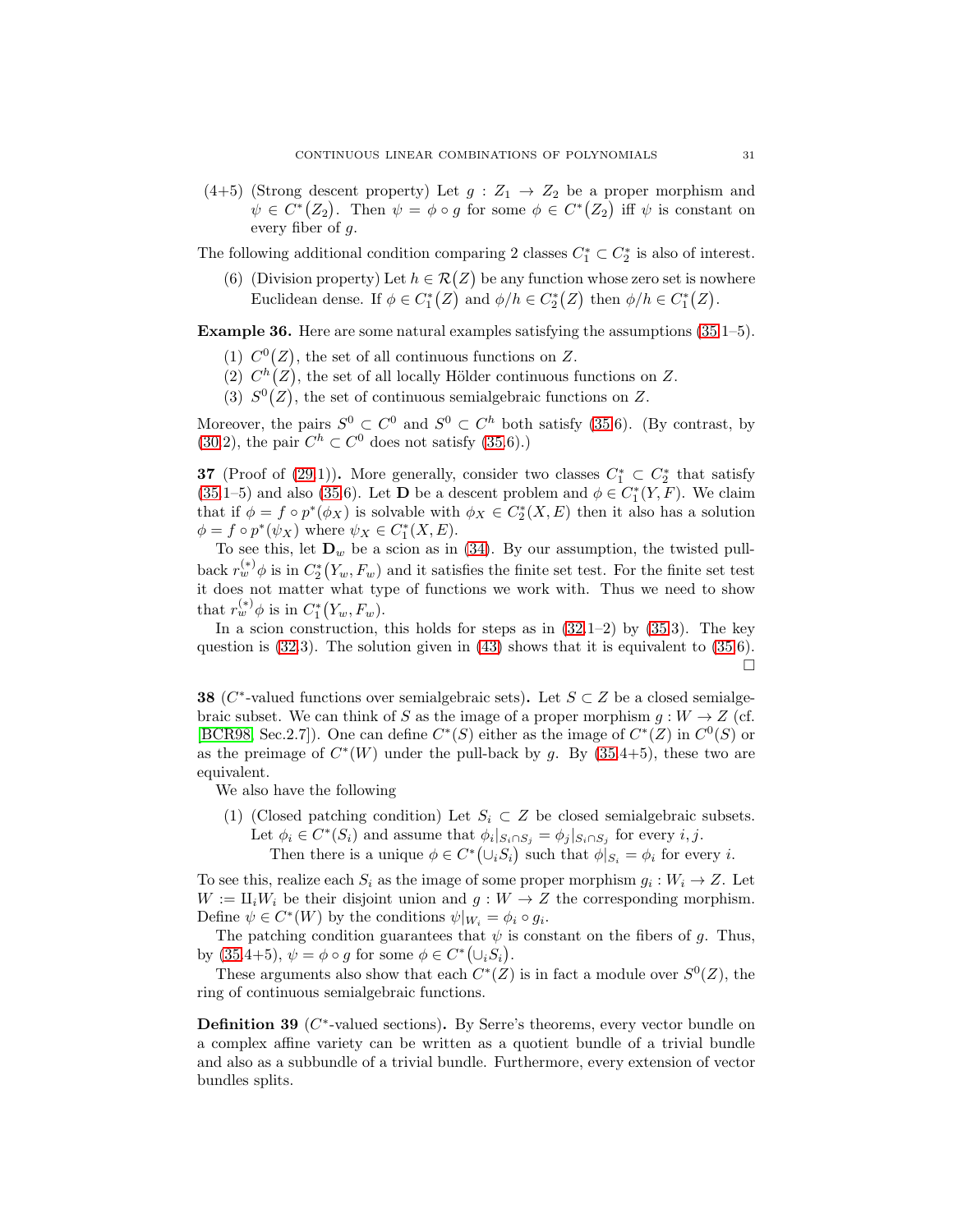(4+5) (Strong descent property) Let $g : Z_1 \to Z_2$ be a proper morphism and $\psi \in C^*(Z_2)$. Then $\psi = \phi \circ g$ for some $\phi \in C^*(Z_2)$ iff $\psi$ is constant on every fiber of $g$.

The following additional condition comparing 2 classes $C_1^* \subset C_2^*$ is also of interest.

(6) (Division property) Let $h \in \mathcal{R}(Z)$ be any function whose zero set is nowhere Euclidean dense. If $\phi \in C_1^*(Z)$ and $\phi/h \in C_2^*(Z)$ then $\phi/h \in C_1^*(Z)$.

**Example 36.** Here are some natural examples satisfying the assumptions (35.1–5).

1. $C^0(Z)$, the set of all continuous functions on $Z$.
2. $C^h(Z)$, the set of all locally Hölder continuous functions on $Z$.
3. $S^0(Z)$, the set of continuous semialgebraic functions on $Z$.

Moreover, the pairs $S^0 \subset C^0$ and $S^0 \subset C^h$ both satisfy (35.6). (By contrast, by (30.2), the pair $C^h \subset C^0$ does not satisfy (35.6).)

**37** (Proof of (29.1))**.** More generally, consider two classes $C_1^* \subset C_2^*$ that satisfy (35.1–5) and also (35.6). Let $\mathbf{D}$ be a descent problem and $\phi \in C_1^*(Y, F)$. We claim that if $\phi = f \circ p^*(\phi_X)$ is solvable with $\phi_X \in C_2^*(X, E)$ then it also has a solution $\phi = f \circ p^*(\psi_X)$ where $\psi_X \in C_1^*(X, E)$.

To see this, let $\mathbf{D}_w$ be a scion as in (34). By our assumption, the twisted pull-back $r_w^{(*)}\phi$ is in $C_2^*(Y_w, F_w)$ and it satisfies the finite set test. For the finite set test it does not matter what type of functions we work with. Thus we need to show that $r_w^{(*)}\phi$ is in $C_1^*(Y_w, F_w)$.

In a scion construction, this holds for steps as in (32.1–2) by (35.3). The key question is (32.3). The solution given in (43) shows that it is equivalent to (35.6). $\square$

**38** ($C^*$-valued functions over semialgebraic sets)**.** Let $S \subset Z$ be a closed semialgebraic subset. We can think of $S$ as the image of a proper morphism $g : W \to Z$ (cf. [BCR98, Sec.2.7]). One can define $C^*(S)$ either as the image of $C^*(Z)$ in $C^0(S)$ or as the preimage of $C^*(W)$ under the pull-back by $g$. By (35.4+5), these two are equivalent.

We also have the following

1. (Closed patching condition) Let $S_i \subset Z$ be closed semialgebraic subsets. Let $\phi_i \in C^*(S_i)$ and assume that $\phi_i|_{S_i \cap S_j} = \phi_j|_{S_i \cap S_j}$ for every $i, j$.
   Then there is a unique $\phi \in C^*(\cup_i S_i)$ such that $\phi|_{S_i} = \phi_i$ for every $i$.

To see this, realize each $S_i$ as the image of some proper morphism $g_i : W_i \to Z$. Let $W := \amalg_i W_i$ be their disjoint union and $g : W \to Z$ the corresponding morphism. Define $\psi \in C^*(W)$ by the conditions $\psi|_{W_i} = \phi_i \circ g_i$.

The patching condition guarantees that $\psi$ is constant on the fibers of $g$. Thus, by (35.4+5), $\psi = \phi \circ g$ for some $\phi \in C^*(\cup_i S_i)$.

These arguments also show that each $C^*(Z)$ is in fact a module over $S^0(Z)$, the ring of continuous semialgebraic functions.

**Definition 39** ($C^*$-valued sections)**.** By Serre's theorems, every vector bundle on a complex affine variety can be written as a quotient bundle of a trivial bundle and also as a subbundle of a trivial bundle. Furthermore, every extension of vector bundles splits.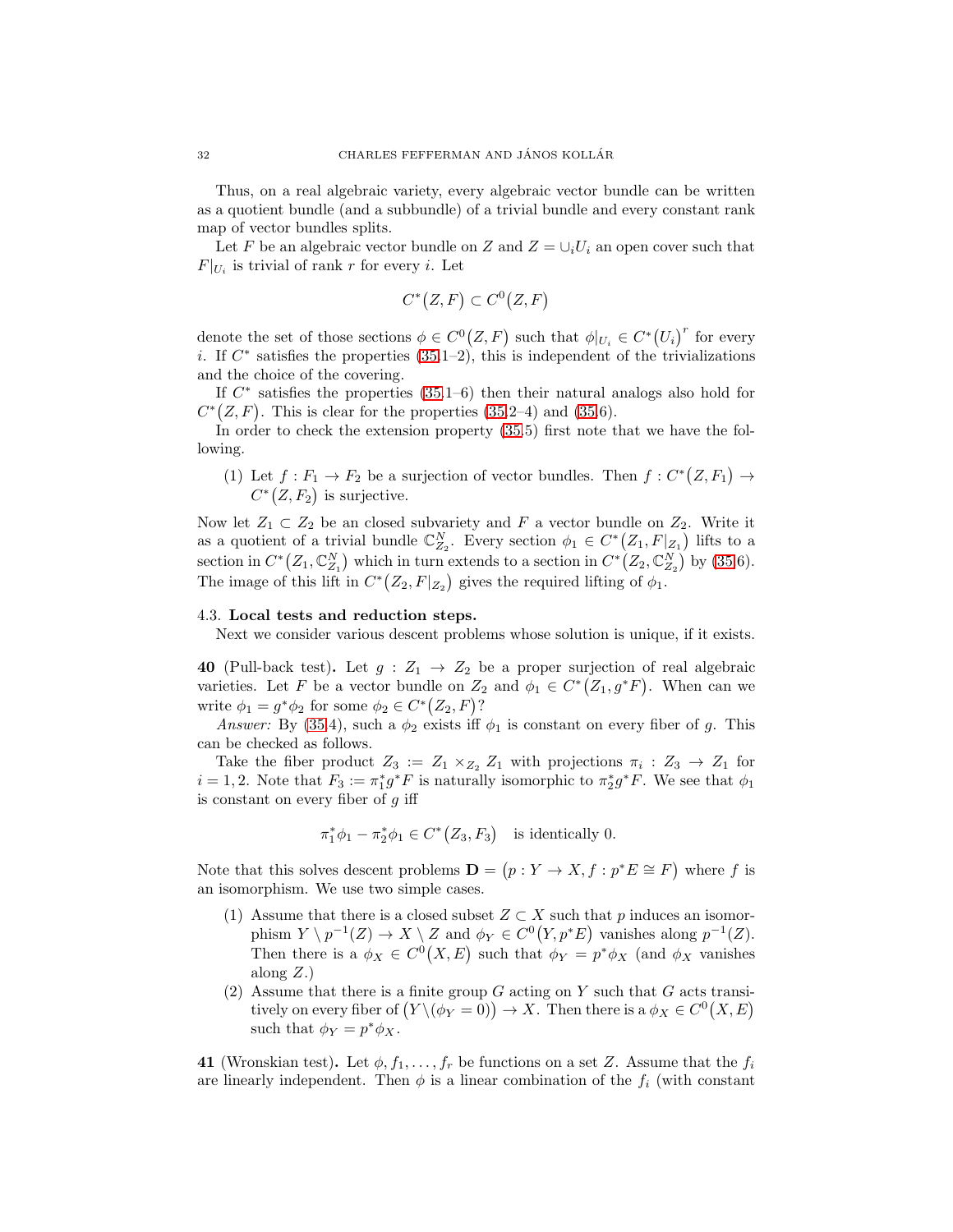Thus, on a real algebraic variety, every algebraic vector bundle can be written as a quotient bundle (and a subbundle) of a trivial bundle and every constant rank map of vector bundles splits.

Let $F$ be an algebraic vector bundle on $Z$ and $Z = \cup_i U_i$ an open cover such that $F|_{U_i}$ is trivial of rank $r$ for every $i$. Let

$$C^*\big(Z, F\big) \subset C^0\big(Z, F\big)$$

denote the set of those sections $\phi \in C^0\big(Z, F\big)$ such that $\phi|_{U_i} \in C^*\big(U_i\big)^r$ for every $i$. If $C^*$ satisfies the properties (35.1–2), this is independent of the trivializations and the choice of the covering.

If $C^*$ satisfies the properties (35.1–6) then their natural analogs also hold for $C^*\big(Z, F\big)$. This is clear for the properties (35.2–4) and (35.6).

In order to check the extension property (35.5) first note that we have the following.

(1) Let $f : F_1 \to F_2$ be a surjection of vector bundles. Then $f : C^*\big(Z, F_1\big) \to C^*\big(Z, F_2\big)$ is surjective.

Now let $Z_1 \subset Z_2$ be an closed subvariety and $F$ a vector bundle on $Z_2$. Write it as a quotient of a trivial bundle $\mathbb{C}^N_{Z_2}$. Every section $\phi_1 \in C^*\big(Z_1, F|_{Z_1}\big)$ lifts to a section in $C^*\big(Z_1, \mathbb{C}^N_{Z_1}\big)$ which in turn extends to a section in $C^*\big(Z_2, \mathbb{C}^N_{Z_2}\big)$ by (35.6). The image of this lift in $C^*\big(Z_2, F|_{Z_2}\big)$ gives the required lifting of $\phi_1$.

### 4.3. **Local tests and reduction steps.**

Next we consider various descent problems whose solution is unique, if it exists.

**40** (Pull-back test)**.** Let $g : Z_1 \to Z_2$ be a proper surjection of real algebraic varieties. Let $F$ be a vector bundle on $Z_2$ and $\phi_1 \in C^*\big(Z_1, g^*F\big)$. When can we write $\phi_1 = g^*\phi_2$ for some $\phi_2 \in C^*\big(Z_2, F\big)$?

*Answer:* By (35.4), such a $\phi_2$ exists iff $\phi_1$ is constant on every fiber of $g$. This can be checked as follows.

Take the fiber product $Z_3 := Z_1 \times_{Z_2} Z_1$ with projections $\pi_i : Z_3 \to Z_1$ for $i = 1, 2$. Note that $F_3 := \pi_1^* g^* F$ is naturally isomorphic to $\pi_2^* g^* F$. We see that $\phi_1$ is constant on every fiber of $g$ iff

$$\pi_1^*\phi_1 - \pi_2^*\phi_1 \in C^*\big(Z_3, F_3\big) \quad \text{is identically 0.}$$

Note that this solves descent problems $\mathbf{D} = \big(p : Y \to X, f : p^*E \cong F\big)$ where $f$ is an isomorphism. We use two simple cases.

(1) Assume that there is a closed subset $Z \subset X$ such that $p$ induces an isomorphism $Y \setminus p^{-1}(Z) \to X \setminus Z$ and $\phi_Y \in C^0\big(Y, p^*E\big)$ vanishes along $p^{-1}(Z)$. Then there is a $\phi_X \in C^0\big(X, E\big)$ such that $\phi_Y = p^*\phi_X$ (and $\phi_X$ vanishes along $Z$.)

(2) Assume that there is a finite group $G$ acting on $Y$ such that $G$ acts transitively on every fiber of $\big(Y \setminus (\phi_Y = 0)\big) \to X$. Then there is a $\phi_X \in C^0\big(X, E\big)$ such that $\phi_Y = p^*\phi_X$.

**41** (Wronskian test)**.** Let $\phi, f_1, \dots, f_r$ be functions on a set $Z$. Assume that the $f_i$ are linearly independent. Then $\phi$ is a linear combination of the $f_i$ (with constant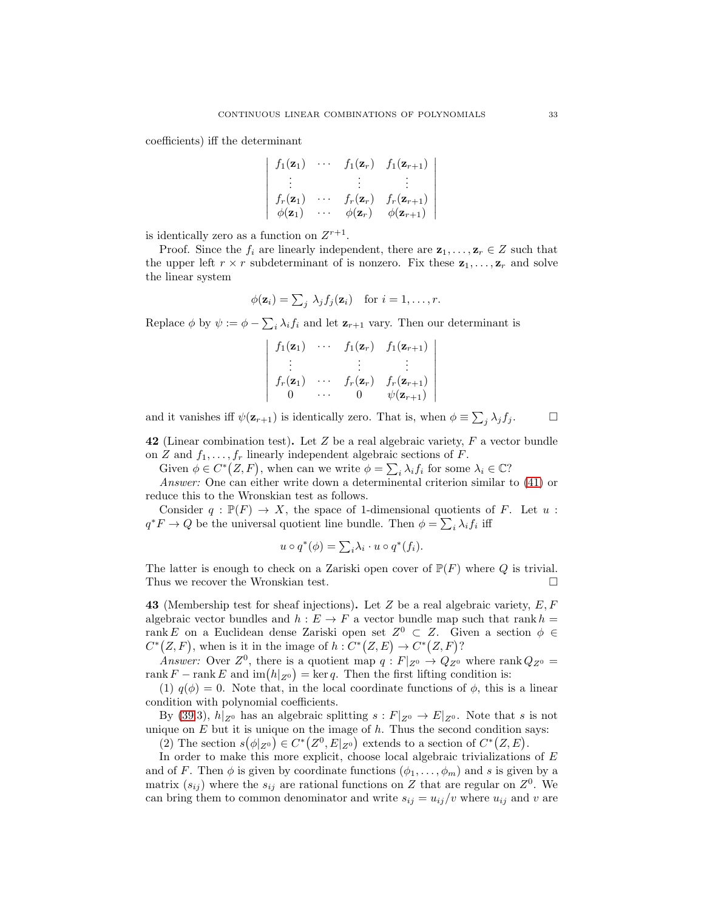coefficients) iff the determinant

$$
\begin{vmatrix}
f_1(\mathbf{z}_1) & \cdots & f_1(\mathbf{z}_r) & f_1(\mathbf{z}_{r+1}) \\
\vdots & & \vdots & \vdots \\
f_r(\mathbf{z}_1) & \cdots & f_r(\mathbf{z}_r) & f_r(\mathbf{z}_{r+1}) \\
\phi(\mathbf{z}_1) & \cdots & \phi(\mathbf{z}_r) & \phi(\mathbf{z}_{r+1})
\end{vmatrix}
$$

is identically zero as a function on $Z^{r+1}$.

Proof. Since the $f_i$ are linearly independent, there are $\mathbf{z}_1, \dots, \mathbf{z}_r \in Z$ such that the upper left $r \times r$ subdeterminant of is nonzero. Fix these $\mathbf{z}_1, \dots, \mathbf{z}_r$ and solve the linear system

$$
\phi(\mathbf{z}_i) = \textstyle\sum_j \lambda_j f_j(\mathbf{z}_i) \quad \text{for } i = 1, \dots, r.
$$

Replace $\phi$ by $\psi := \phi - \sum_i \lambda_i f_i$ and let $\mathbf{z}_{r+1}$ vary. Then our determinant is

$$
\begin{vmatrix}
f_1(\mathbf{z}_1) & \cdots & f_1(\mathbf{z}_r) & f_1(\mathbf{z}_{r+1}) \\
\vdots & & \vdots & \vdots \\
f_r(\mathbf{z}_1) & \cdots & f_r(\mathbf{z}_r) & f_r(\mathbf{z}_{r+1}) \\
0 & \cdots & 0 & \psi(\mathbf{z}_{r+1})
\end{vmatrix}
$$

and it vanishes iff $\psi(\mathbf{z}_{r+1})$ is identically zero. That is, when $\phi \equiv \sum_j \lambda_j f_j$. □

**42** (Linear combination test)**.** Let $Z$ be a real algebraic variety, $F$ a vector bundle on $Z$ and $f_1, \dots, f_r$ linearly independent algebraic sections of $F$.

Given $\phi \in C^*\big(Z, F\big)$, when can we write $\phi = \sum_i \lambda_i f_i$ for some $\lambda_i \in \mathbb{C}$?

*Answer:* One can either write down a determinental criterion similar to (41) or reduce this to the Wronskian test as follows.

Consider $q : \mathbb{P}(F) \to X$, the space of 1-dimensional quotients of $F$. Let $u : q^*F \to Q$ be the universal quotient line bundle. Then $\phi = \sum_i \lambda_i f_i$ iff

$$
u \circ q^*(\phi) = \textstyle\sum_i \lambda_i \cdot u \circ q^*(f_i).
$$

The latter is enough to check on a Zariski open cover of $\mathbb{P}(F)$ where $Q$ is trivial. Thus we recover the Wronskian test. □

**43** (Membership test for sheaf injections)**.** Let $Z$ be a real algebraic variety, $E, F$ algebraic vector bundles and $h : E \to F$ a vector bundle map such that $\operatorname{rank} h = \operatorname{rank} E$ on a Euclidean dense Zariski open set $Z^0 \subset Z$. Given a section $\phi \in C^*\big(Z, F\big)$, when is it in the image of $h : C^*\big(Z, E\big) \to C^*\big(Z, F\big)$?

*Answer:* Over $Z^0$, there is a quotient map $q : F|_{Z^0} \to Q_{Z^0}$ where $\operatorname{rank} Q_{Z^0} = \operatorname{rank} F - \operatorname{rank} E$ and $\operatorname{im}\big(h|_{Z^0}\big) = \ker q$. Then the first lifting condition is:

(1) $q(\phi) = 0$. Note that, in the local coordinate functions of $\phi$, this is a linear condition with polynomial coefficients.

By (39.3), $h|_{Z^0}$ has an algebraic splitting $s : F|_{Z^0} \to E|_{Z^0}$. Note that $s$ is not unique on $E$ but it is unique on the image of $h$. Thus the second condition says:

(2) The section $s\big(\phi|_{Z^0}\big) \in C^*\big(Z^0, E|_{Z^0}\big)$ extends to a section of $C^*\big(Z, E\big)$.

In order to make this more explicit, choose local algebraic trivializations of $E$ and of $F$. Then $\phi$ is given by coordinate functions $(\phi_1, \dots, \phi_m)$ and $s$ is given by a matrix $(s_{ij})$ where the $s_{ij}$ are rational functions on $Z$ that are regular on $Z^0$. We can bring them to common denominator and write $s_{ij} = u_{ij}/v$ where $u_{ij}$ and $v$ are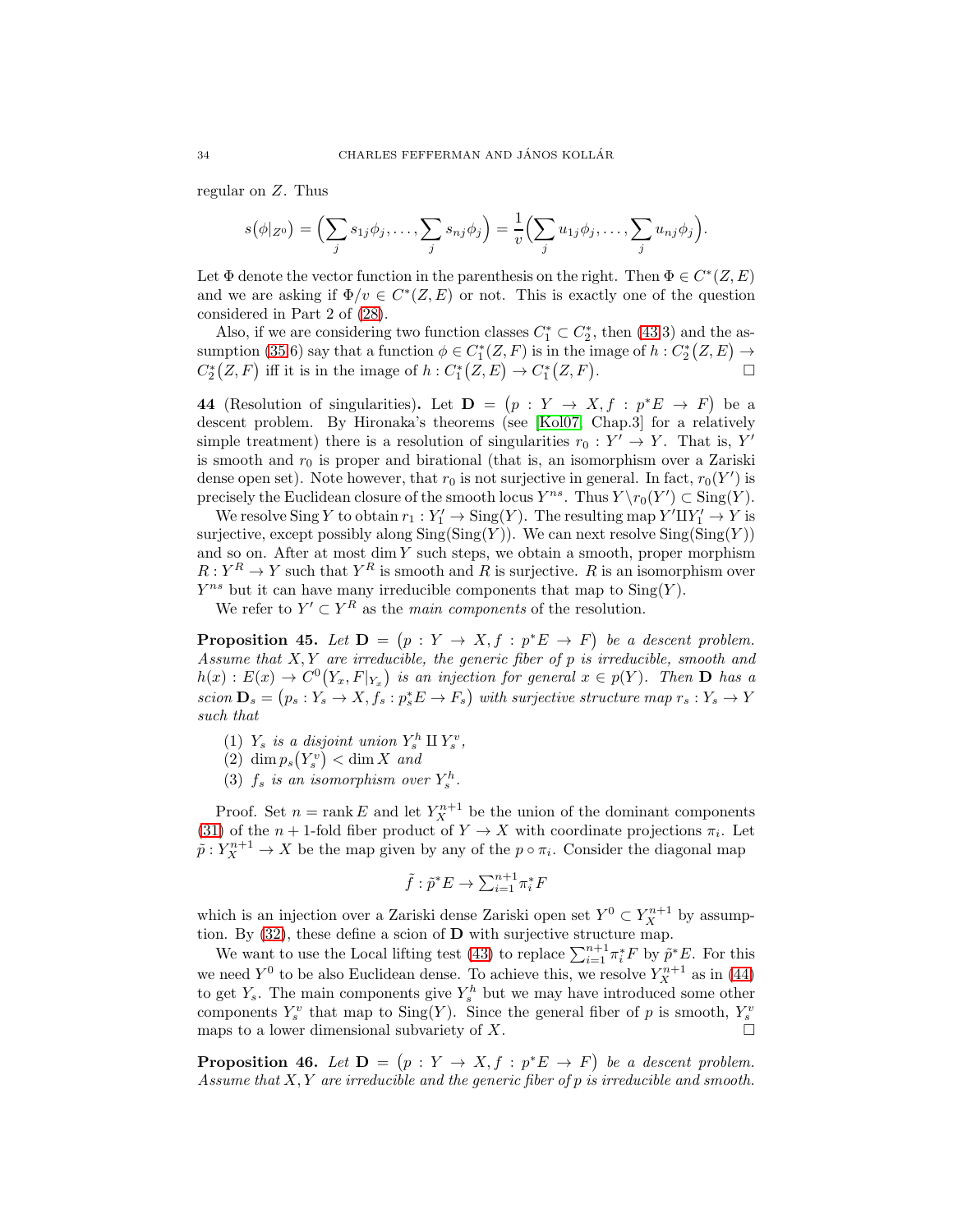regular on $Z$. Thus

$$s\big(\phi|_{Z^0}\big) = \Big(\sum_j s_{1j}\phi_j, \dots, \sum_j s_{nj}\phi_j\Big) = \frac{1}{v}\Big(\sum_j u_{1j}\phi_j, \dots, \sum_j u_{nj}\phi_j\Big).$$

Let $\Phi$ denote the vector function in the parenthesis on the right. Then $\Phi \in C^*(Z, E)$ and we are asking if $\Phi/v \in C^*(Z, E)$ or not. This is exactly one of the question considered in Part 2 of (28).

Also, if we are considering two function classes $C_1^* \subset C_2^*$, then (43.3) and the assumption (35.6) say that a function $\phi \in C_1^*(Z, F)$ is in the image of $h : C_2^*\big(Z, E\big) \to C_2^*\big(Z, F\big)$ iff it is in the image of $h : C_1^*\big(Z, E\big) \to C_1^*\big(Z, F\big)$. $\square$

**44** (Resolution of singularities)**.** Let $\mathbf{D} = \big(p : Y \to X, f : p^*E \to F\big)$ be a descent problem. By Hironaka's theorems (see [Kol07, Chap.3] for a relatively simple treatment) there is a resolution of singularities $r_0 : Y' \to Y$. That is, $Y'$ is smooth and $r_0$ is proper and birational (that is, an isomorphism over a Zariski dense open set). Note however, that $r_0$ is not surjective in general. In fact, $r_0(Y')$ is precisely the Euclidean closure of the smooth locus $Y^{ns}$. Thus $Y \setminus r_0(Y') \subset \operatorname{Sing}(Y)$.

We resolve $\operatorname{Sing} Y$ to obtain $r_1 : Y_1' \to \operatorname{Sing}(Y)$. The resulting map $Y' \amalg Y_1' \to Y$ is surjective, except possibly along $\operatorname{Sing}(\operatorname{Sing}(Y))$. We can next resolve $\operatorname{Sing}(\operatorname{Sing}(Y))$ and so on. After at most $\dim Y$ such steps, we obtain a smooth, proper morphism $R : Y^R \to Y$ such that $Y^R$ is smooth and $R$ is surjective. $R$ is an isomorphism over $Y^{ns}$ but it can have many irreducible components that map to $\operatorname{Sing}(Y)$.

We refer to $Y' \subset Y^R$ as the *main components* of the resolution.

**Proposition 45.** *Let $\mathbf{D} = \big(p : Y \to X, f : p^*E \to F\big)$ be a descent problem. Assume that $X, Y$ are irreducible, the generic fiber of $p$ is irreducible, smooth and $h(x) : E(x) \to C^0\big(Y_x, F|_{Y_x}\big)$ is an injection for general $x \in p(Y)$. Then $\mathbf{D}$ has a scion $\mathbf{D}_s = \big(p_s : Y_s \to X, f_s : p_s^*E \to F_s\big)$ with surjective structure map $r_s : Y_s \to Y$ such that*

1. *$Y_s$ is a disjoint union $Y_s^h \amalg Y_s^v$,*
2. *$\dim p_s\big(Y_s^v\big) < \dim X$ and*
3. *$f_s$ is an isomorphism over $Y_s^h$.*

Proof. Set $n = \operatorname{rank} E$ and let $Y_X^{n+1}$ be the union of the dominant components (31) of the $n+1$-fold fiber product of $Y \to X$ with coordinate projections $\pi_i$. Let $\tilde{p} : Y_X^{n+1} \to X$ be the map given by any of the $p \circ \pi_i$. Consider the diagonal map

$$\tilde{f} : \tilde{p}^*E \to \textstyle\sum_{i=1}^{n+1} \pi_i^* F$$

which is an injection over a Zariski dense Zariski open set $Y^0 \subset Y_X^{n+1}$ by assumption. By (32), these define a scion of $\mathbf{D}$ with surjective structure map.

We want to use the Local lifting test (43) to replace $\sum_{i=1}^{n+1} \pi_i^* F$ by $\tilde{p}^*E$. For this we need $Y^0$ to be also Euclidean dense. To achieve this, we resolve $Y_X^{n+1}$ as in (44) to get $Y_s$. The main components give $Y_s^h$ but we may have introduced some other components $Y_s^v$ that map to $\operatorname{Sing}(Y)$. Since the general fiber of $p$ is smooth, $Y_s^v$ maps to a lower dimensional subvariety of $X$. $\square$

**Proposition 46.** *Let $\mathbf{D} = \big(p : Y \to X, f : p^*E \to F\big)$ be a descent problem. Assume that $X, Y$ are irreducible and the generic fiber of $p$ is irreducible and smooth.*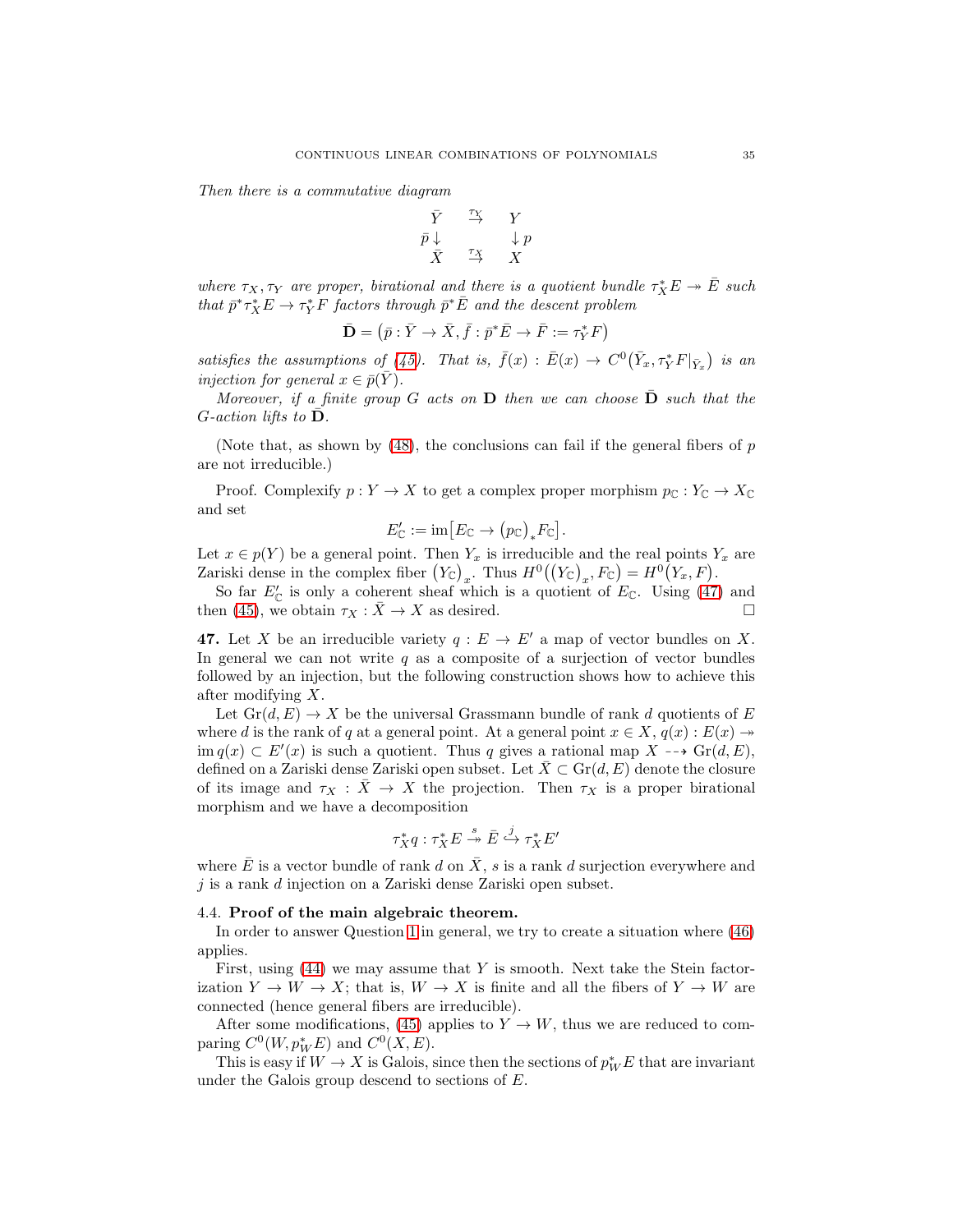*Then there is a commutative diagram*

$$\begin{array}{ccc} \bar Y & \stackrel{\tau_Y}{\to} & Y \\ \bar p \downarrow & & \downarrow p \\ \bar X & \stackrel{\tau_X}{\to} & X \end{array}$$

*where $\tau_X, \tau_Y$ are proper, birational and there is a quotient bundle $\tau_X^* E \twoheadrightarrow \bar E$ such that $\bar p^* \tau_X^* E \to \tau_Y^* F$ factors through $\bar p^* \bar E$ and the descent problem*

$$\bar{\mathbf{D}} = \bigl(\bar p : \bar Y \to \bar X, \bar f : \bar p^* \bar E \to \bar F := \tau_Y^* F\bigr)$$

*satisfies the assumptions of (45). That is, $\bar f(x) : \bar E(x) \to C^0\bigl(\bar Y_x, \tau_Y^* F|_{\bar Y_x}\bigr)$ is an injection for general $x \in \bar p(\bar Y)$.*

*Moreover, if a finite group $G$ acts on $\mathbf{D}$ then we can choose $\bar{\mathbf{D}}$ such that the $G$-action lifts to $\bar{\mathbf{D}}$.*

(Note that, as shown by (48), the conclusions can fail if the general fibers of $p$ are not irreducible.)

Proof. Complexify $p : Y \to X$ to get a complex proper morphism $p_{\mathbb C} : Y_{\mathbb C} \to X_{\mathbb C}$ and set

$$E'_{\mathbb C} := \operatorname{im}\bigl[E_{\mathbb C} \to \bigl(p_{\mathbb C}\bigr)_* F_{\mathbb C}\bigr].$$

Let $x \in p(Y)$ be a general point. Then $Y_x$ is irreducible and the real points $Y_x$ are Zariski dense in the complex fiber $\bigl(Y_{\mathbb C}\bigr)_x$. Thus $H^0\bigl(\bigl(Y_{\mathbb C}\bigr)_x, F_{\mathbb C}\bigr) = H^0\bigl(Y_x, F\bigr)$.

So far $E'_{\mathbb C}$ is only a coherent sheaf which is a quotient of $E_{\mathbb C}$. Using (47) and then (45), we obtain $\tau_X : \bar X \to X$ as desired. □

**47.** Let $X$ be an irreducible variety $q : E \to E'$ a map of vector bundles on $X$. In general we can not write $q$ as a composite of a surjection of vector bundles followed by an injection, but the following construction shows how to achieve this after modifying $X$.

Let $\operatorname{Gr}(d, E) \to X$ be the universal Grassmann bundle of rank $d$ quotients of $E$ where $d$ is the rank of $q$ at a general point. At a general point $x \in X$, $q(x) : E(x) \twoheadrightarrow \operatorname{im} q(x) \subset E'(x)$ is such a quotient. Thus $q$ gives a rational map $X \dashrightarrow \operatorname{Gr}(d, E)$, defined on a Zariski dense Zariski open subset. Let $\bar X \subset \operatorname{Gr}(d, E)$ denote the closure of its image and $\tau_X : \bar X \to X$ the projection. Then $\tau_X$ is a proper birational morphism and we have a decomposition

$$\tau_X^* q : \tau_X^* E \stackrel{s}{\twoheadrightarrow} \bar E \stackrel{j}{\hookrightarrow} \tau_X^* E'$$

where $\bar E$ is a vector bundle of rank $d$ on $\bar X$, $s$ is a rank $d$ surjection everywhere and $j$ is a rank $d$ injection on a Zariski dense Zariski open subset.

## 4.4. Proof of the main algebraic theorem.

In order to answer Question 1 in general, we try to create a situation where (46) applies.

First, using (44) we may assume that $Y$ is smooth. Next take the Stein factorization $Y \to W \to X$; that is, $W \to X$ is finite and all the fibers of $Y \to W$ are connected (hence general fibers are irreducible).

After some modifications, (45) applies to $Y \to W$, thus we are reduced to comparing $C^0(W, p_W^* E)$ and $C^0(X, E)$.

This is easy if $W \to X$ is Galois, since then the sections of $p_W^* E$ that are invariant under the Galois group descend to sections of $E$.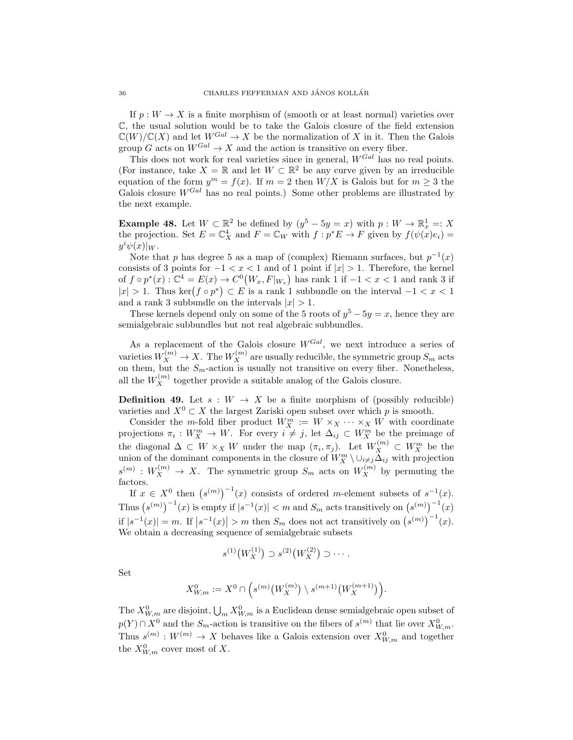If $p : W \to X$ is a finite morphism of (smooth or at least normal) varieties over $\mathbb{C}$, the usual solution would be to take the Galois closure of the field extension $\mathbb{C}(W)/\mathbb{C}(X)$ and let $W^{Gal} \to X$ be the normalization of $X$ in it. Then the Galois group $G$ acts on $W^{Gal} \to X$ and the action is transitive on every fiber.

This does not work for real varieties since in general, $W^{Gal}$ has no real points. (For instance, take $X = \mathbb{R}$ and let $W \subset \mathbb{R}^2$ be any curve given by an irreducible equation of the form $y^m = f(x)$. If $m = 2$ then $W/X$ is Galois but for $m \geq 3$ the Galois closure $W^{Gal}$ has no real points.) Some other problems are illustrated by the next example.

**Example 48.** Let $W \subset \mathbb{R}^2$ be defined by $(y^5 - 5y = x)$ with $p : W \to \mathbb{R}^1_x =: X$ the projection. Set $E = \mathbb{C}^4_X$ and $F = \mathbb{C}_W$ with $f : p^*E \to F$ given by $f(\psi(x)e_i) = y^i \psi(x)|_W$.

Note that $p$ has degree 5 as a map of (complex) Riemann surfaces, but $p^{-1}(x)$ consists of 3 points for $-1 < x < 1$ and of 1 point if $|x| > 1$. Therefore, the kernel of $f \circ p^*(x) : \mathbb{C}^4 = E(x) \to C^0\big(W_x, F|_{W_x}\big)$ has rank 1 if $-1 < x < 1$ and rank 3 if $|x| > 1$. Thus $\ker\big(f \circ p^*\big) \subset E$ is a rank 1 subbundle on the interval $-1 < x < 1$ and a rank 3 subbundle on the intervals $|x| > 1$.

These kernels depend only on some of the 5 roots of $y^5 - 5y = x$, hence they are semialgebraic subbundles but not real algebraic subbundles.

As a replacement of the Galois closure $W^{Gal}$, we next introduce a series of varieties $W^{(m)}_X \to X$. The $W^{(m)}_X$ are usually reducible, the symmetric group $S_m$ acts on them, but the $S_m$-action is usually not transitive on every fiber. Nonetheless, all the $W^{(m)}_X$ together provide a suitable analog of the Galois closure.

**Definition 49.** Let $s : W \to X$ be a finite morphism of (possibly reducible) varieties and $X^0 \subset X$ the largest Zariski open subset over which $p$ is smooth.

Consider the $m$-fold fiber product $W^m_X := W \times_X \cdots \times_X W$ with coordinate projections $\pi_i : W^m_X \to W$. For every $i \neq j$, let $\Delta_{ij} \subset W^m_X$ be the preimage of the diagonal $\Delta \subset W \times_X W$ under the map $(\pi_i, \pi_j)$. Let $W^{(m)}_X \subset W^m_X$ be the union of the dominant components in the closure of $W^m_X \setminus \cup_{i \neq j} \Delta_{ij}$ with projection $s^{(m)} : W^{(m)}_X \to X$. The symmetric group $S_m$ acts on $W^{(m)}_X$ by permuting the factors.

If $x \in X^0$ then $\big(s^{(m)}\big)^{-1}(x)$ consists of ordered $m$-element subsets of $s^{-1}(x)$. Thus $\big(s^{(m)}\big)^{-1}(x)$ is empty if $|s^{-1}(x)| < m$ and $S_m$ acts transitively on $\big(s^{(m)}\big)^{-1}(x)$ if $|s^{-1}(x)| = m$. If $\big|s^{-1}(x)\big| > m$ then $S_m$ does not act transitively on $\big(s^{(m)}\big)^{-1}(x)$. We obtain a decreasing sequence of semialgebraic subsets

$$s^{(1)}\big(W^{(1)}_X\big) \supset s^{(2)}\big(W^{(2)}_X\big) \supset \cdots .$$

Set

$$X^0_{W,m} := X^0 \cap \Big(s^{(m)}\big(W^{(m)}_X\big) \setminus s^{(m+1)}\big(W^{(m+1)}_X\big)\Big).$$

The $X^0_{W,m}$ are disjoint, $\bigcup_m X^0_{W,m}$ is a Euclidean dense semialgebraic open subset of $p(Y) \cap X^0$ and the $S_m$-action is transitive on the fibers of $s^{(m)}$ that lie over $X^0_{W,m}$. Thus $s^{(m)} : W^{(m)} \to X$ behaves like a Galois extension over $X^0_{W,m}$ and together the $X^0_{W,m}$ cover most of $X$.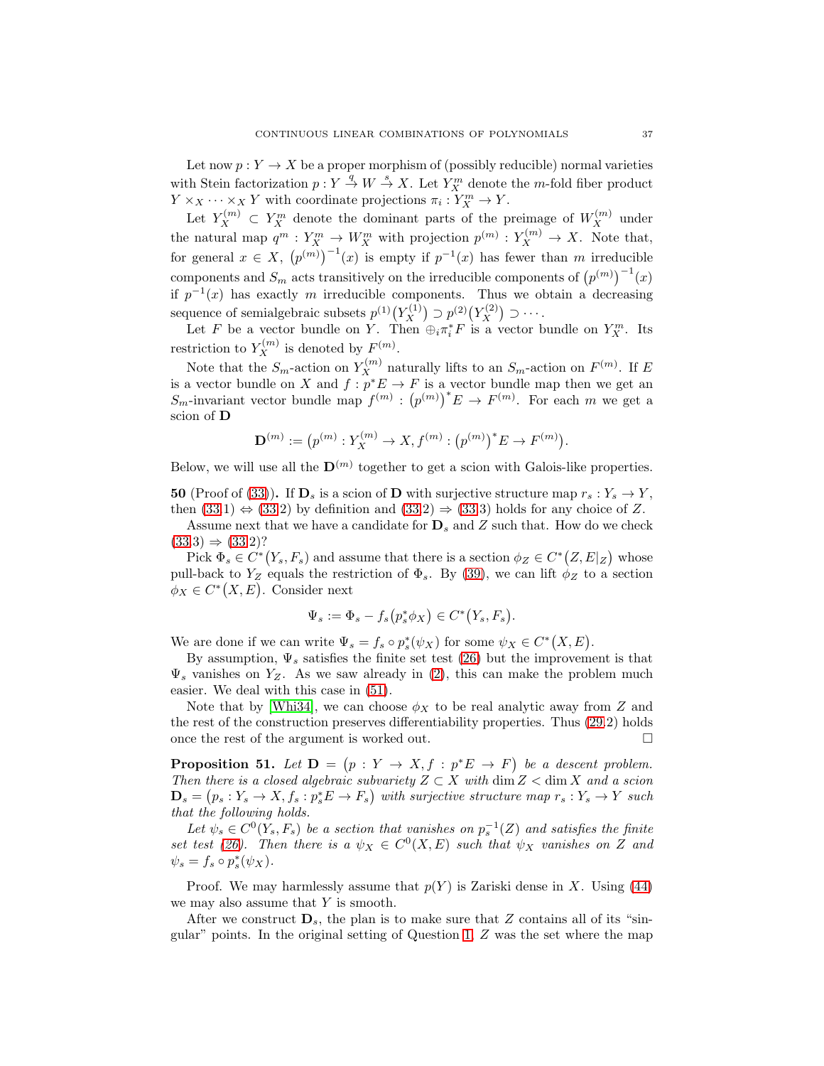Let now $p : Y \to X$ be a proper morphism of (possibly reducible) normal varieties with Stein factorization $p : Y \xrightarrow{q} W \xrightarrow{s} X$. Let $Y_X^m$ denote the $m$-fold fiber product $Y \times_X \cdots \times_X Y$ with coordinate projections $\pi_i : Y_X^m \to Y$.

Let $Y_X^{(m)} \subset Y_X^m$ denote the dominant parts of the preimage of $W_X^{(m)}$ under the natural map $q^m : Y_X^m \to W_X^m$ with projection $p^{(m)} : Y_X^{(m)} \to X$. Note that, for general $x \in X$, $\big(p^{(m)}\big)^{-1}(x)$ is empty if $p^{-1}(x)$ has fewer than $m$ irreducible components and $S_m$ acts transitively on the irreducible components of $\big(p^{(m)}\big)^{-1}(x)$ if $p^{-1}(x)$ has exactly $m$ irreducible components. Thus we obtain a decreasing sequence of semialgebraic subsets $p^{(1)}\big(Y_X^{(1)}\big) \supset p^{(2)}\big(Y_X^{(2)}\big) \supset \cdots$.

Let $F$ be a vector bundle on $Y$. Then $\oplus_i \pi_i^* F$ is a vector bundle on $Y_X^m$. Its restriction to $Y_X^{(m)}$ is denoted by $F^{(m)}$.

Note that the $S_m$-action on $Y_X^{(m)}$ naturally lifts to an $S_m$-action on $F^{(m)}$. If $E$ is a vector bundle on $X$ and $f : p^*E \to F$ is a vector bundle map then we get an $S_m$-invariant vector bundle map $f^{(m)} : \big(p^{(m)}\big)^* E \to F^{(m)}$. For each $m$ we get a scion of $\mathbf{D}$

$$\mathbf{D}^{(m)} := \big(p^{(m)} : Y_X^{(m)} \to X, f^{(m)} : \big(p^{(m)}\big)^* E \to F^{(m)}\big).$$

Below, we will use all the $\mathbf{D}^{(m)}$ together to get a scion with Galois-like properties.

**50** (Proof of (33)). If $\mathbf{D}_s$ is a scion of $\mathbf{D}$ with surjective structure map $r_s : Y_s \to Y$, then (33.1) $\Leftrightarrow$ (33.2) by definition and (33.2) $\Rightarrow$ (33.3) holds for any choice of $Z$.

Assume next that we have a candidate for $\mathbf{D}_s$ and $Z$ such that. How do we check (33.3) $\Rightarrow$ (33.2)?

Pick $\Phi_s \in C^*\big(Y_s, F_s\big)$ and assume that there is a section $\phi_Z \in C^*\big(Z, E|_Z\big)$ whose pull-back to $Y_Z$ equals the restriction of $\Phi_s$. By (39), we can lift $\phi_Z$ to a section $\phi_X \in C^*\big(X, E\big)$. Consider next

$$\Psi_s := \Phi_s - f_s\big(p_s^* \phi_X\big) \in C^*\big(Y_s, F_s\big).$$

We are done if we can write $\Psi_s = f_s \circ p_s^*(\psi_X)$ for some $\psi_X \in C^*\big(X, E\big)$.

By assumption, $\Psi_s$ satisfies the finite set test (26) but the improvement is that $\Psi_s$ vanishes on $Y_Z$. As we saw already in (2), this can make the problem much easier. We deal with this case in (51).

Note that by [Whi34], we can choose $\phi_X$ to be real analytic away from $Z$ and the rest of the construction preserves differentiability properties. Thus (29.2) holds once the rest of the argument is worked out. $\square$

**Proposition 51.** *Let $\mathbf{D} = \big(p : Y \to X, f : p^*E \to F\big)$ be a descent problem. Then there is a closed algebraic subvariety $Z \subset X$ with $\dim Z < \dim X$ and a scion $\mathbf{D}_s = \big(p_s : Y_s \to X, f_s : p_s^* E \to F_s\big)$ with surjective structure map $r_s : Y_s \to Y$ such that the following holds.*

*Let $\psi_s \in C^0(Y_s, F_s)$ be a section that vanishes on $p_s^{-1}(Z)$ and satisfies the finite set test (26). Then there is a $\psi_X \in C^0(X, E)$ such that $\psi_X$ vanishes on $Z$ and $\psi_s = f_s \circ p_s^*(\psi_X)$.*

Proof. We may harmlessly assume that $p(Y)$ is Zariski dense in $X$. Using (44) we may also assume that $Y$ is smooth.

After we construct $\mathbf{D}_s$, the plan is to make sure that $Z$ contains all of its "singular" points. In the original setting of Question 1, $Z$ was the set where the map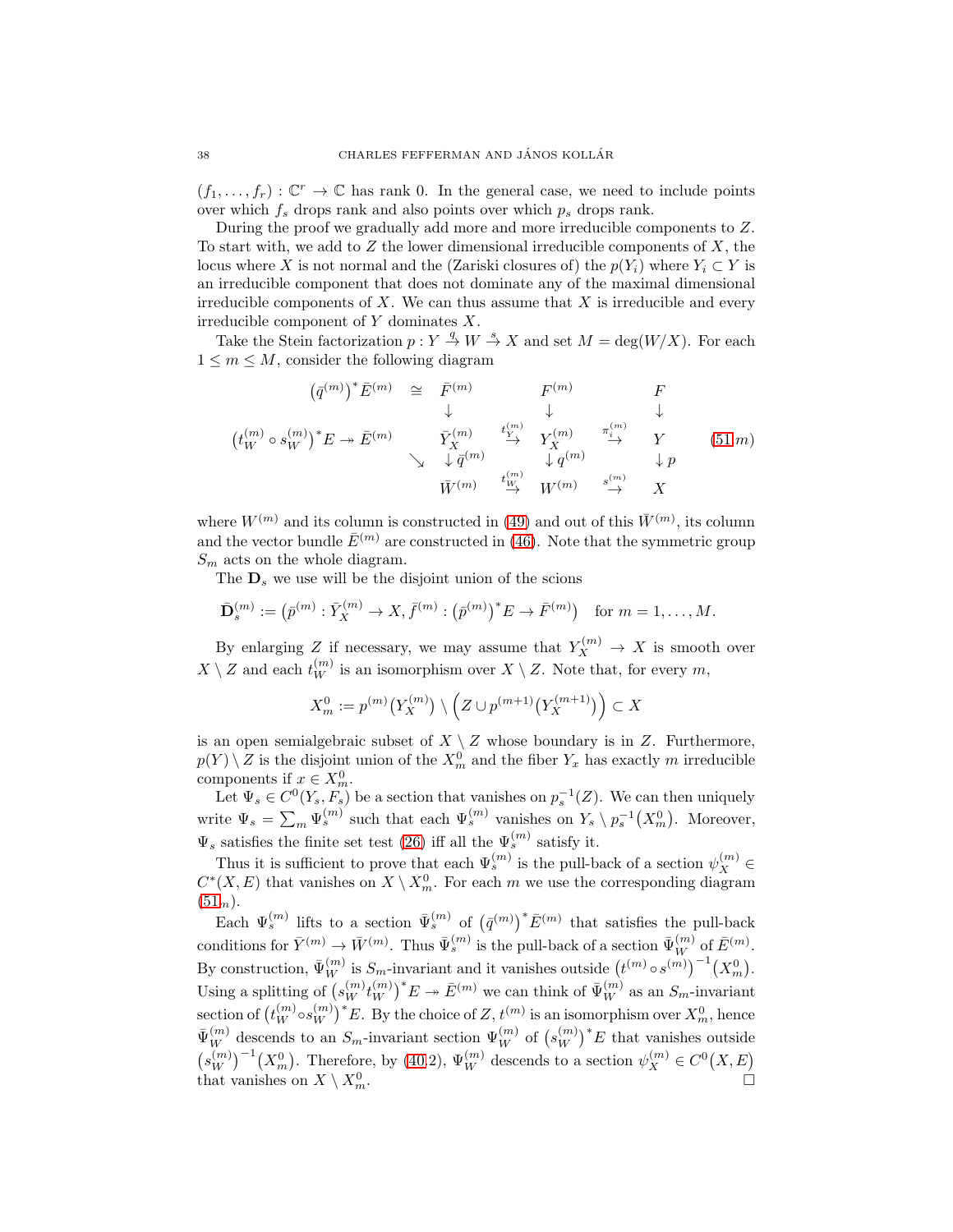$(f_1,\dots,f_r):\mathbb{C}^r\to\mathbb{C}$ has rank 0. In the general case, we need to include points over which $f_s$ drops rank and also points over which $p_s$ drops rank.

During the proof we gradually add more and more irreducible components to $Z$. To start with, we add to $Z$ the lower dimensional irreducible components of $X$, the locus where $X$ is not normal and the (Zariski closures of) the $p(Y_i)$ where $Y_i\subset Y$ is an irreducible component that does not dominate any of the maximal dimensional irreducible components of $X$. We can thus assume that $X$ is irreducible and every irreducible component of $Y$ dominates $X$.

Take the Stein factorization $p:Y\stackrel{q}{\to}W\stackrel{s}{\to}X$ and set $M=\deg(W/X)$. For each $1\le m\le M$, consider the following diagram

$$
\begin{array}{ccccccc}
\left(\bar q^{(m)}\right)^*\bar E^{(m)} & \cong & \bar F^{(m)} & & F^{(m)} & & F\\
 & & \downarrow & & \downarrow & & \downarrow\\
\left(t_W^{(m)}\circ s_W^{(m)}\right)^*E\twoheadrightarrow \bar E^{(m)} & & \bar Y_X^{(m)} & \stackrel{t_Y^{(m)}}{\to} & Y_X^{(m)} & \stackrel{\pi_i^{(m)}}{\to} & Y\\
 & \searrow & \downarrow \bar q^{(m)} & & \downarrow q^{(m)} & & \downarrow p\\
 & & \bar W^{(m)} & \stackrel{t_W^{(m)}}{\to} & W^{(m)} & \stackrel{s^{(m)}}{\to} & X
\end{array}
\qquad (51.m)
$$

where $W^{(m)}$ and its column is constructed in (49) and out of this $\bar W^{(m)}$, its column and the vector bundle $\bar E^{(m)}$ are constructed in (46). Note that the symmetric group $S_m$ acts on the whole diagram.

The $\mathbf{D}_s$ we use will be the disjoint union of the scions

$$
\bar{\mathbf{D}}_s^{(m)}:=\left(\bar p^{(m)}:\bar Y_X^{(m)}\to X,\bar f^{(m)}:\left(\bar p^{(m)}\right)^*E\to\bar F^{(m)}\right)\quad\text{for } m=1,\dots,M.
$$

By enlarging $Z$ if necessary, we may assume that $Y_X^{(m)}\to X$ is smooth over $X\setminus Z$ and each $t_W^{(m)}$ is an isomorphism over $X\setminus Z$. Note that, for every $m$,

$$
X_m^0:=p^{(m)}\big(Y_X^{(m)}\big)\setminus\Big(Z\cup p^{(m+1)}\big(Y_X^{(m+1)}\big)\Big)\subset X
$$

is an open semialgebraic subset of $X\setminus Z$ whose boundary is in $Z$. Furthermore, $p(Y)\setminus Z$ is the disjoint union of the $X_m^0$ and the fiber $Y_x$ has exactly $m$ irreducible components if $x\in X_m^0$.

Let $\Psi_s\in C^0(Y_s,F_s)$ be a section that vanishes on $p_s^{-1}(Z)$. We can then uniquely write $\Psi_s=\sum_m\Psi_s^{(m)}$ such that each $\Psi_s^{(m)}$ vanishes on $Y_s\setminus p_s^{-1}\big(X_m^0\big)$. Moreover, $\Psi_s$ satisfies the finite set test (26) iff all the $\Psi_s^{(m)}$ satisfy it.

Thus it is sufficient to prove that each $\Psi_s^{(m)}$ is the pull-back of a section $\psi_X^{(m)}\in C^*(X,E)$ that vanishes on $X\setminus X_m^0$. For each $m$ we use the corresponding diagram ($51_m$).

Each $\Psi_s^{(m)}$ lifts to a section $\bar\Psi_s^{(m)}$ of $\left(\bar q^{(m)}\right)^*\bar E^{(m)}$ that satisfies the pull-back conditions for $\bar Y^{(m)}\to\bar W^{(m)}$. Thus $\bar\Psi_s^{(m)}$ is the pull-back of a section $\bar\Psi_W^{(m)}$ of $\bar E^{(m)}$. By construction, $\bar\Psi_W^{(m)}$ is $S_m$-invariant and it vanishes outside $\left(t^{(m)}\circ s^{(m)}\right)^{-1}\big(X_m^0\big)$. Using a splitting of $\left(s_W^{(m)}t_W^{(m)}\right)^*E\twoheadrightarrow\bar E^{(m)}$ we can think of $\bar\Psi_W^{(m)}$ as an $S_m$-invariant section of $\left(t_W^{(m)}\circ s_W^{(m)}\right)^*E$. By the choice of $Z$, $t^{(m)}$ is an isomorphism over $X_m^0$, hence $\bar\Psi_W^{(m)}$ descends to an $S_m$-invariant section $\Psi_W^{(m)}$ of $\left(s_W^{(m)}\right)^*E$ that vanishes outside $\left(s_W^{(m)}\right)^{-1}\big(X_m^0\big)$. Therefore, by (40.2), $\Psi_W^{(m)}$ descends to a section $\psi_X^{(m)}\in C^0\big(X,E\big)$ that vanishes on $X\setminus X_m^0$. $\square$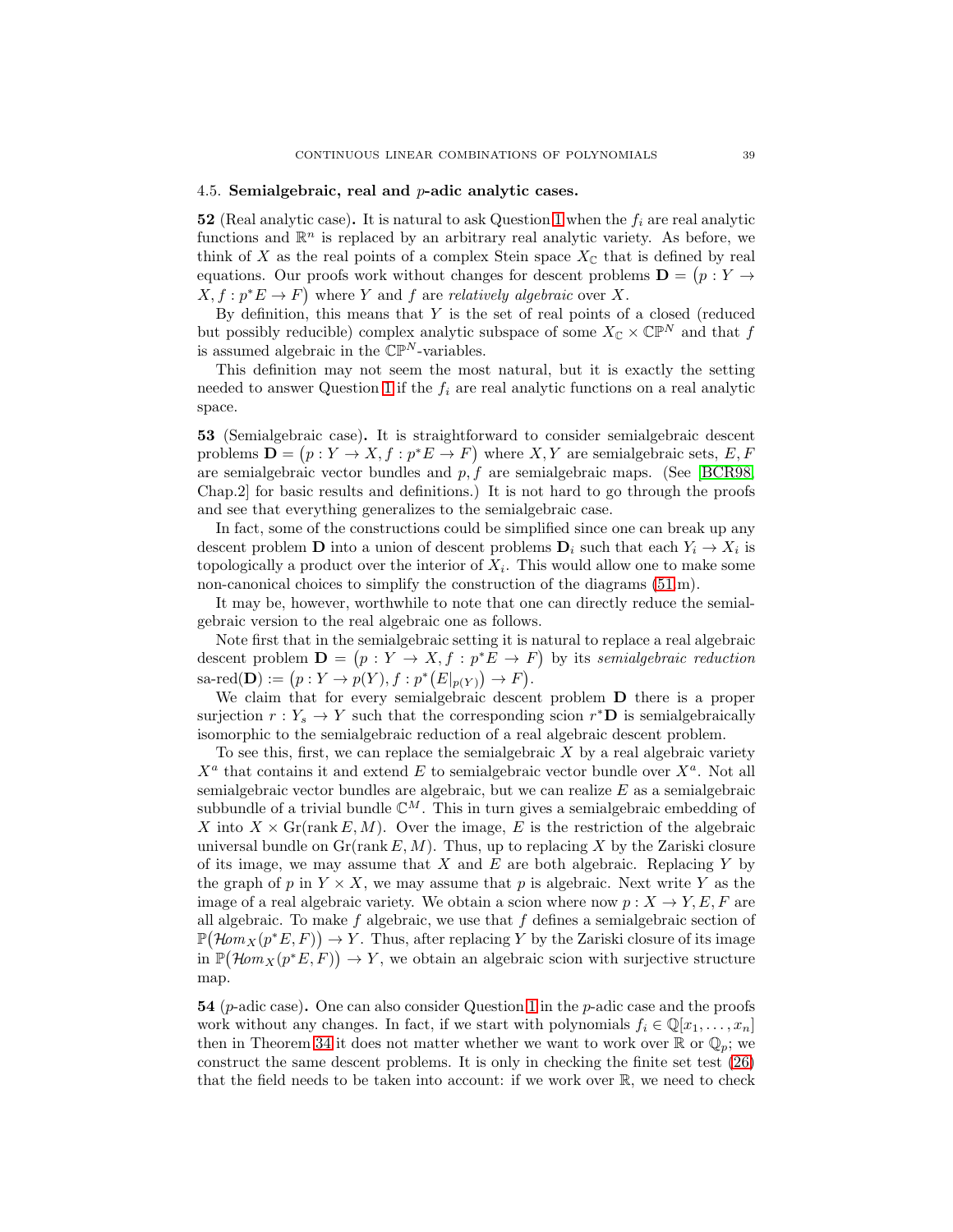### 4.5. **Semialgebraic, real and $p$-adic analytic cases.**

**52** (Real analytic case)**.** It is natural to ask Question 1 when the $f_i$ are real analytic functions and $\mathbb{R}^n$ is replaced by an arbitrary real analytic variety. As before, we think of $X$ as the real points of a complex Stein space $X_{\mathbb{C}}$ that is defined by real equations. Our proofs work without changes for descent problems $\mathbf{D} = \big(p : Y \to X, f : p^*E \to F\big)$ where $Y$ and $f$ are *relatively algebraic* over $X$.

By definition, this means that $Y$ is the set of real points of a closed (reduced but possibly reducible) complex analytic subspace of some $X_{\mathbb{C}} \times \mathbb{CP}^N$ and that $f$ is assumed algebraic in the $\mathbb{CP}^N$-variables.

This definition may not seem the most natural, but it is exactly the setting needed to answer Question 1 if the $f_i$ are real analytic functions on a real analytic space.

**53** (Semialgebraic case)**.** It is straightforward to consider semialgebraic descent problems $\mathbf{D} = \big(p : Y \to X, f : p^*E \to F\big)$ where $X, Y$ are semialgebraic sets, $E, F$ are semialgebraic vector bundles and $p, f$ are semialgebraic maps. (See [BCR98, Chap.2] for basic results and definitions.) It is not hard to go through the proofs and see that everything generalizes to the semialgebraic case.

In fact, some of the constructions could be simplified since one can break up any descent problem $\mathbf{D}$ into a union of descent problems $\mathbf{D}_i$ such that each $Y_i \to X_i$ is topologically a product over the interior of $X_i$. This would allow one to make some non-canonical choices to simplify the construction of the diagrams (51.m).

It may be, however, worthwhile to note that one can directly reduce the semialgebraic version to the real algebraic one as follows.

Note first that in the semialgebraic setting it is natural to replace a real algebraic descent problem $\mathbf{D} = \big(p : Y \to X, f : p^*E \to F\big)$ by its *semialgebraic reduction* $\text{sa-red}(\mathbf{D}) := \big(p : Y \to p(Y), f : p^*\big(E|_{p(Y)}\big) \to F\big)$.

We claim that for every semialgebraic descent problem $\mathbf{D}$ there is a proper surjection $r : Y_s \to Y$ such that the corresponding scion $r^*\mathbf{D}$ is semialgebraically isomorphic to the semialgebraic reduction of a real algebraic descent problem.

To see this, first, we can replace the semialgebraic $X$ by a real algebraic variety $X^a$ that contains it and extend $E$ to semialgebraic vector bundle over $X^a$. Not all semialgebraic vector bundles are algebraic, but we can realize $E$ as a semialgebraic subbundle of a trivial bundle $\mathbb{C}^M$. This in turn gives a semialgebraic embedding of $X$ into $X \times \text{Gr}(\operatorname{rank} E, M)$. Over the image, $E$ is the restriction of the algebraic universal bundle on $\text{Gr}(\operatorname{rank} E, M)$. Thus, up to replacing $X$ by the Zariski closure of its image, we may assume that $X$ and $E$ are both algebraic. Replacing $Y$ by the graph of $p$ in $Y \times X$, we may assume that $p$ is algebraic. Next write $Y$ as the image of a real algebraic variety. We obtain a scion where now $p : X \to Y, E, F$ are all algebraic. To make $f$ algebraic, we use that $f$ defines a semialgebraic section of $\mathbb{P}\big(\mathcal{H}om_X(p^*E, F)\big) \to Y$. Thus, after replacing $Y$ by the Zariski closure of its image in $\mathbb{P}\big(\mathcal{H}om_X(p^*E, F)\big) \to Y$, we obtain an algebraic scion with surjective structure map.

**54** ($p$-adic case)**.** One can also consider Question 1 in the $p$-adic case and the proofs work without any changes. In fact, if we start with polynomials $f_i \in \mathbb{Q}[x_1, \dots, x_n]$ then in Theorem 34 it does not matter whether we want to work over $\mathbb{R}$ or $\mathbb{Q}_p$; we construct the same descent problems. It is only in checking the finite set test (26) that the field needs to be taken into account: if we work over $\mathbb{R}$, we need to check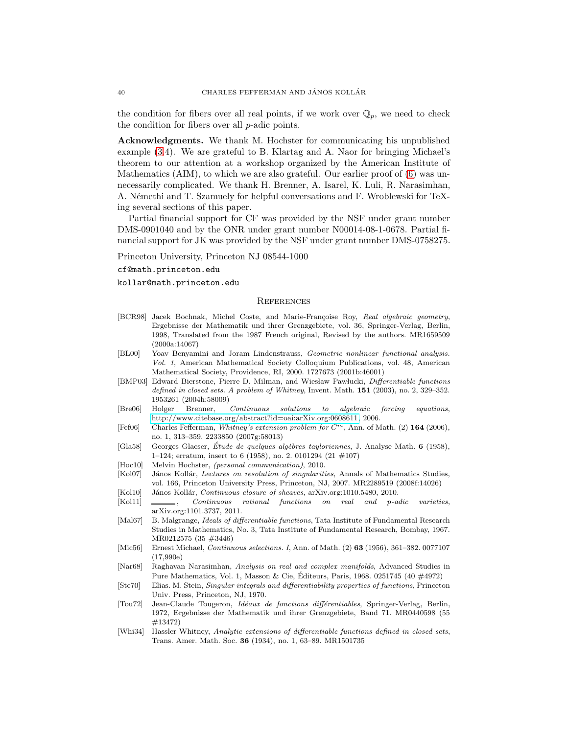the condition for fibers over all real points, if we work over $\mathbb{Q}_p$, we need to check the condition for fibers over all $p$-adic points.

**Acknowledgments.** We thank M. Hochster for communicating his unpublished example (3.4). We are grateful to B. Klartag and A. Naor for bringing Michael's theorem to our attention at a workshop organized by the American Institute of Mathematics (AIM), to which we are also grateful. Our earlier proof of (6) was unnecessarily complicated. We thank H. Brenner, A. Isarel, K. Luli, R. Narasimhan, A. Némethi and T. Szamuely for helpful conversations and F. Wroblewski for TeXing several sections of this paper.

Partial financial support for CF was provided by the NSF under grant number DMS-0901040 and by the ONR under grant number N00014-08-1-0678. Partial financial support for JK was provided by the NSF under grant number DMS-0758275.

Princeton University, Princeton NJ 08544-1000

cf@math.princeton.edu

kollar@math.princeton.edu

## References

[BCR98] Jacek Bochnak, Michel Coste, and Marie-Françoise Roy, *Real algebraic geometry*, Ergebnisse der Mathematik und ihrer Grenzgebiete, vol. 36, Springer-Verlag, Berlin, 1998, Translated from the 1987 French original, Revised by the authors. MR1659509 (2000a:14067)

[BL00] Yoav Benyamini and Joram Lindenstrauss, *Geometric nonlinear functional analysis. Vol. 1*, American Mathematical Society Colloquium Publications, vol. 48, American Mathematical Society, Providence, RI, 2000. 1727673 (2001b:46001)

[BMP03] Edward Bierstone, Pierre D. Milman, and Wiesław Pawłucki, *Differentiable functions defined in closed sets. A problem of Whitney*, Invent. Math. **151** (2003), no. 2, 329–352. 1953261 (2004h:58009)

[Bre06] Holger Brenner, *Continuous solutions to algebraic forcing equations*, http://www.citebase.org/abstract?id=oai:arXiv.org:0608611, 2006.

[Fef06] Charles Fefferman, *Whitney's extension problem for $C^m$*, Ann. of Math. (2) **164** (2006), no. 1, 313–359. 2233850 (2007g:58013)

[Gla58] Georges Glaeser, *Étude de quelques algèbres tayloriennes*, J. Analyse Math. **6** (1958), 1–124; erratum, insert to 6 (1958), no. 2. 0101294 (21 #107)

[Hoc10] Melvin Hochster, *(personal communication)*, 2010.

[Kol07] János Kollár, *Lectures on resolution of singularities*, Annals of Mathematics Studies, vol. 166, Princeton University Press, Princeton, NJ, 2007. MR2289519 (2008f:14026)

[Kol10] János Kollár, *Continuous closure of sheaves*, arXiv.org:1010.5480, 2010.

[Kol11] ———, *Continuous rational functions on real and p-adic varieties*, arXiv.org:1101.3737, 2011.

[Mal67] B. Malgrange, *Ideals of differentiable functions*, Tata Institute of Fundamental Research Studies in Mathematics, No. 3, Tata Institute of Fundamental Research, Bombay, 1967. MR0212575 (35 #3446)

[Mic56] Ernest Michael, *Continuous selections. I*, Ann. of Math. (2) **63** (1956), 361–382. 0077107 (17,990e)

[Nar68] Raghavan Narasimhan, *Analysis on real and complex manifolds*, Advanced Studies in Pure Mathematics, Vol. 1, Masson & Cie, Éditeurs, Paris, 1968. 0251745 (40 #4972)

[Ste70] Elias. M. Stein, *Singular integrals and differentiability properties of functions*, Princeton Univ. Press, Princeton, NJ, 1970.

[Tou72] Jean-Claude Tougeron, *Idéaux de fonctions différentiables*, Springer-Verlag, Berlin, 1972, Ergebnisse der Mathematik und ihrer Grenzgebiete, Band 71. MR0440598 (55 #13472)

[Whi34] Hassler Whitney, *Analytic extensions of differentiable functions defined in closed sets*, Trans. Amer. Math. Soc. **36** (1934), no. 1, 63–89. MR1501735